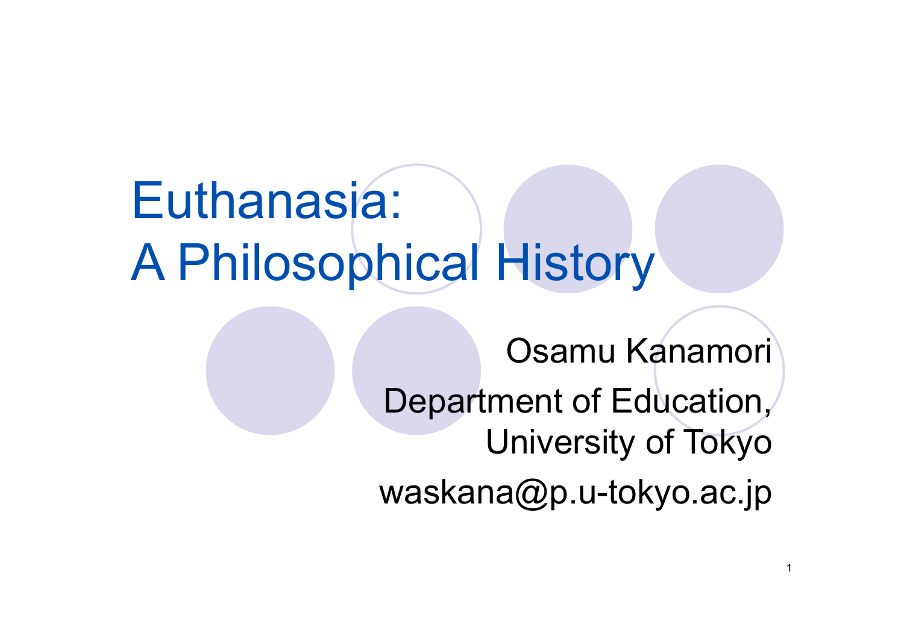# Euthanasia:
# A Philosophical History

Osamu Kanamori

Department of Education,
University of Tokyo

waskana@p.u-tokyo.ac.jp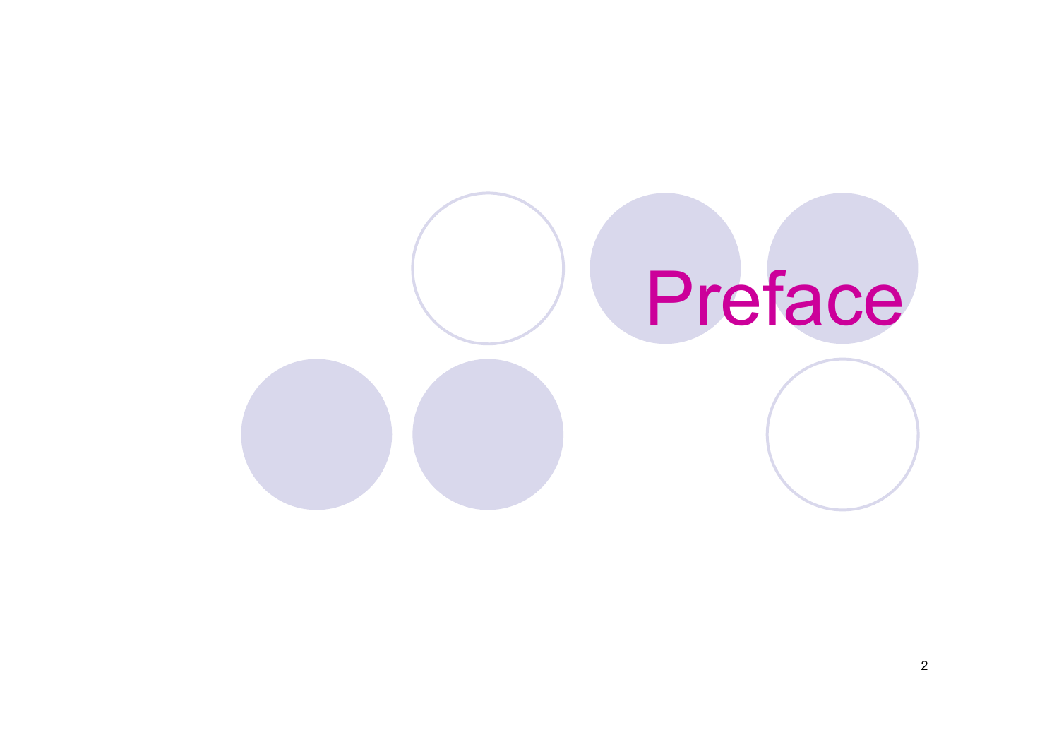# Preface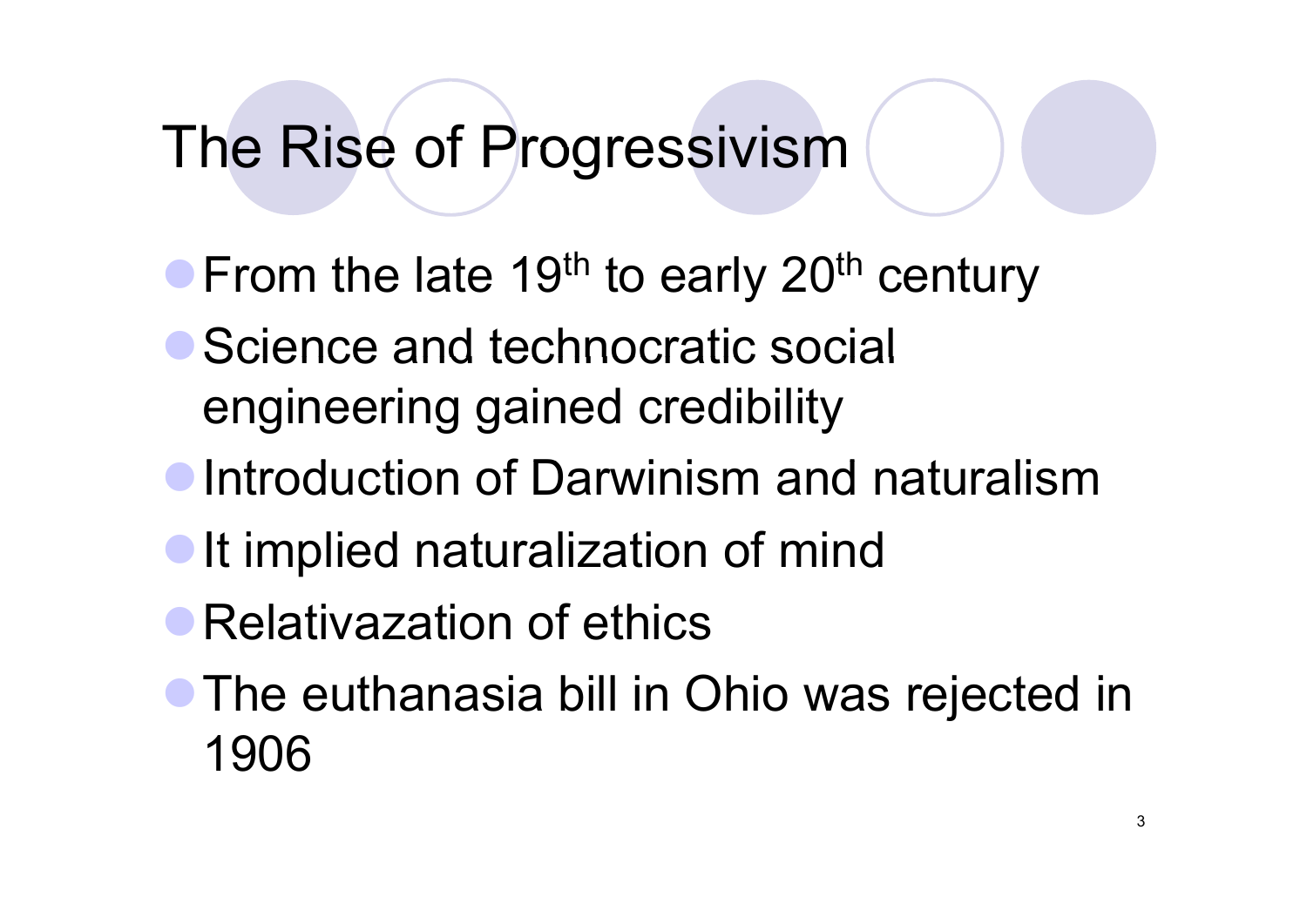# The Rise of Progressivism

- From the late 19th to early 20th century
- Science and technocratic social engineering gained credibility
- Introduction of Darwinism and naturalism
- It implied naturalization of mind
- Relativazation of ethics
- The euthanasia bill in Ohio was rejected in 1906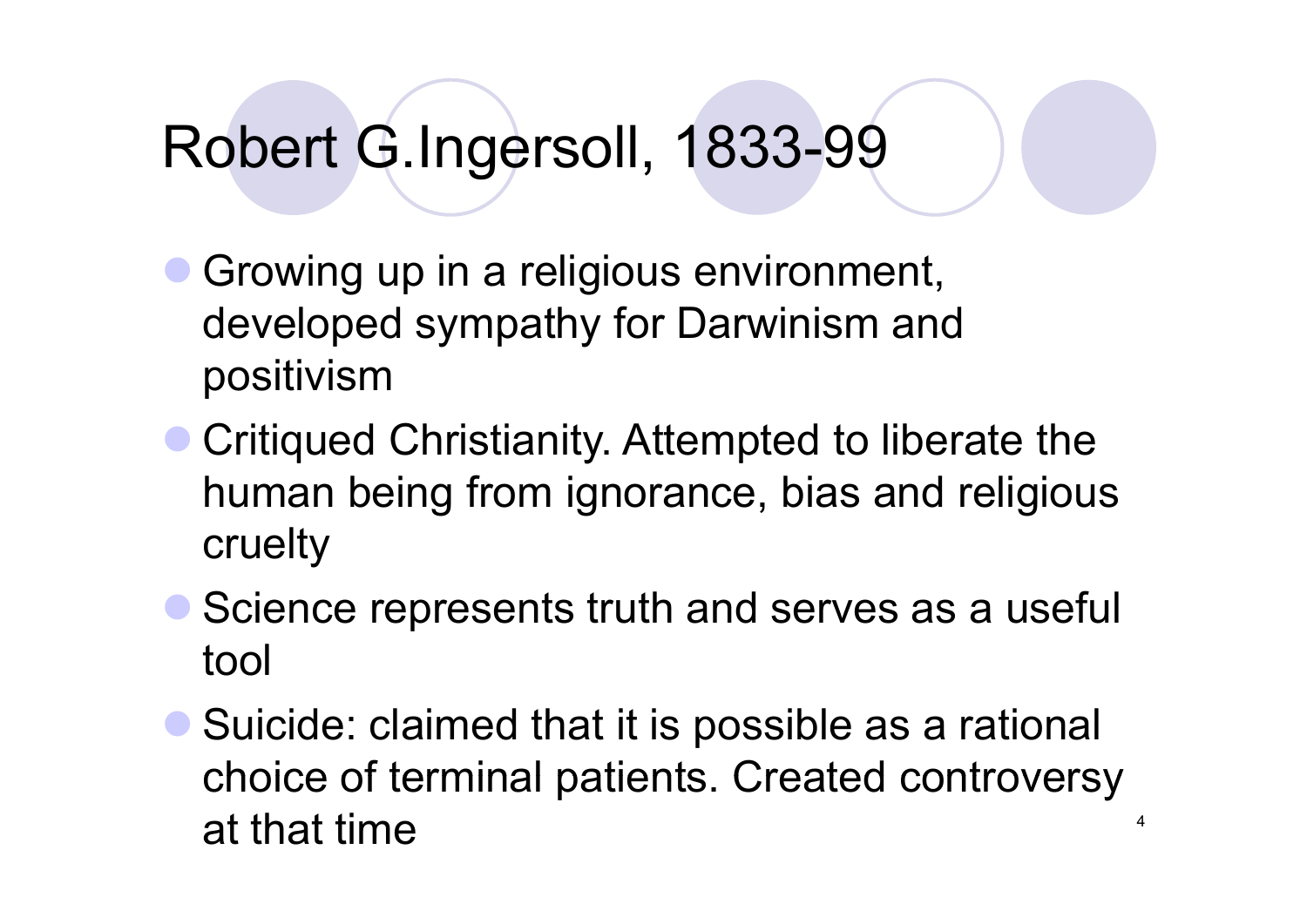# Robert G.Ingersoll, 1833-99

- Growing up in a religious environment, developed sympathy for Darwinism and positivism
- Critiqued Christianity. Attempted to liberate the human being from ignorance, bias and religious cruelty
- Science represents truth and serves as a useful tool
- Suicide: claimed that it is possible as a rational choice of terminal patients. Created controversy at that time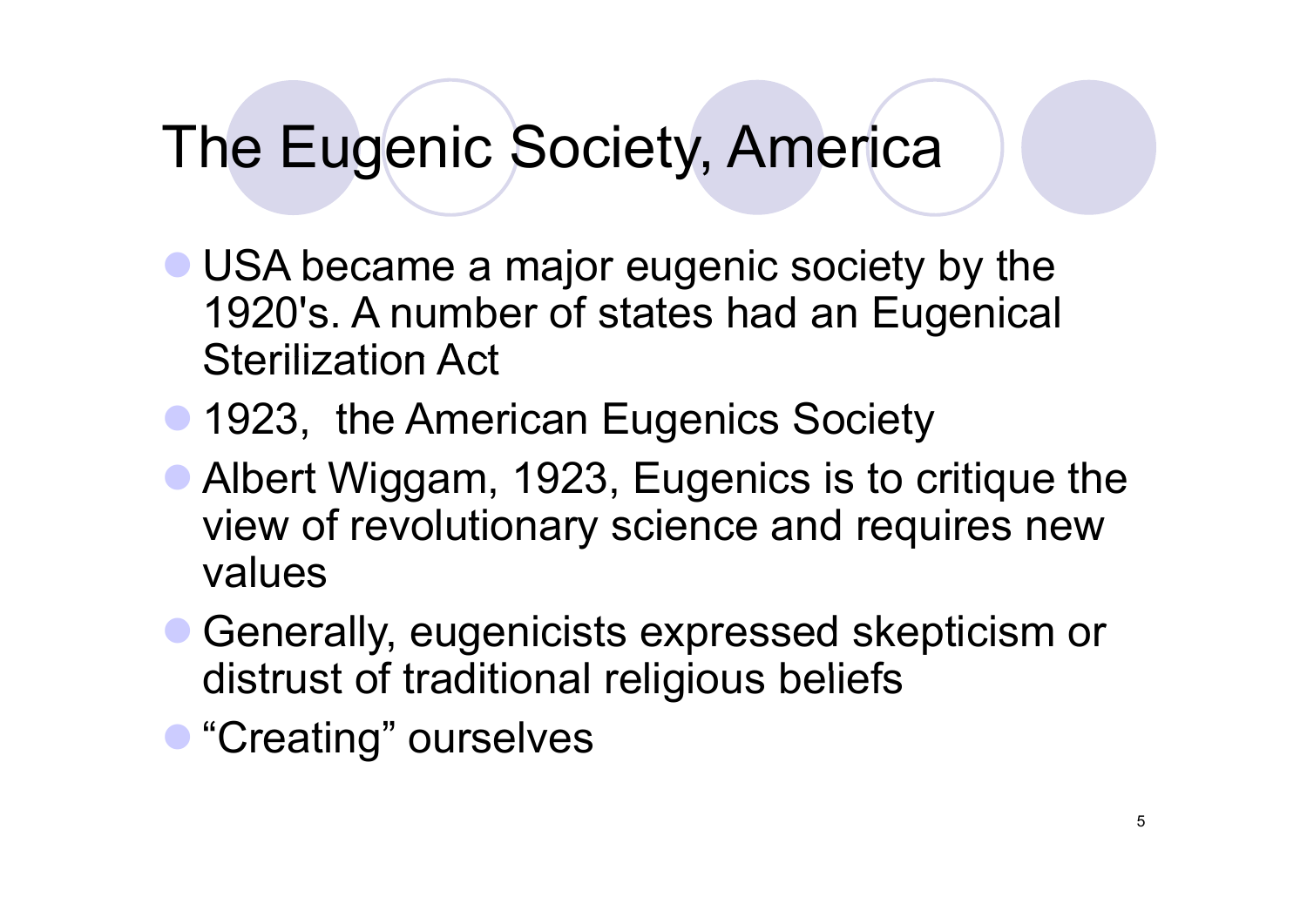# The Eugenic Society, America

- USA became a major eugenic society by the 1920's. A number of states had an Eugenical Sterilization Act
- 1923, the American Eugenics Society
- Albert Wiggam, 1923, Eugenics is to critique the view of revolutionary science and requires new values
- Generally, eugenicists expressed skepticism or distrust of traditional religious beliefs
- “Creating” ourselves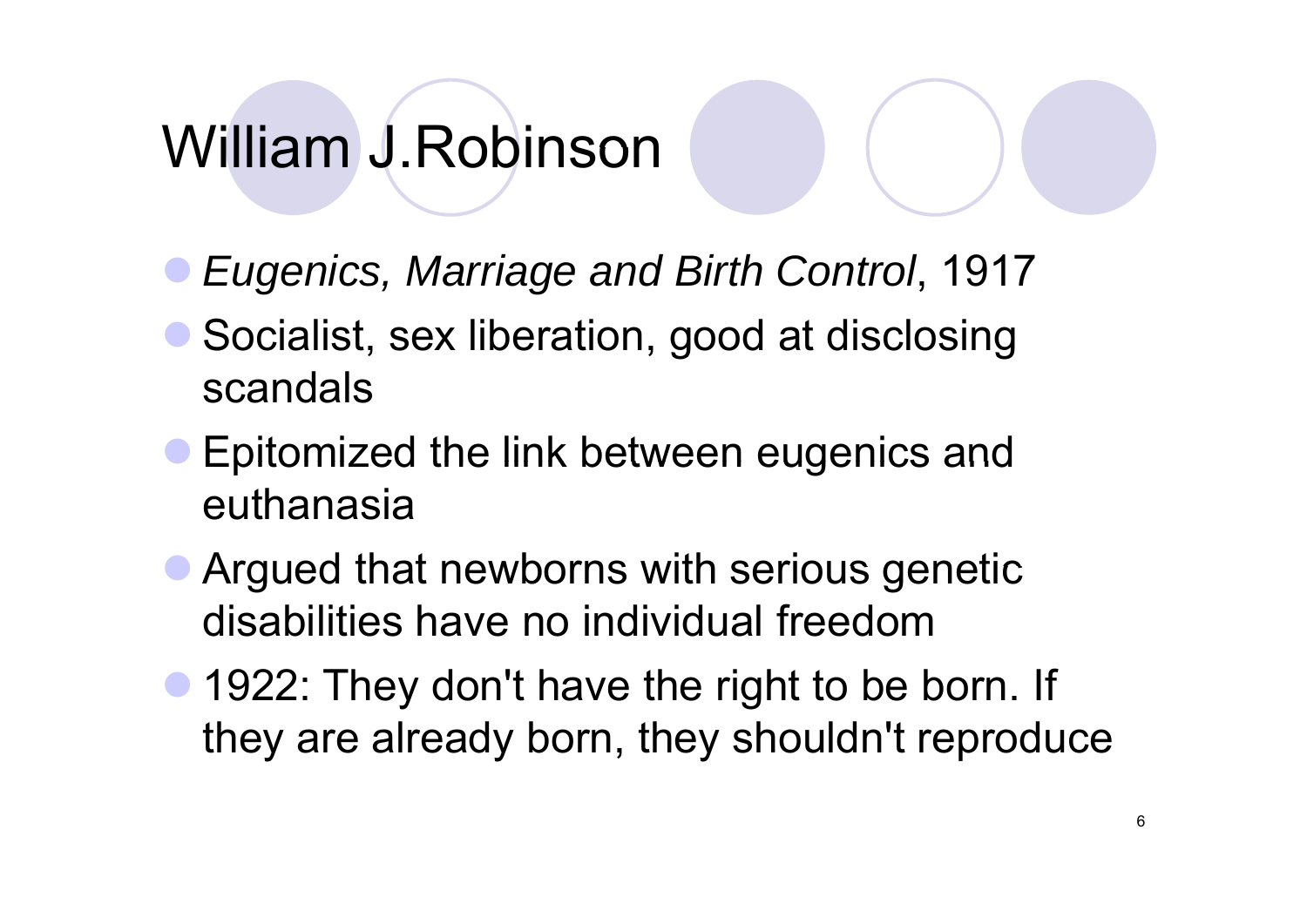# William J.Robinson

- *Eugenics, Marriage and Birth Control*, 1917
- Socialist, sex liberation, good at disclosing scandals
- Epitomized the link between eugenics and euthanasia
- Argued that newborns with serious genetic disabilities have no individual freedom
- 1922: They don't have the right to be born. If they are already born, they shouldn't reproduce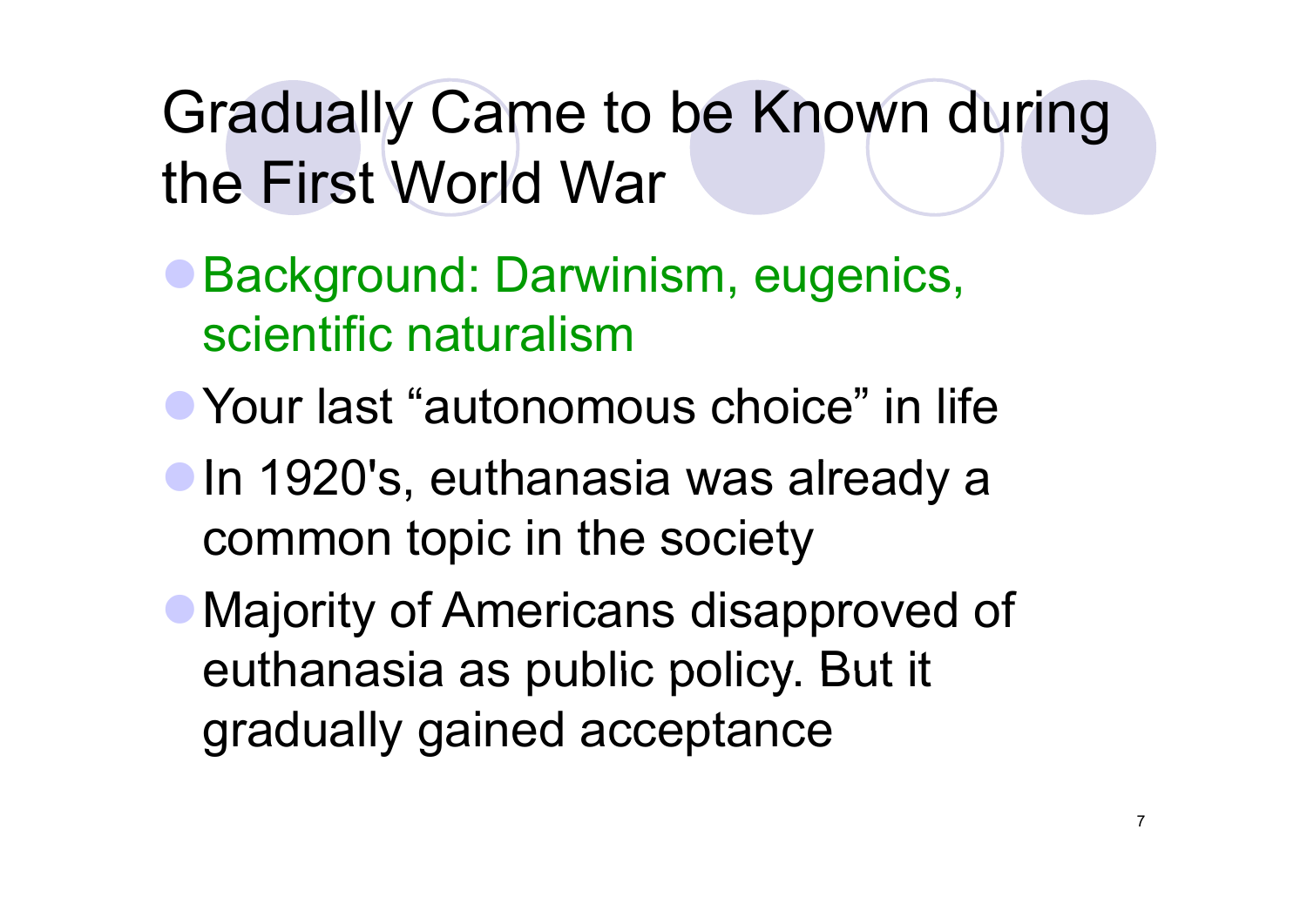# Gradually Came to be Known during the First World War

- Background: Darwinism, eugenics, scientific naturalism
- Your last "autonomous choice" in life
- In 1920's, euthanasia was already a common topic in the society
- Majority of Americans disapproved of euthanasia as public policy. But it gradually gained acceptance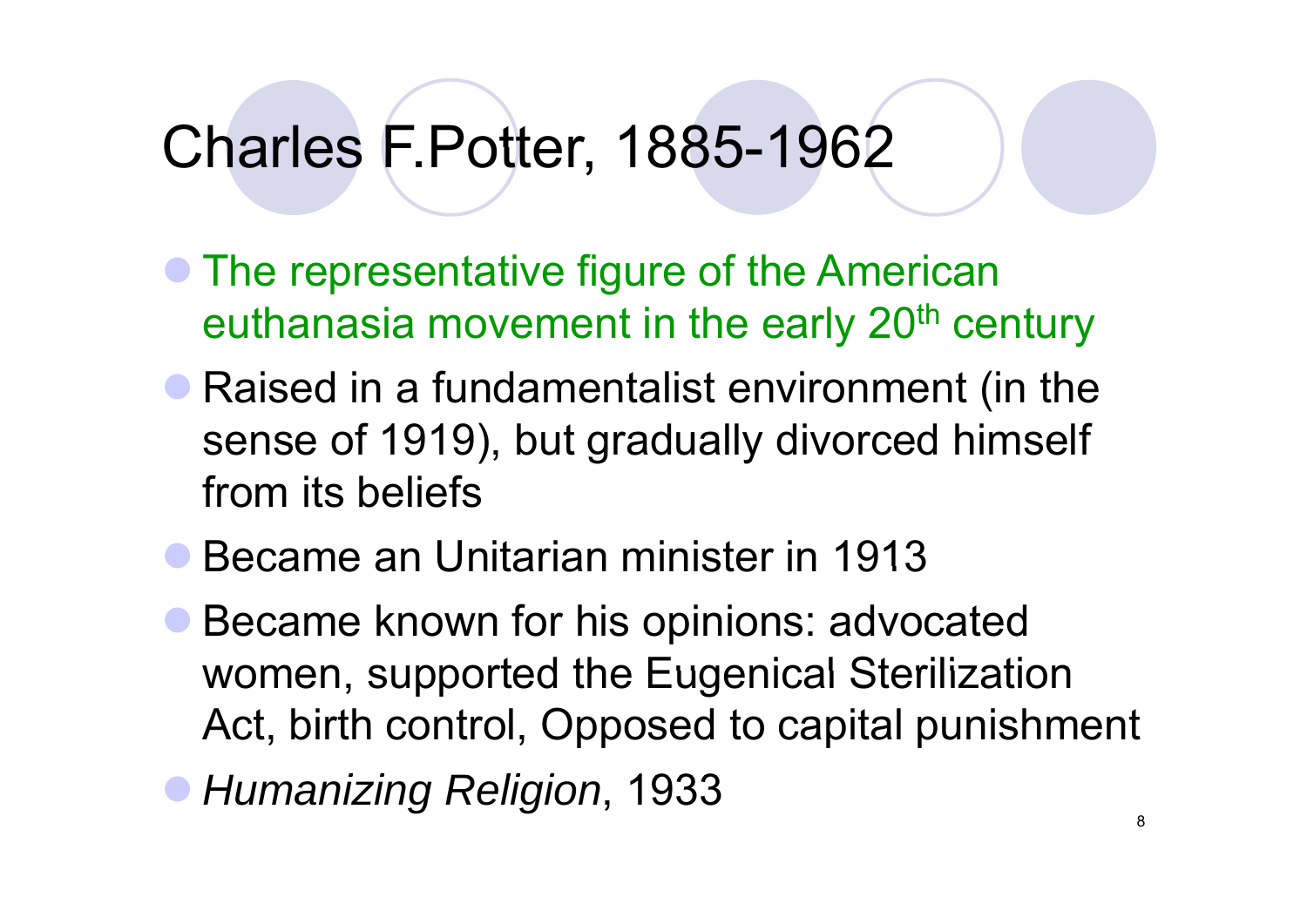# Charles F.Potter, 1885-1962

- The representative figure of the American euthanasia movement in the early 20th century
- Raised in a fundamentalist environment (in the sense of 1919), but gradually divorced himself from its beliefs
- Became an Unitarian minister in 1913
- Became known for his opinions: advocated women, supported the Eugenical Sterilization Act, birth control, Opposed to capital punishment
- *Humanizing Religion*, 1933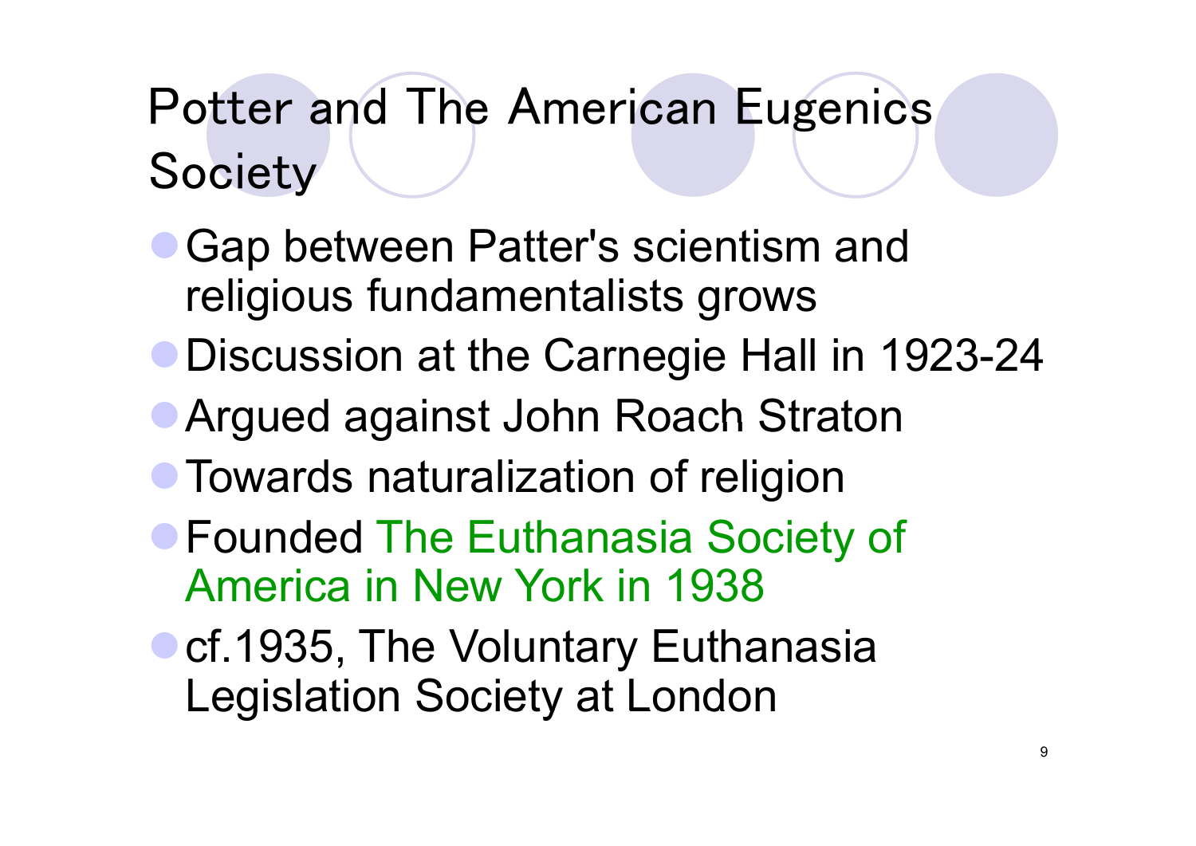# Potter and The American Eugenics Society

- Gap between Patter's scientism and religious fundamentalists grows
- Discussion at the Carnegie Hall in 1923-24
- Argued against John Roach Straton
- Towards naturalization of religion
- Founded The Euthanasia Society of America in New York in 1938
- cf.1935, The Voluntary Euthanasia Legislation Society at London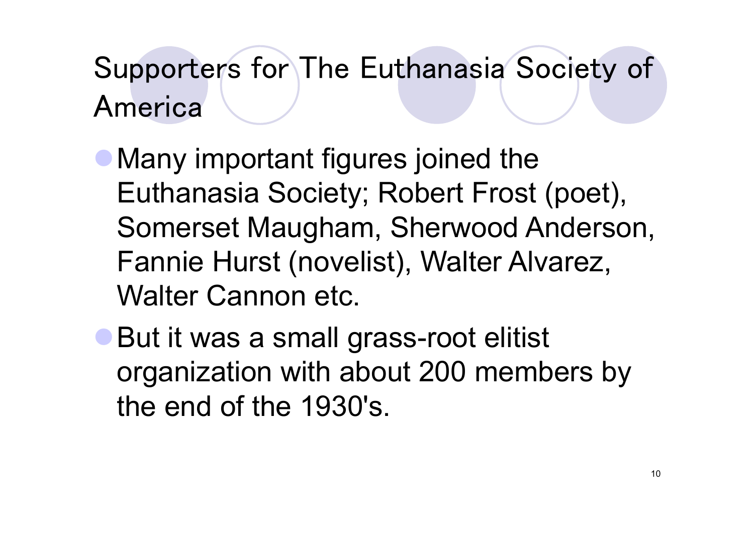# Supporters for The Euthanasia Society of America

- Many important figures joined the Euthanasia Society; Robert Frost (poet), Somerset Maugham, Sherwood Anderson, Fannie Hurst (novelist), Walter Alvarez, Walter Cannon etc.
- But it was a small grass-root elitist organization with about 200 members by the end of the 1930's.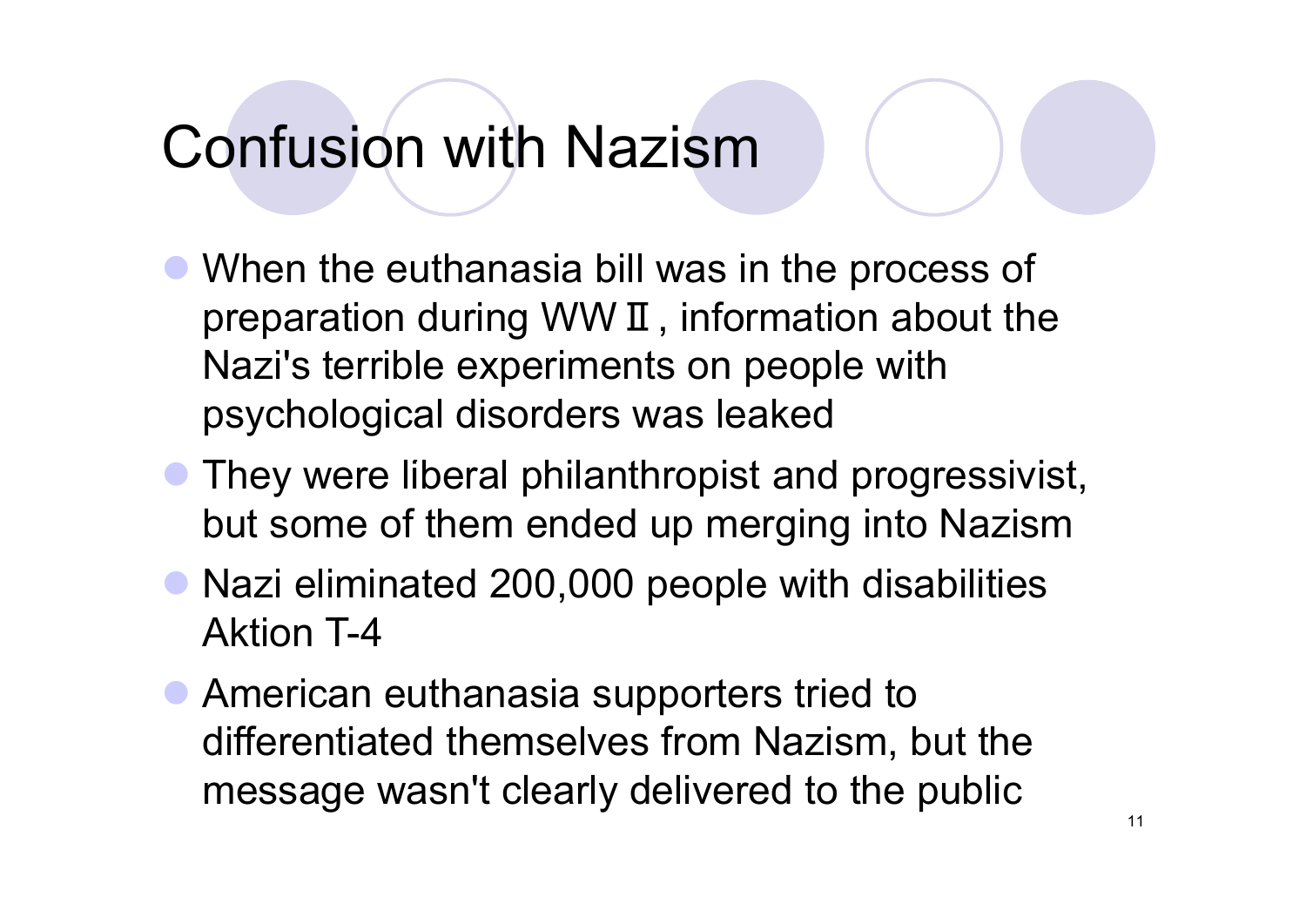# Confusion with Nazism

- When the euthanasia bill was in the process of preparation during WWⅡ, information about the Nazi's terrible experiments on people with psychological disorders was leaked
- They were liberal philanthropist and progressivist, but some of them ended up merging into Nazism
- Nazi eliminated 200,000 people with disabilities Aktion T-4
- American euthanasia supporters tried to differentiated themselves from Nazism, but the message wasn't clearly delivered to the public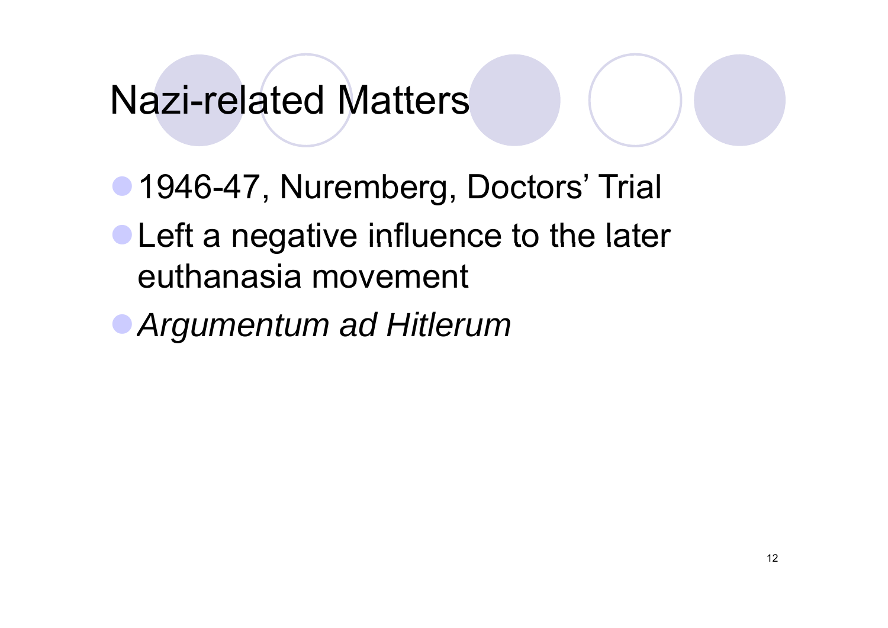# Nazi-related Matters

- 1946-47, Nuremberg, Doctors' Trial
- Left a negative influence to the later euthanasia movement
- *Argumentum ad Hitlerum*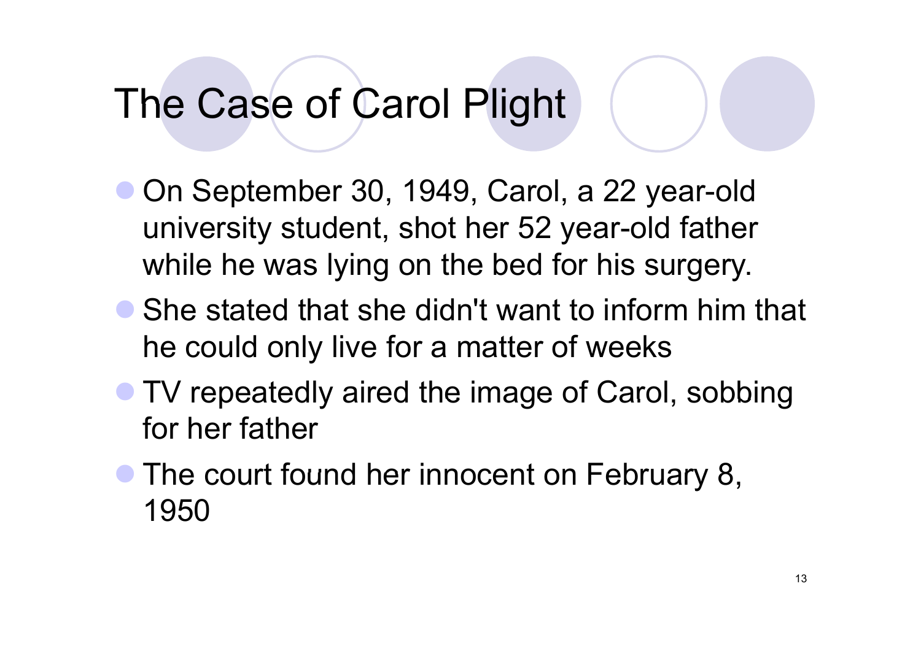# The Case of Carol Plight

- On September 30, 1949, Carol, a 22 year-old university student, shot her 52 year-old father while he was lying on the bed for his surgery.
- She stated that she didn't want to inform him that he could only live for a matter of weeks
- TV repeatedly aired the image of Carol, sobbing for her father
- The court found her innocent on February 8, 1950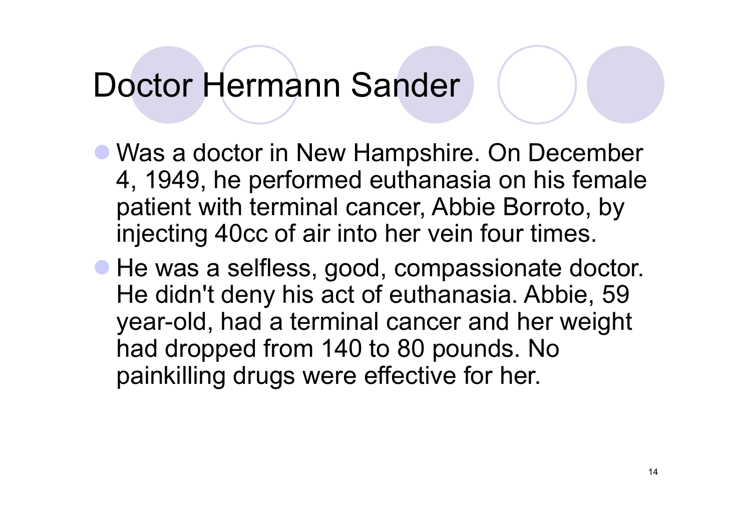# Doctor Hermann Sander

- Was a doctor in New Hampshire. On December 4, 1949, he performed euthanasia on his female patient with terminal cancer, Abbie Borroto, by injecting 40cc of air into her vein four times.
- He was a selfless, good, compassionate doctor. He didn't deny his act of euthanasia. Abbie, 59 year-old, had a terminal cancer and her weight had dropped from 140 to 80 pounds. No painkilling drugs were effective for her.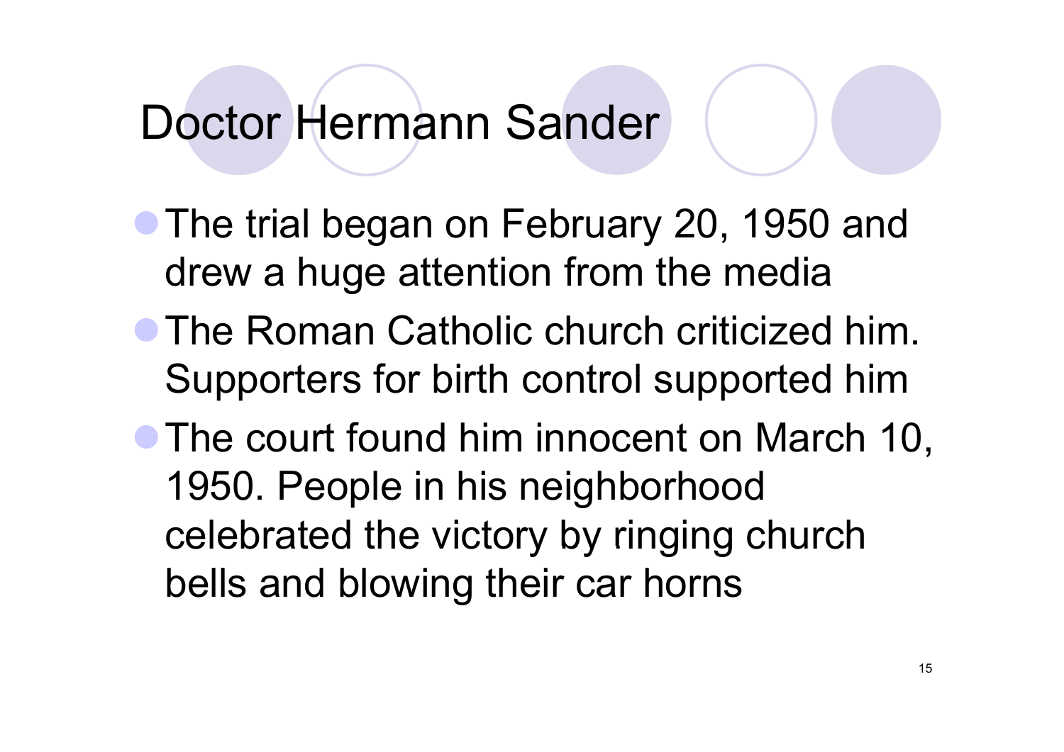# Doctor Hermann Sander

- The trial began on February 20, 1950 and drew a huge attention from the media
- The Roman Catholic church criticized him. Supporters for birth control supported him
- The court found him innocent on March 10, 1950. People in his neighborhood celebrated the victory by ringing church bells and blowing their car horns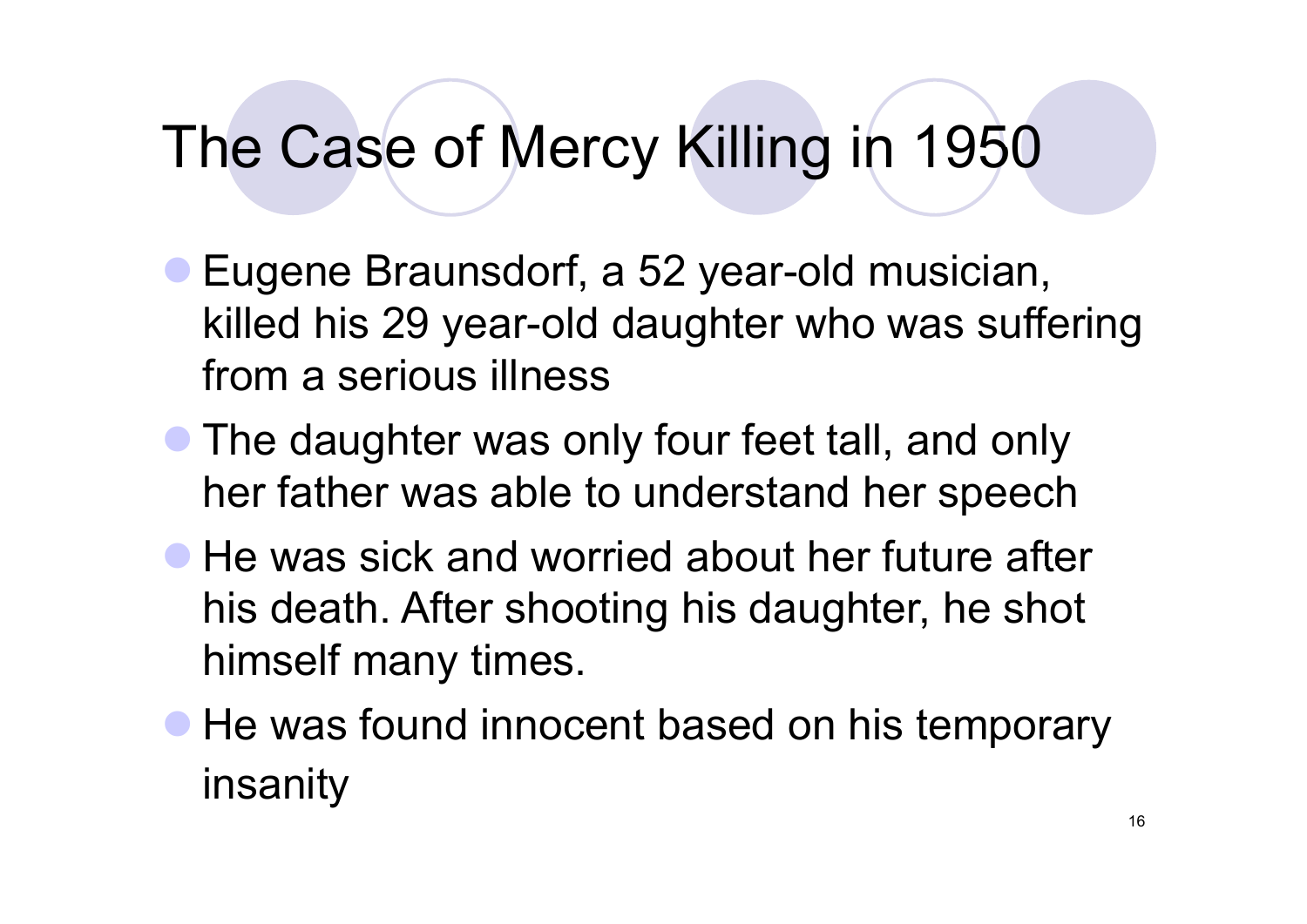# The Case of Mercy Killing in 1950

- Eugene Braunsdorf, a 52 year-old musician, killed his 29 year-old daughter who was suffering from a serious illness
- The daughter was only four feet tall, and only her father was able to understand her speech
- He was sick and worried about her future after his death. After shooting his daughter, he shot himself many times.
- He was found innocent based on his temporary insanity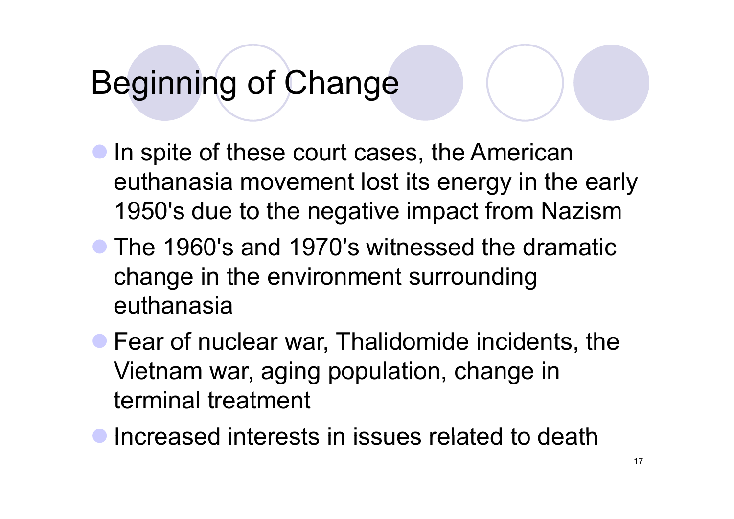# Beginning of Change

- In spite of these court cases, the American euthanasia movement lost its energy in the early 1950's due to the negative impact from Nazism
- The 1960's and 1970's witnessed the dramatic change in the environment surrounding euthanasia
- Fear of nuclear war, Thalidomide incidents, the Vietnam war, aging population, change in terminal treatment
- Increased interests in issues related to death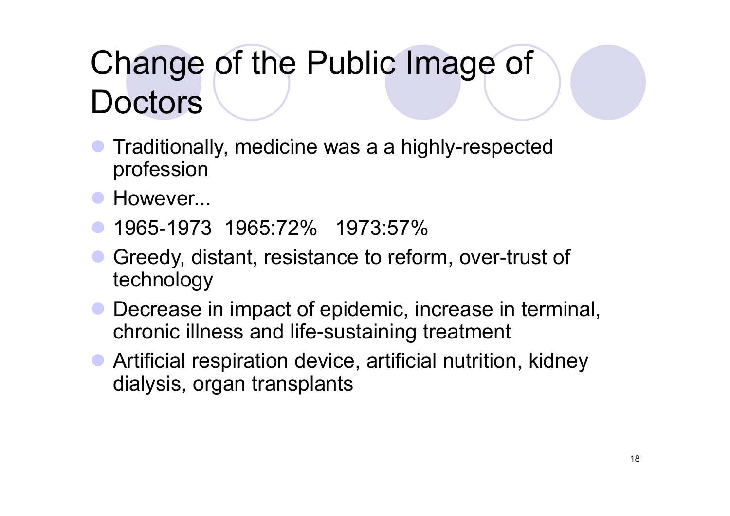# Change of the Public Image of Doctors

- Traditionally, medicine was a a highly-respected profession
- However...
- 1965-1973  1965:72%   1973:57%
- Greedy, distant, resistance to reform, over-trust of technology
- Decrease in impact of epidemic, increase in terminal, chronic illness and life-sustaining treatment
- Artificial respiration device, artificial nutrition, kidney dialysis, organ transplants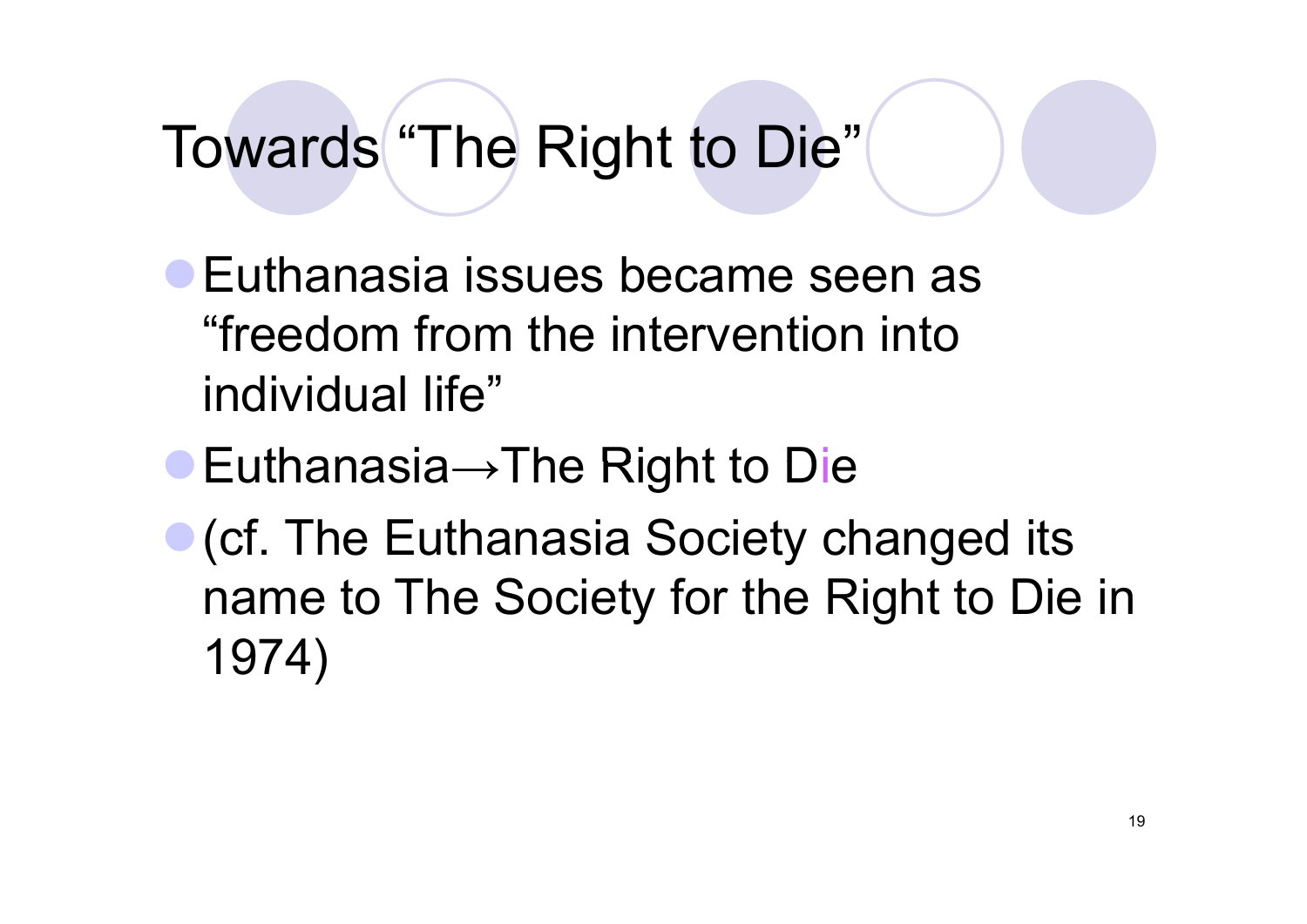# Towards "The Right to Die"

- Euthanasia issues became seen as "freedom from the intervention into individual life"
- Euthanasia→The Right to Die
- (cf. The Euthanasia Society changed its name to The Society for the Right to Die in 1974)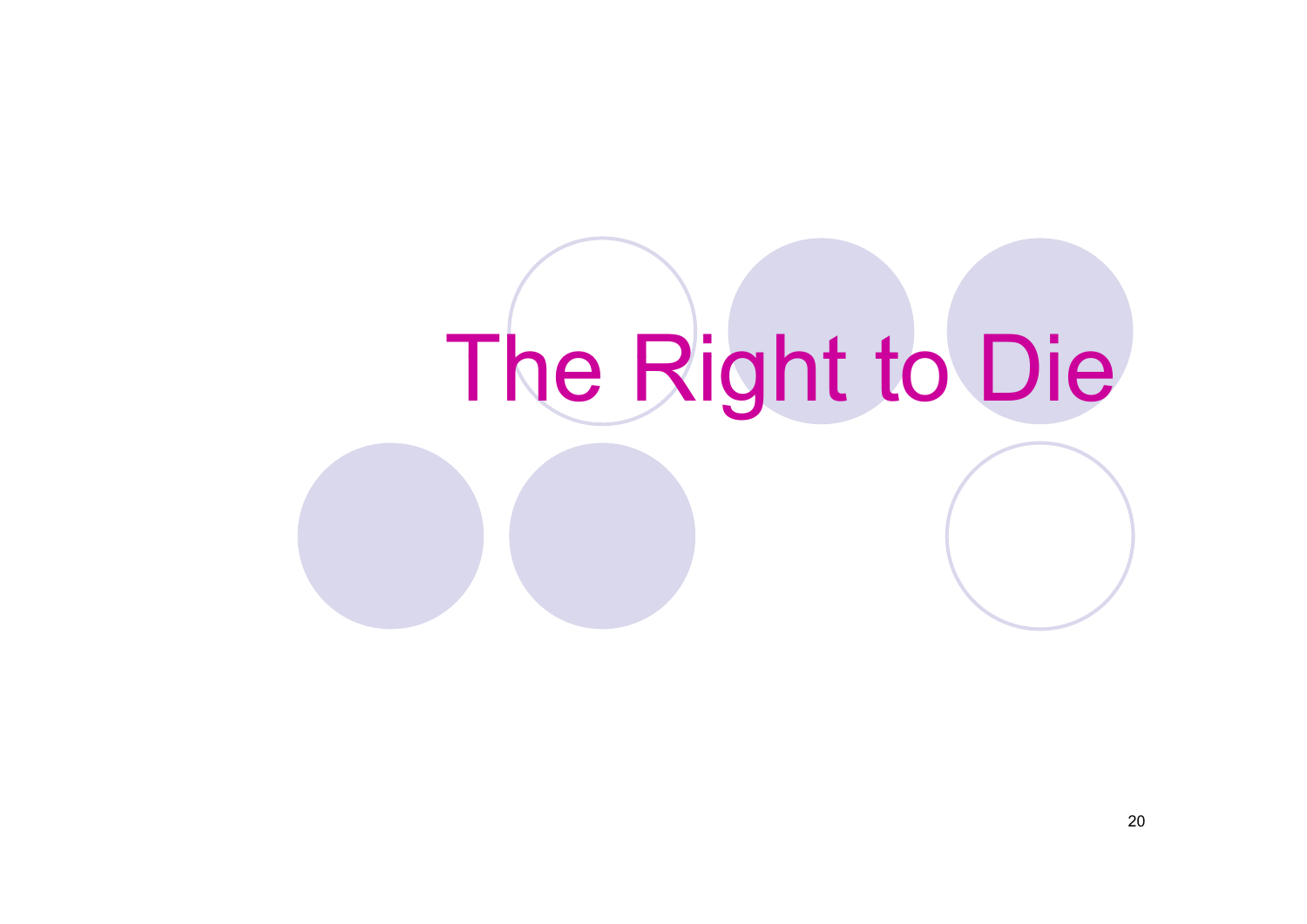# The Right to Die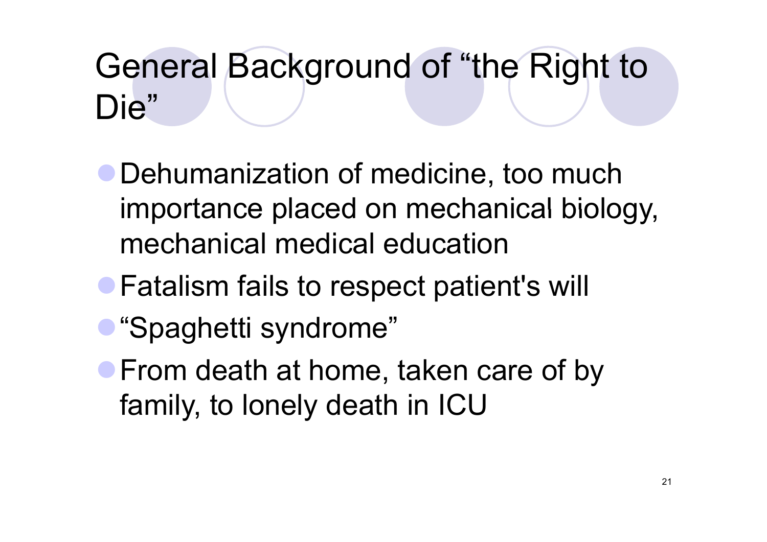# General Background of "the Right to Die"

- Dehumanization of medicine, too much importance placed on mechanical biology, mechanical medical education
- Fatalism fails to respect patient's will
- "Spaghetti syndrome"
- From death at home, taken care of by family, to lonely death in ICU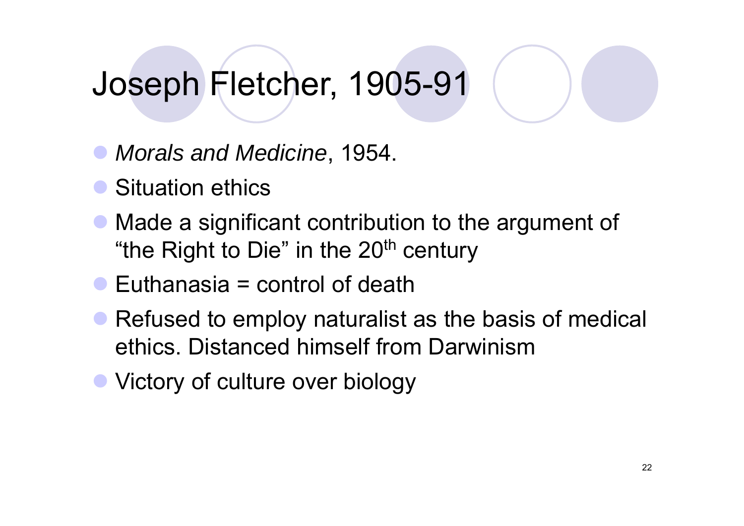# Joseph Fletcher, 1905-91

- *Morals and Medicine*, 1954.
- Situation ethics
- Made a significant contribution to the argument of "the Right to Die" in the $20^{th}$ century
- Euthanasia = control of death
- Refused to employ naturalist as the basis of medical ethics. Distanced himself from Darwinism
- Victory of culture over biology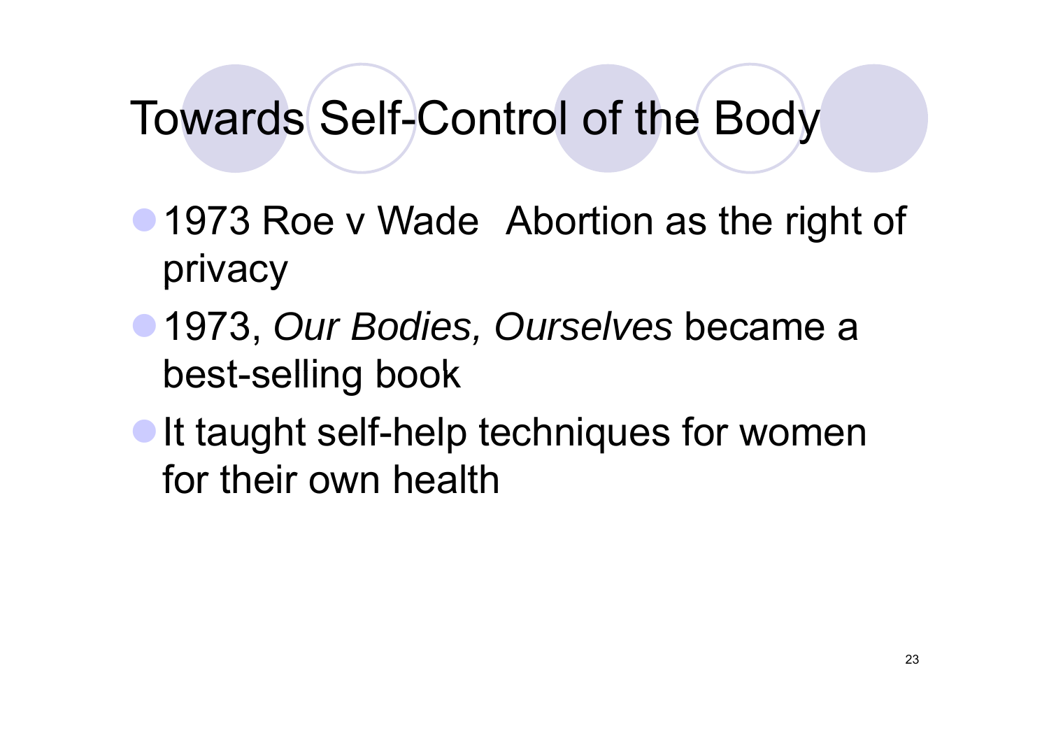# Towards Self-Control of the Body

- 1973 Roe v Wade  Abortion as the right of privacy
- 1973, *Our Bodies, Ourselves* became a best-selling book
- It taught self-help techniques for women for their own health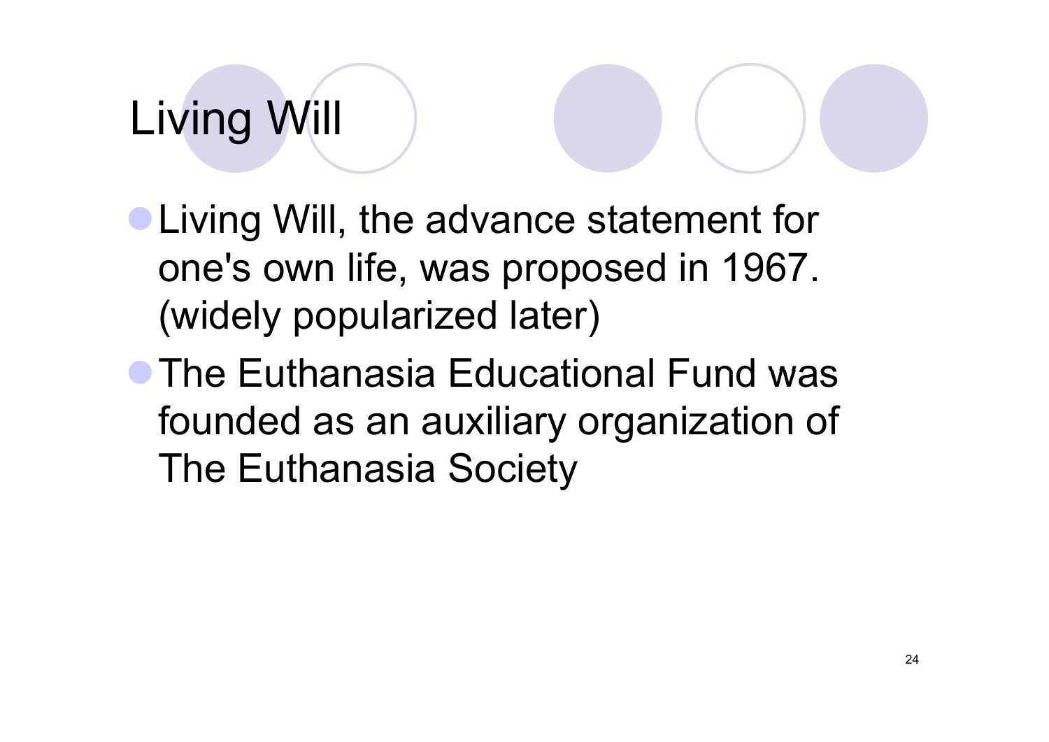# Living Will

- Living Will, the advance statement for one's own life, was proposed in 1967. (widely popularized later)
- The Euthanasia Educational Fund was founded as an auxiliary organization of The Euthanasia Society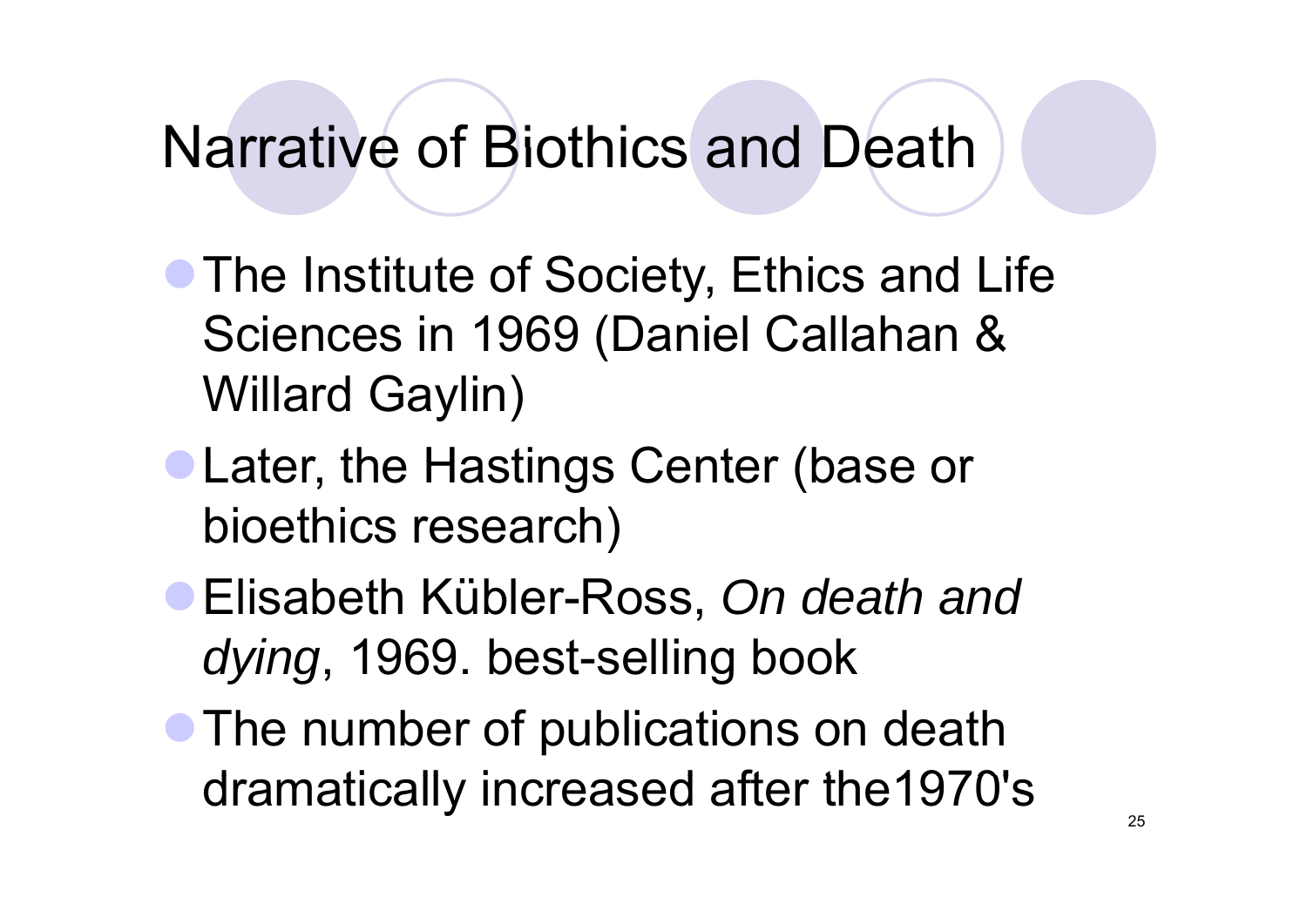# Narrative of Biothics and Death

- The Institute of Society, Ethics and Life Sciences in 1969 (Daniel Callahan & Willard Gaylin)
- Later, the Hastings Center (base or bioethics research)
- Elisabeth Kübler-Ross, *On death and dying*, 1969. best-selling book
- The number of publications on death dramatically increased after the1970's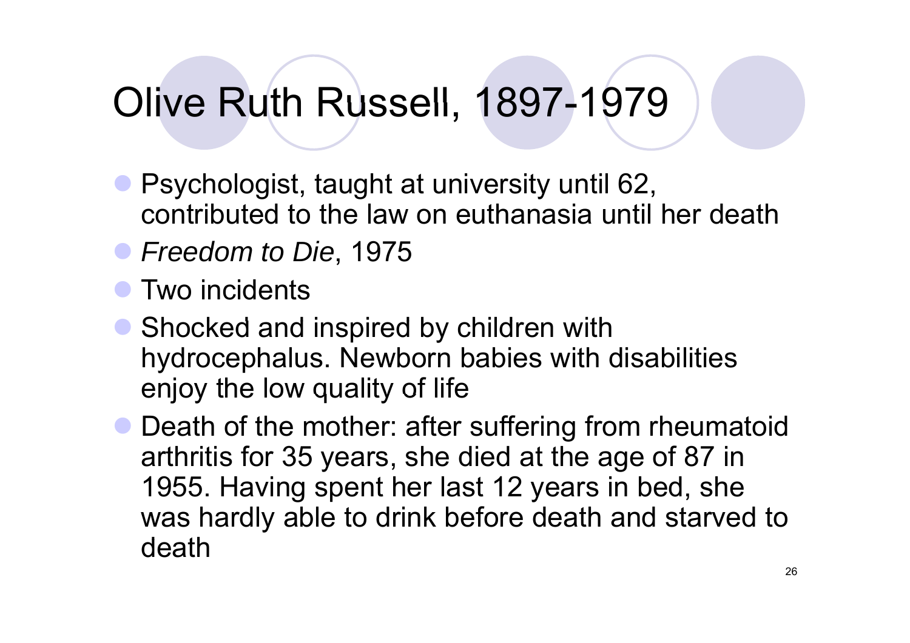# Olive Ruth Russell, 1897-1979

- Psychologist, taught at university until 62, contributed to the law on euthanasia until her death
- *Freedom to Die*, 1975
- Two incidents
- Shocked and inspired by children with hydrocephalus. Newborn babies with disabilities enjoy the low quality of life
- Death of the mother: after suffering from rheumatoid arthritis for 35 years, she died at the age of 87 in 1955. Having spent her last 12 years in bed, she was hardly able to drink before death and starved to death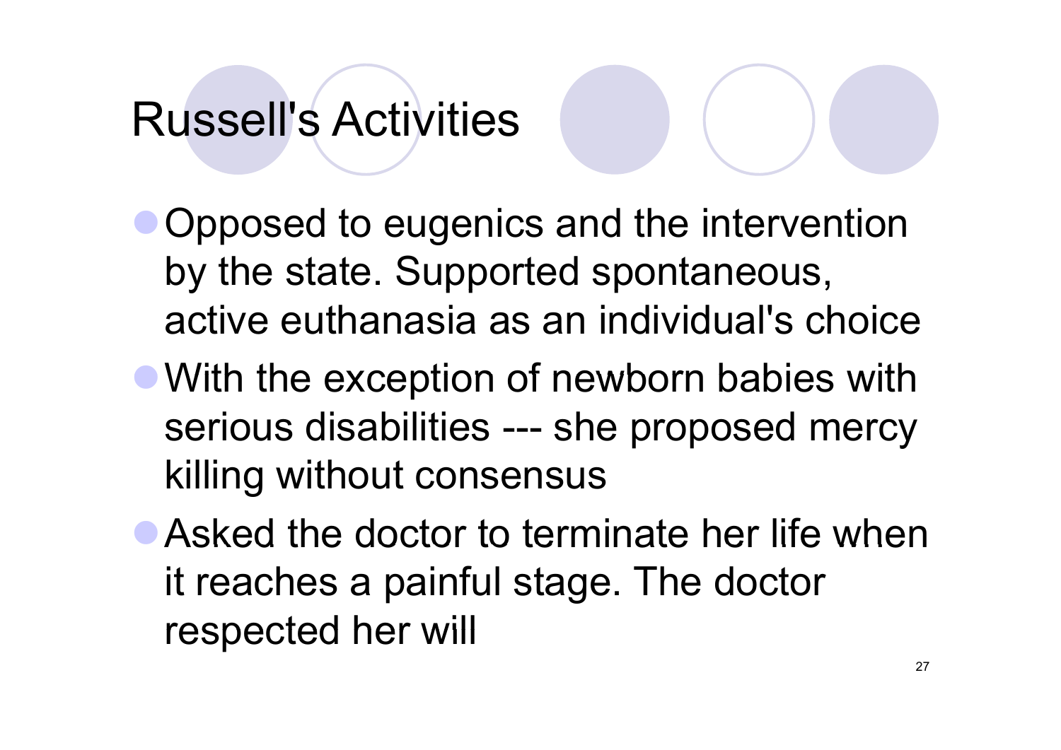# Russell's Activities

- Opposed to eugenics and the intervention by the state. Supported spontaneous, active euthanasia as an individual's choice
- With the exception of newborn babies with serious disabilities --- she proposed mercy killing without consensus
- Asked the doctor to terminate her life when it reaches a painful stage. The doctor respected her will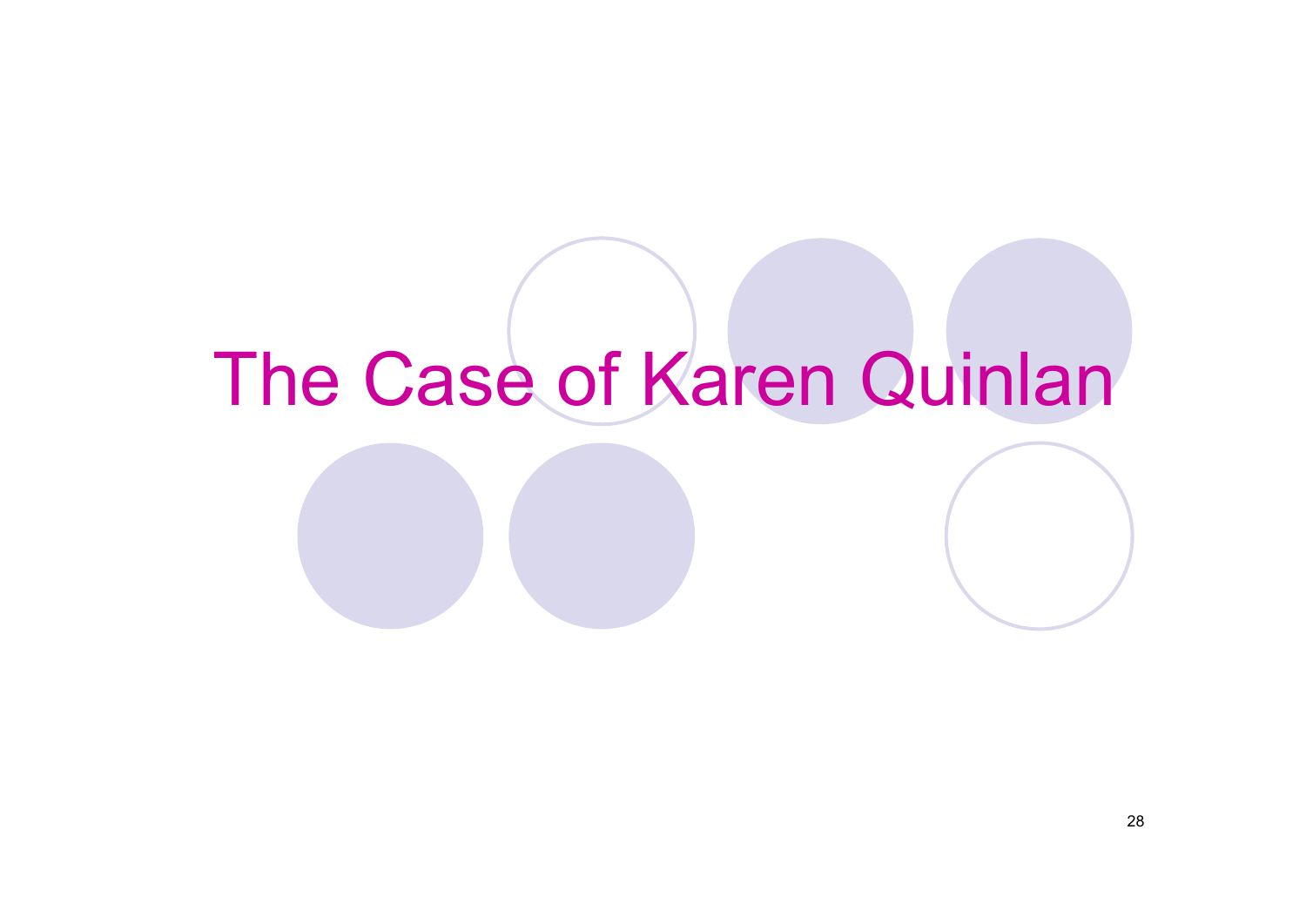# The Case of Karen Quinlan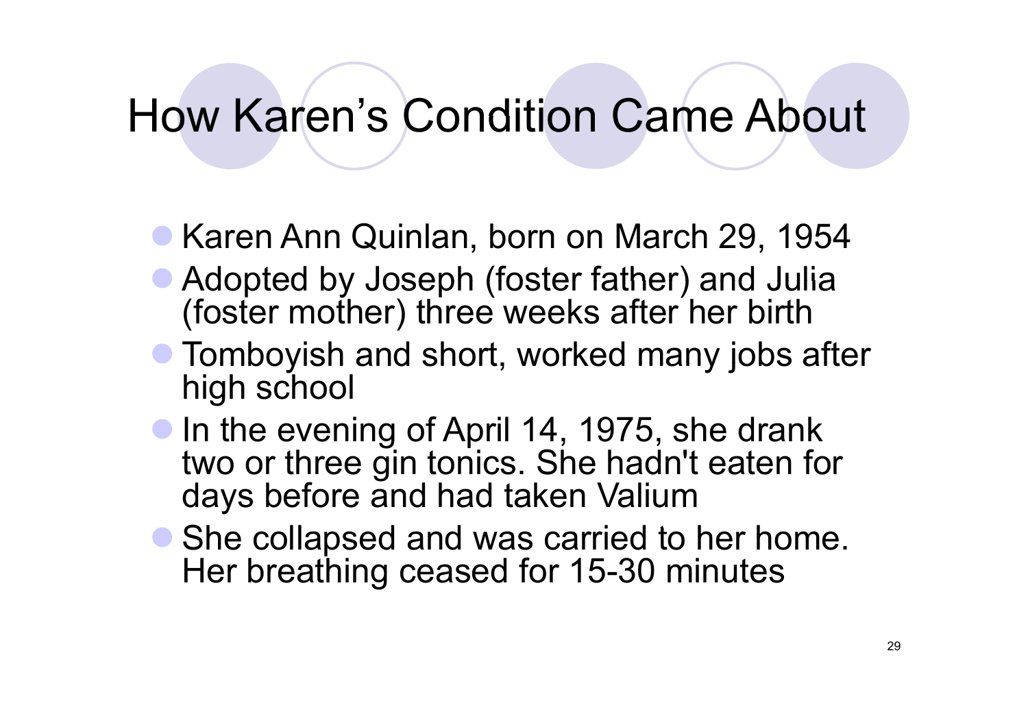# How Karen's Condition Came About

- Karen Ann Quinlan, born on March 29, 1954
- Adopted by Joseph (foster father) and Julia (foster mother) three weeks after her birth
- Tomboyish and short, worked many jobs after high school
- In the evening of April 14, 1975, she drank two or three gin tonics. She hadn't eaten for days before and had taken Valium
- She collapsed and was carried to her home. Her breathing ceased for 15-30 minutes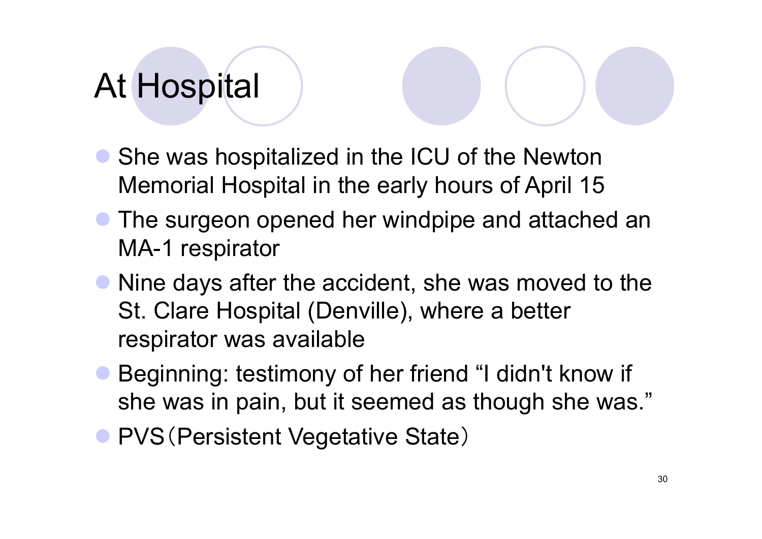# At Hospital

- She was hospitalized in the ICU of the Newton Memorial Hospital in the early hours of April 15
- The surgeon opened her windpipe and attached an MA-1 respirator
- Nine days after the accident, she was moved to the St. Clare Hospital (Denville), where a better respirator was available
- Beginning: testimony of her friend “I didn't know if she was in pain, but it seemed as though she was.”
- PVS（Persistent Vegetative State）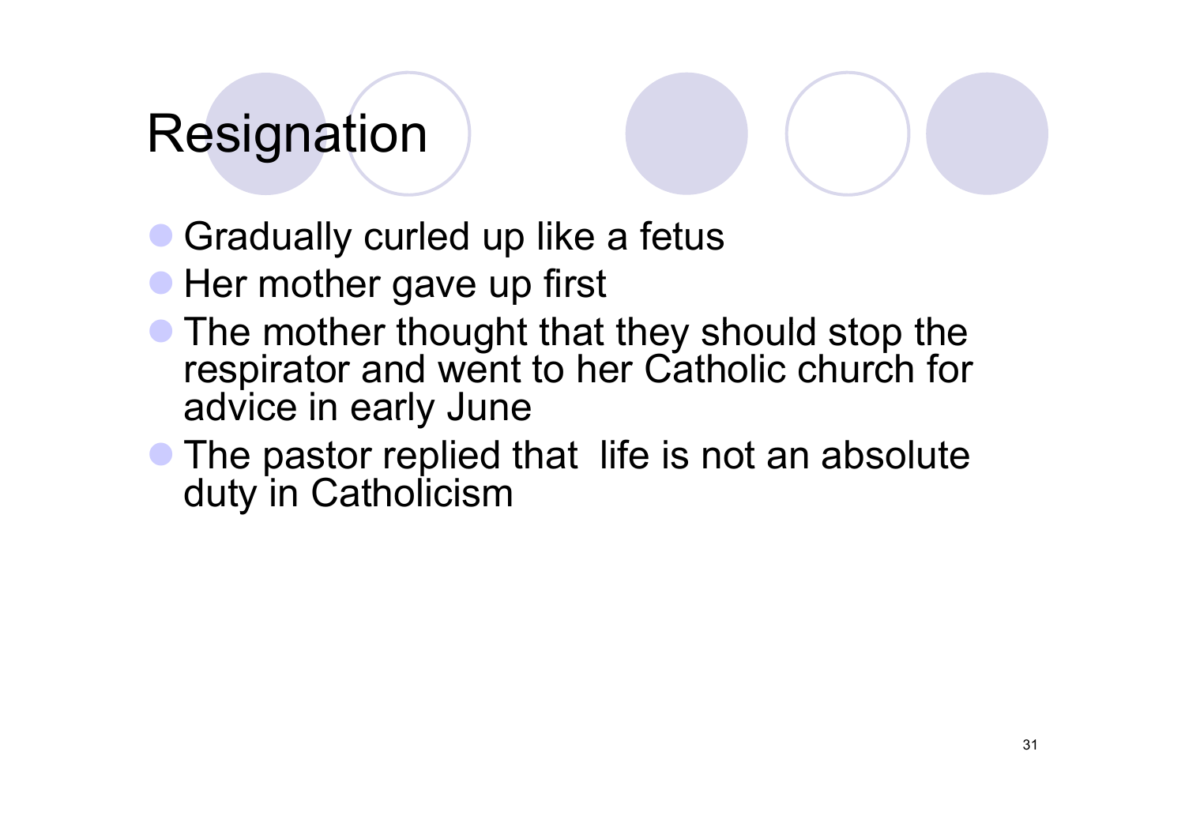# Resignation

- Gradually curled up like a fetus
- Her mother gave up first
- The mother thought that they should stop the respirator and went to her Catholic church for advice in early June
- The pastor replied that  life is not an absolute duty in Catholicism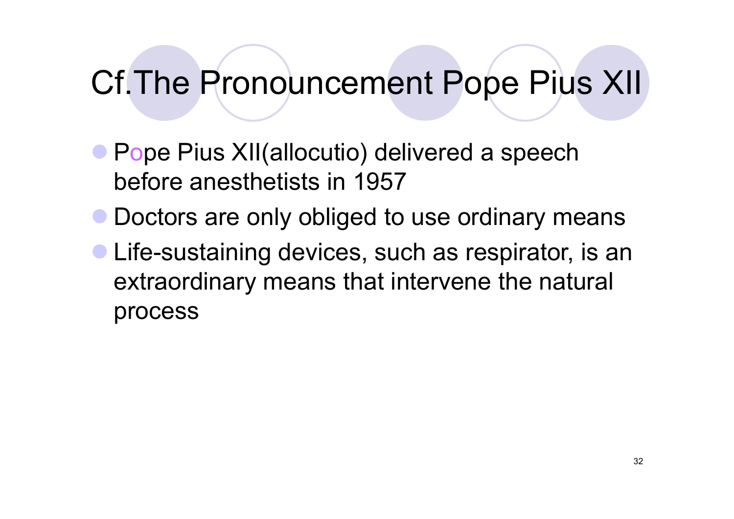# Cf.The Pronouncement Pope Pius XII

- Pope Pius XII(allocutio) delivered a speech before anesthetists in 1957
- Doctors are only obliged to use ordinary means
- Life-sustaining devices, such as respirator, is an extraordinary means that intervene the natural process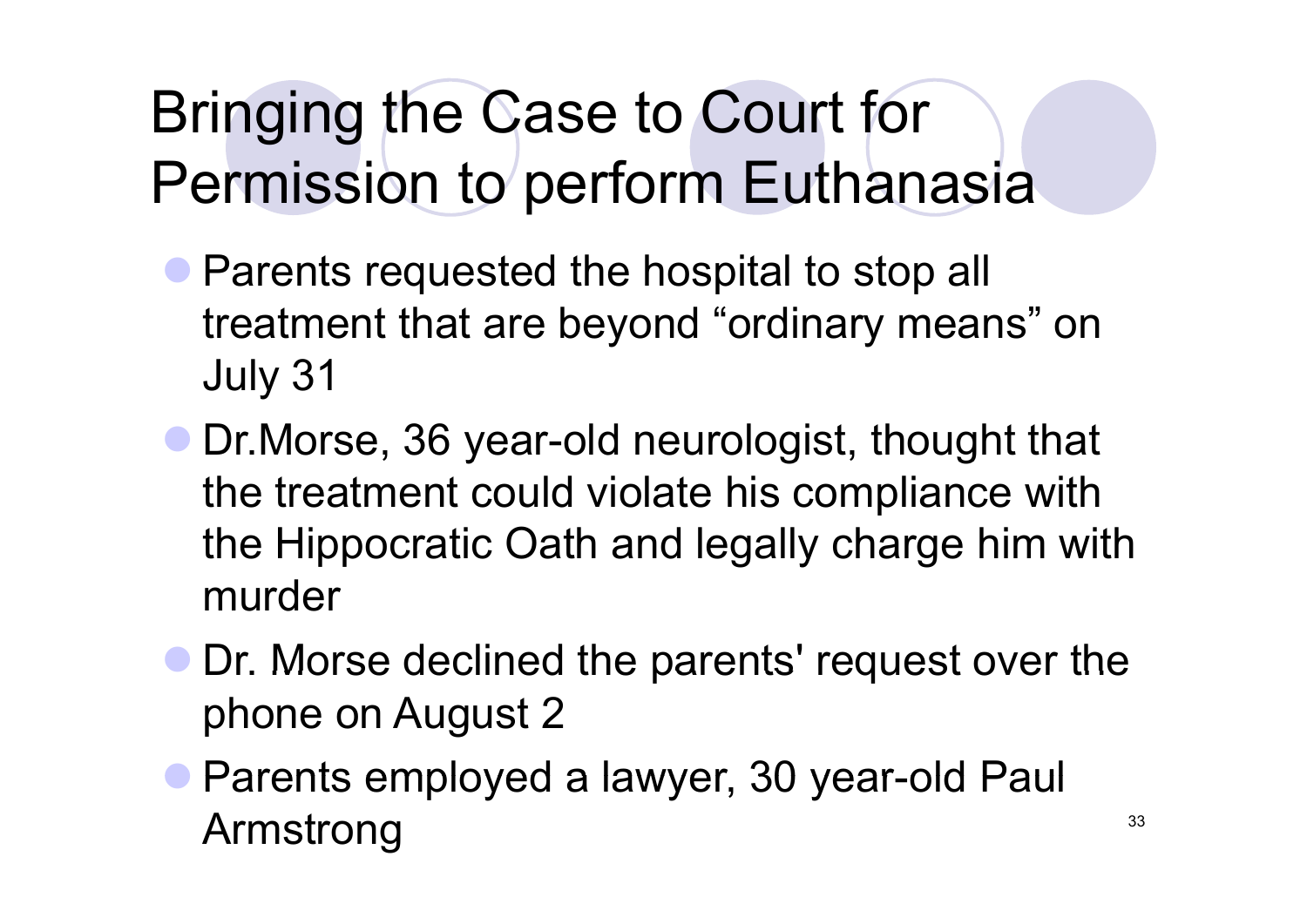# Bringing the Case to Court for Permission to perform Euthanasia

- Parents requested the hospital to stop all treatment that are beyond “ordinary means” on July 31
- Dr.Morse, 36 year-old neurologist, thought that the treatment could violate his compliance with the Hippocratic Oath and legally charge him with murder
- Dr. Morse declined the parents' request over the phone on August 2
- Parents employed a lawyer, 30 year-old Paul Armstrong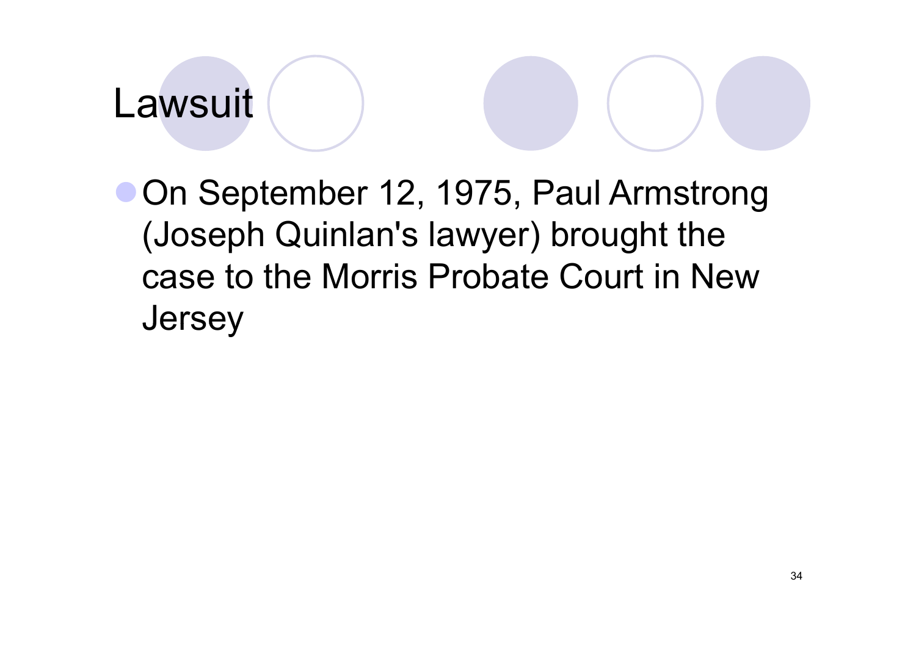# Lawsuit

- On September 12, 1975, Paul Armstrong (Joseph Quinlan's lawyer) brought the case to the Morris Probate Court in New Jersey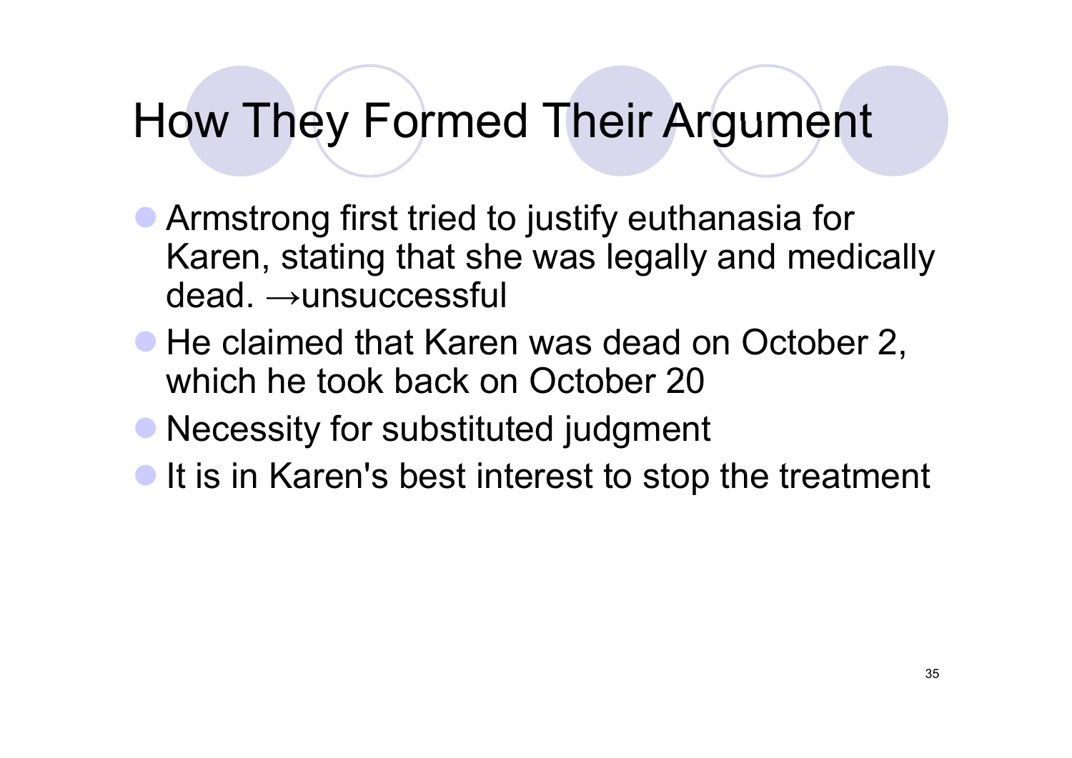# How They Formed Their Argument

- Armstrong first tried to justify euthanasia for Karen, stating that she was legally and medically dead. →unsuccessful
- He claimed that Karen was dead on October 2, which he took back on October 20
- Necessity for substituted judgment
- It is in Karen's best interest to stop the treatment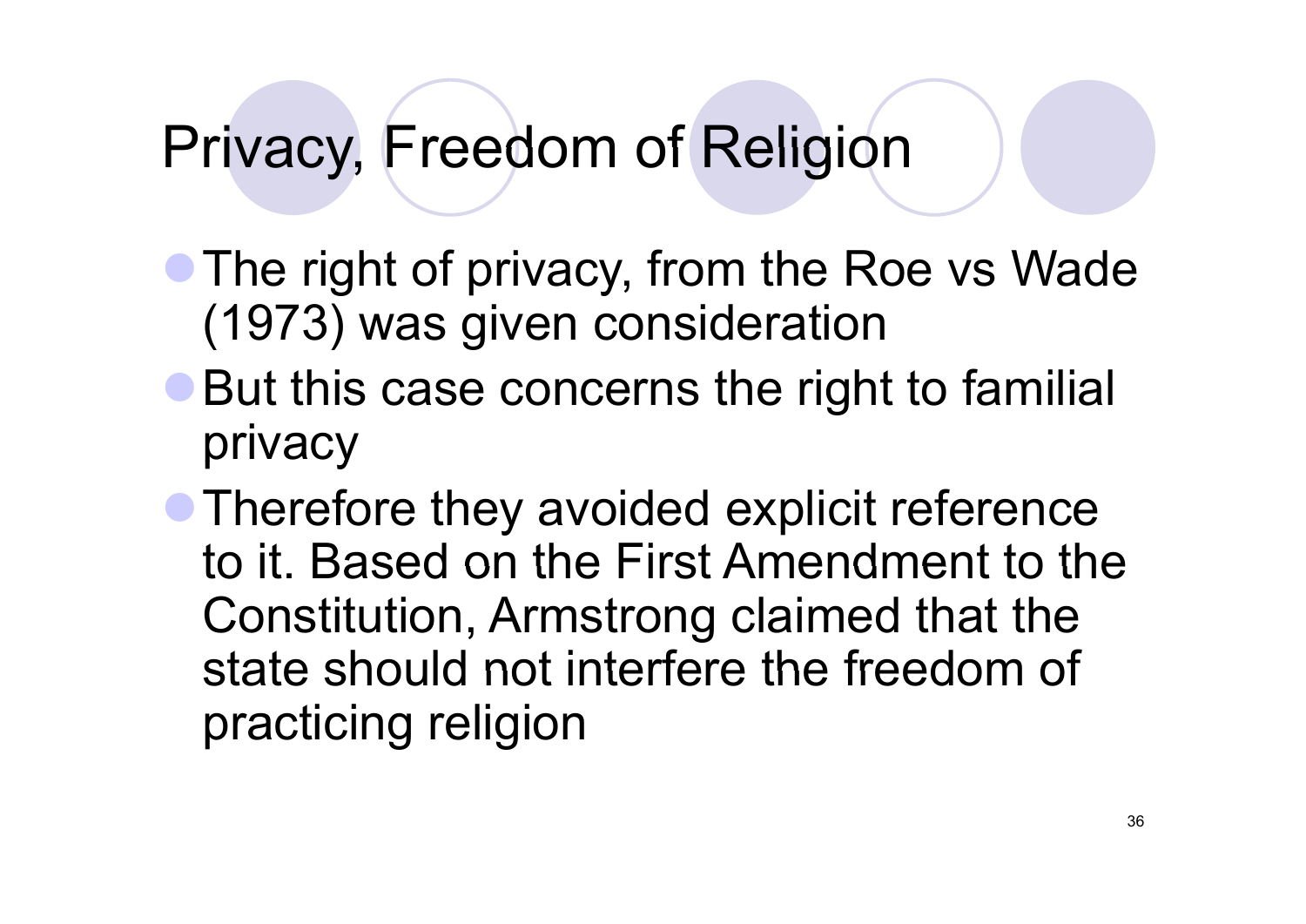# Privacy, Freedom of Religion

- The right of privacy, from the Roe vs Wade (1973) was given consideration
- But this case concerns the right to familial privacy
- Therefore they avoided explicit reference to it. Based on the First Amendment to the Constitution, Armstrong claimed that the state should not interfere the freedom of practicing religion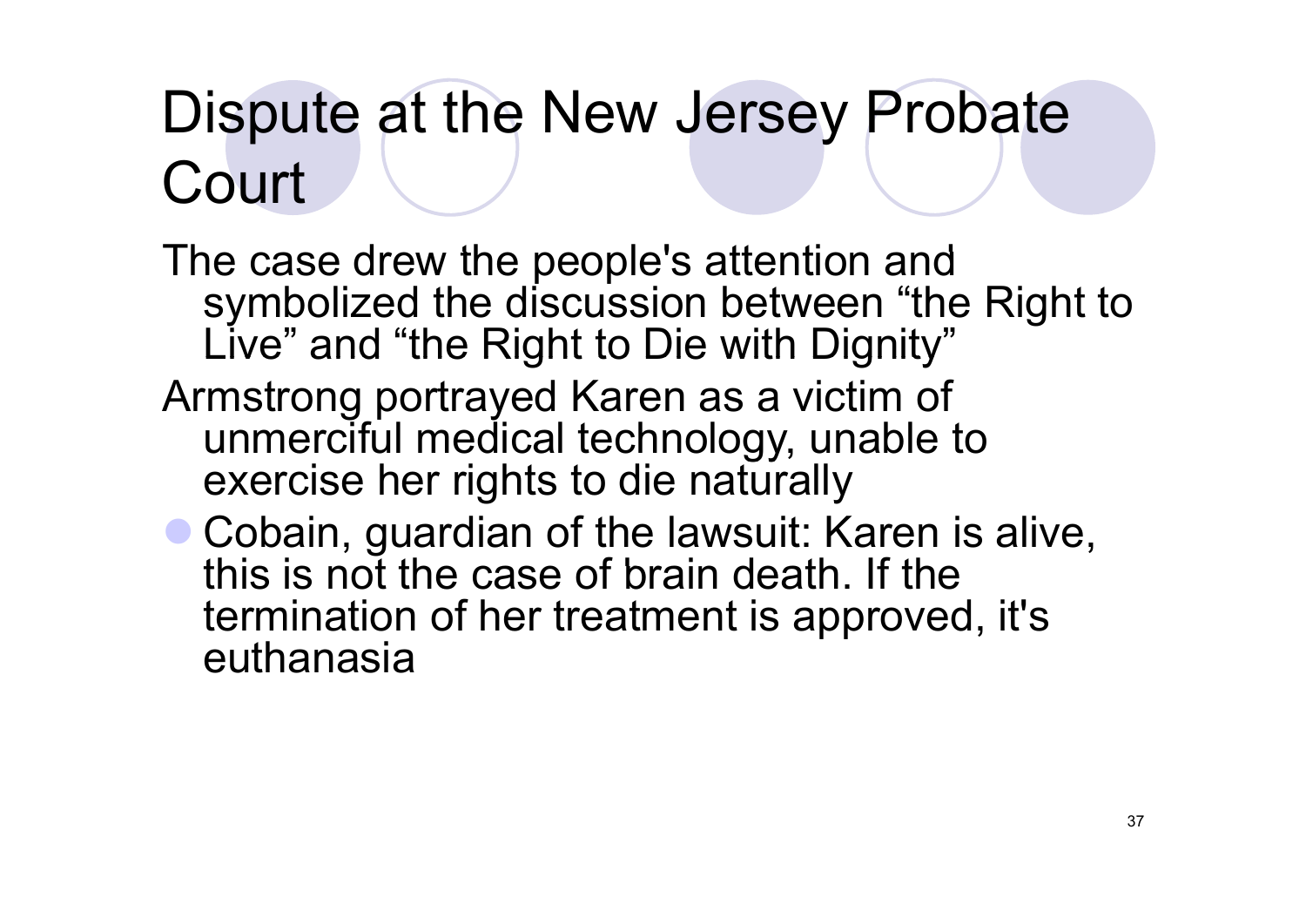# Dispute at the New Jersey Probate Court

The case drew the people's attention and symbolized the discussion between "the Right to Live" and "the Right to Die with Dignity"

Armstrong portrayed Karen as a victim of unmerciful medical technology, unable to exercise her rights to die naturally

- Cobain, guardian of the lawsuit: Karen is alive, this is not the case of brain death. If the termination of her treatment is approved, it's euthanasia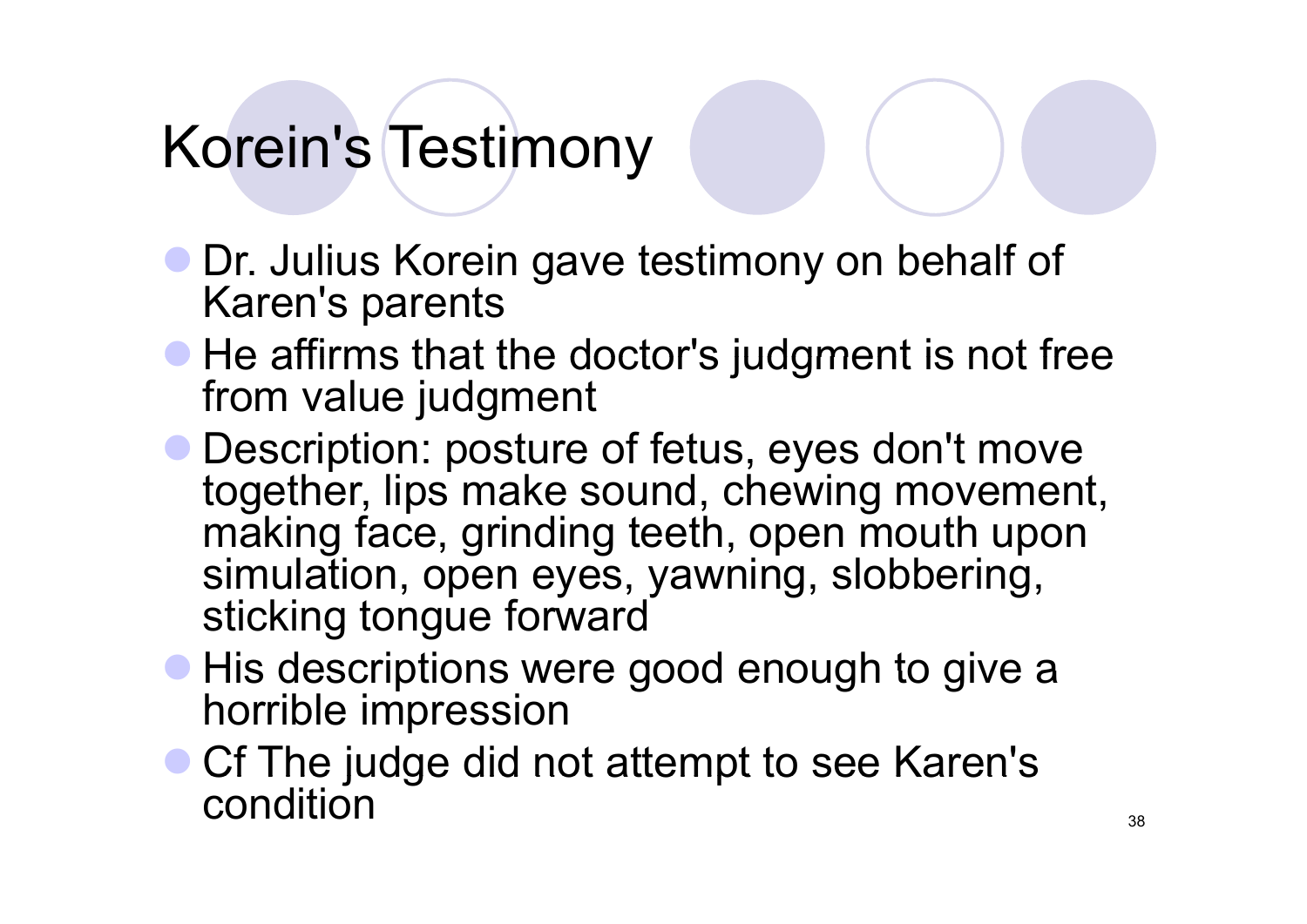# Korein's Testimony

- Dr. Julius Korein gave testimony on behalf of Karen's parents
- He affirms that the doctor's judgment is not free from value judgment
- Description: posture of fetus, eyes don't move together, lips make sound, chewing movement, making face, grinding teeth, open mouth upon simulation, open eyes, yawning, slobbering, sticking tongue forward
- His descriptions were good enough to give a horrible impression
- Cf The judge did not attempt to see Karen's condition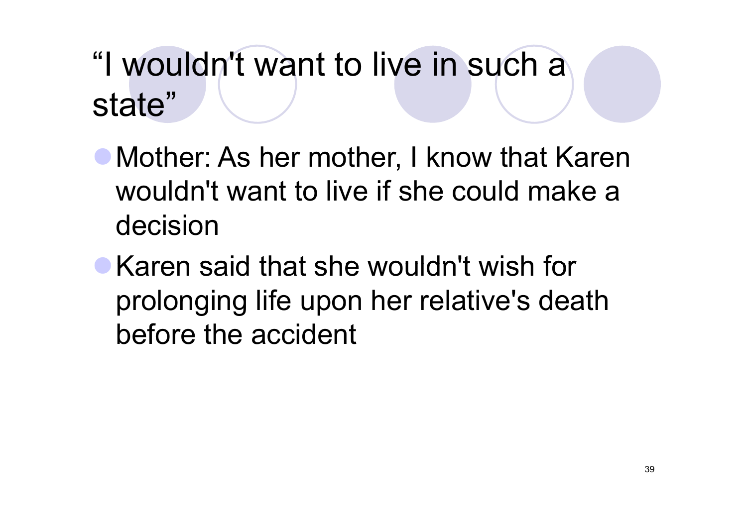# "I wouldn't want to live in such a state"

- Mother: As her mother, I know that Karen wouldn't want to live if she could make a decision
- Karen said that she wouldn't wish for prolonging life upon her relative's death before the accident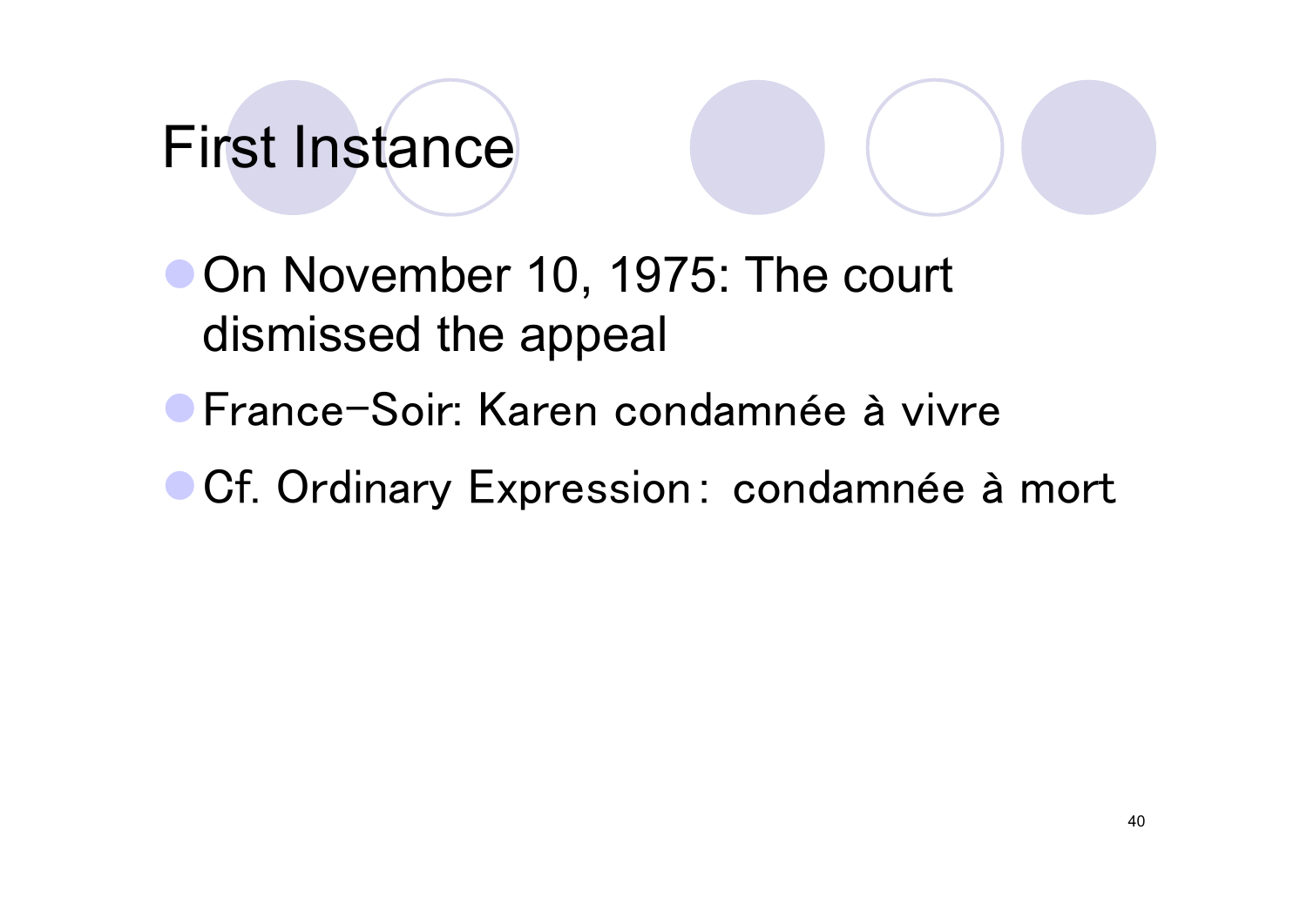# First Instance

- On November 10, 1975: The court dismissed the appeal
- France-Soir: Karen condamnée à vivre
- Cf. Ordinary Expression： condamnée à mort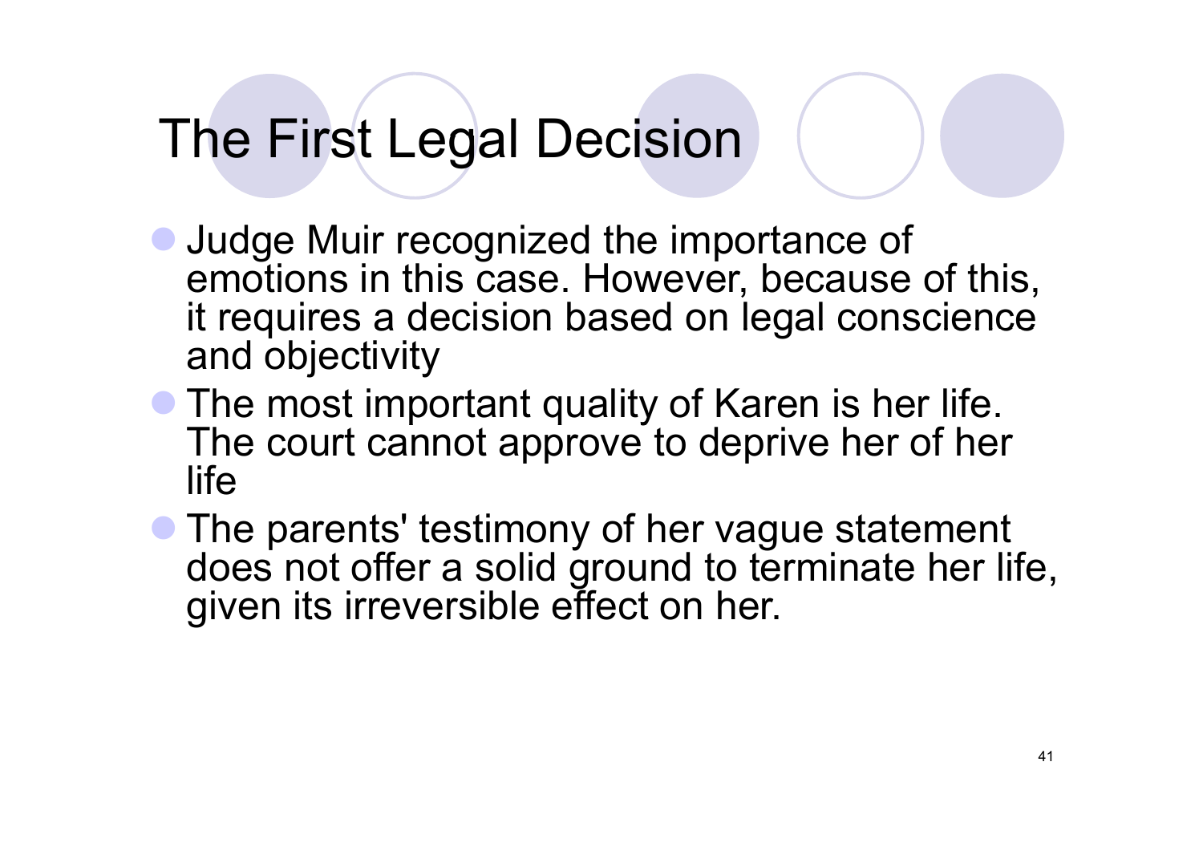# The First Legal Decision

- Judge Muir recognized the importance of emotions in this case. However, because of this, it requires a decision based on legal conscience and objectivity
- The most important quality of Karen is her life. The court cannot approve to deprive her of her life
- The parents' testimony of her vague statement does not offer a solid ground to terminate her life, given its irreversible effect on her.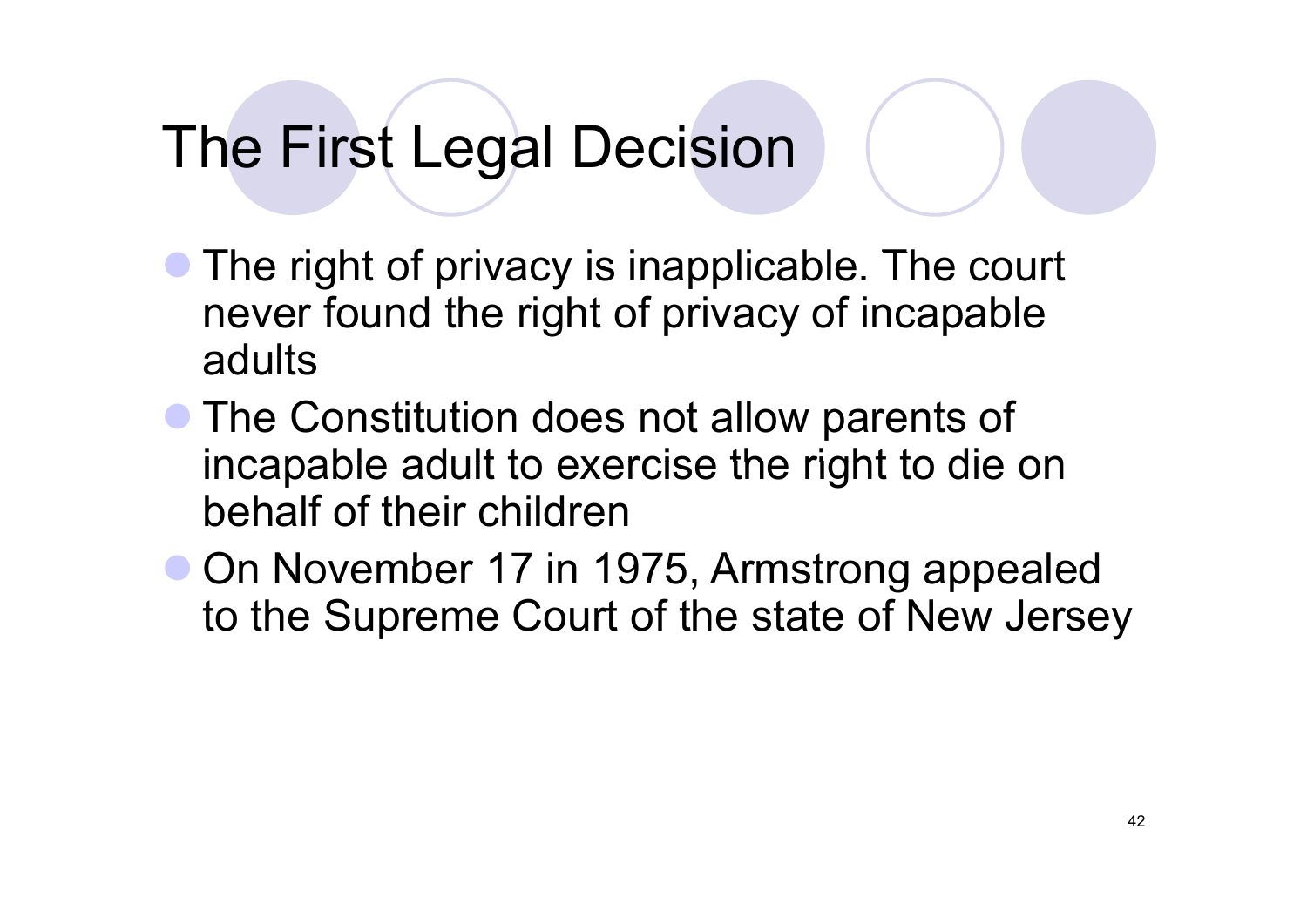# The First Legal Decision

- The right of privacy is inapplicable. The court never found the right of privacy of incapable adults
- The Constitution does not allow parents of incapable adult to exercise the right to die on behalf of their children
- On November 17 in 1975, Armstrong appealed to the Supreme Court of the state of New Jersey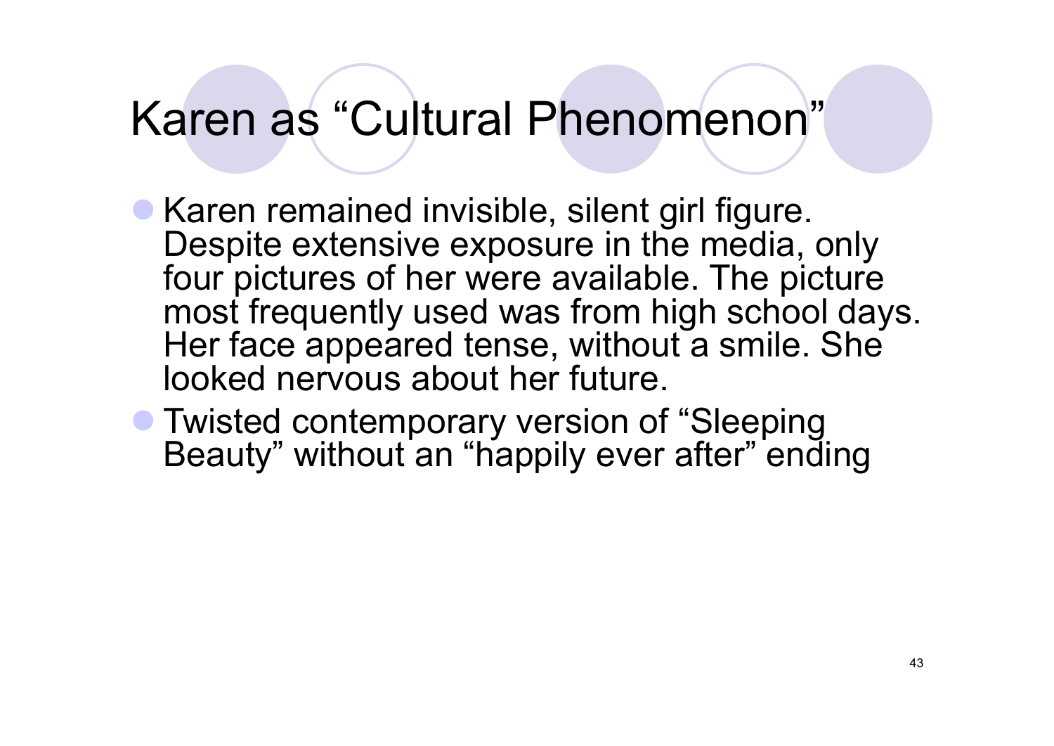# Karen as “Cultural Phenomenon”

- Karen remained invisible, silent girl figure. Despite extensive exposure in the media, only four pictures of her were available. The picture most frequently used was from high school days. Her face appeared tense, without a smile. She looked nervous about her future.
- Twisted contemporary version of “Sleeping Beauty” without an “happily ever after” ending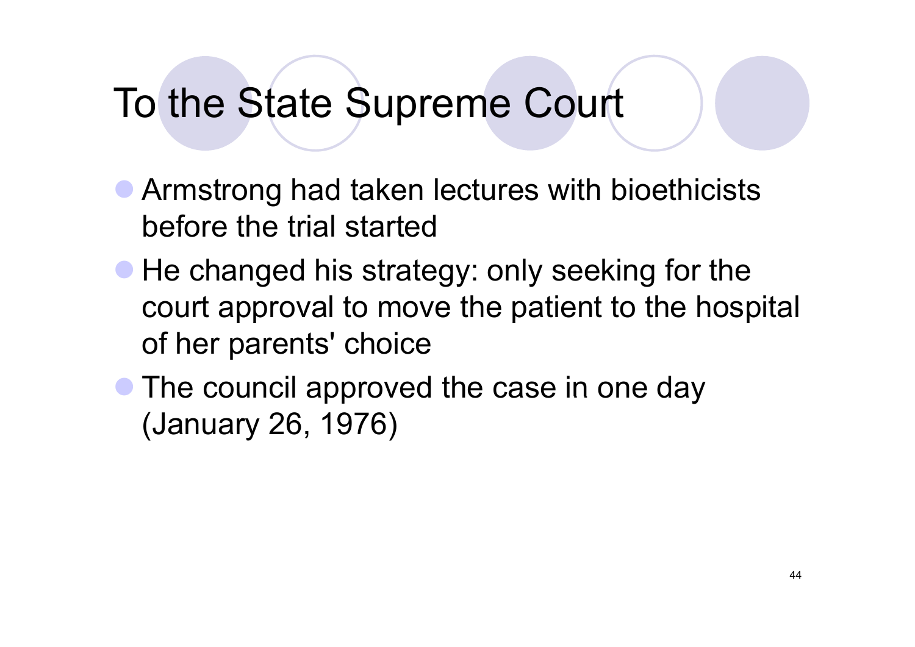# To the State Supreme Court

- Armstrong had taken lectures with bioethicists before the trial started
- He changed his strategy: only seeking for the court approval to move the patient to the hospital of her parents' choice
- The council approved the case in one day (January 26, 1976)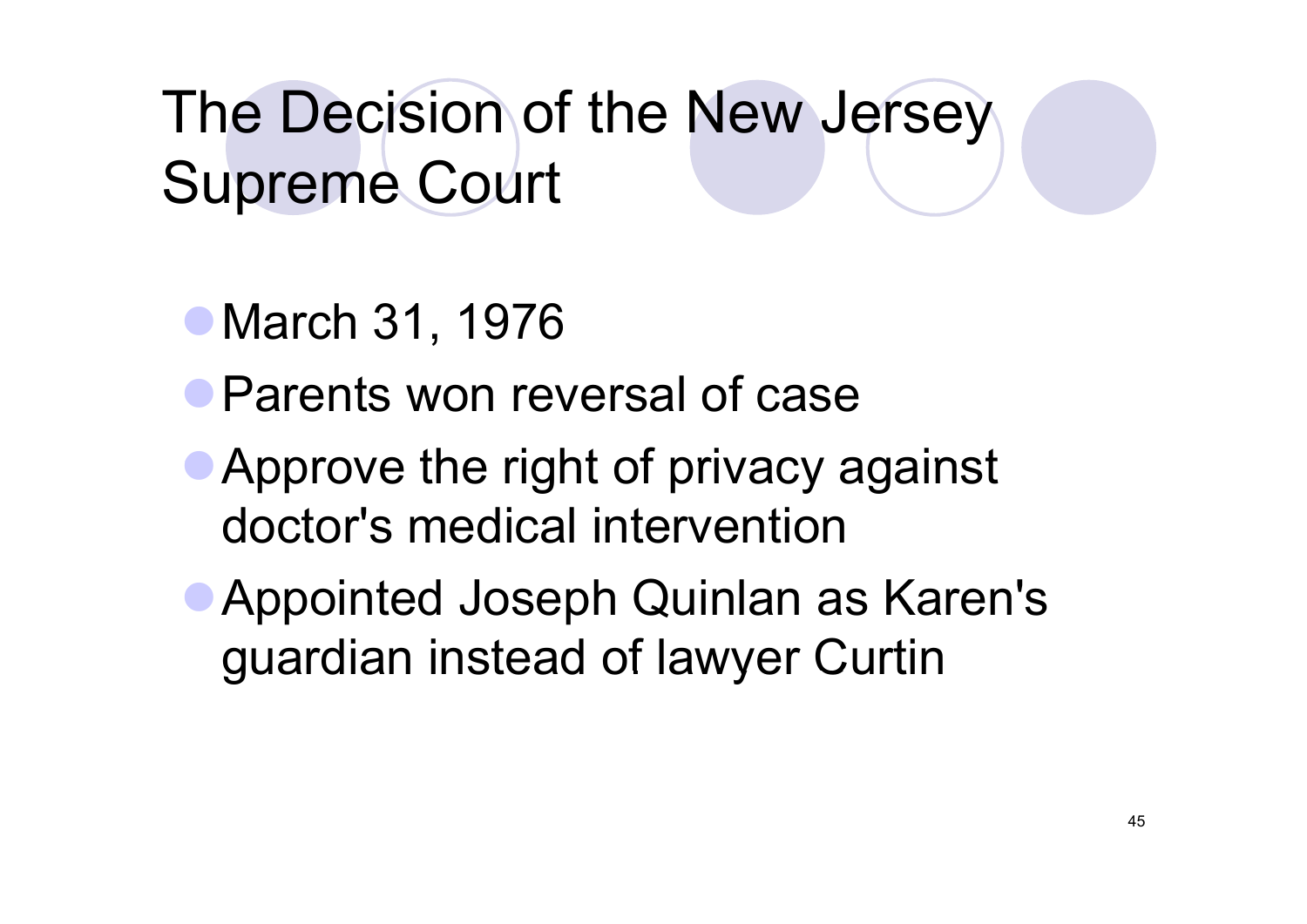# The Decision of the New Jersey Supreme Court

- March 31, 1976
- Parents won reversal of case
- Approve the right of privacy against doctor's medical intervention
- Appointed Joseph Quinlan as Karen's guardian instead of lawyer Curtin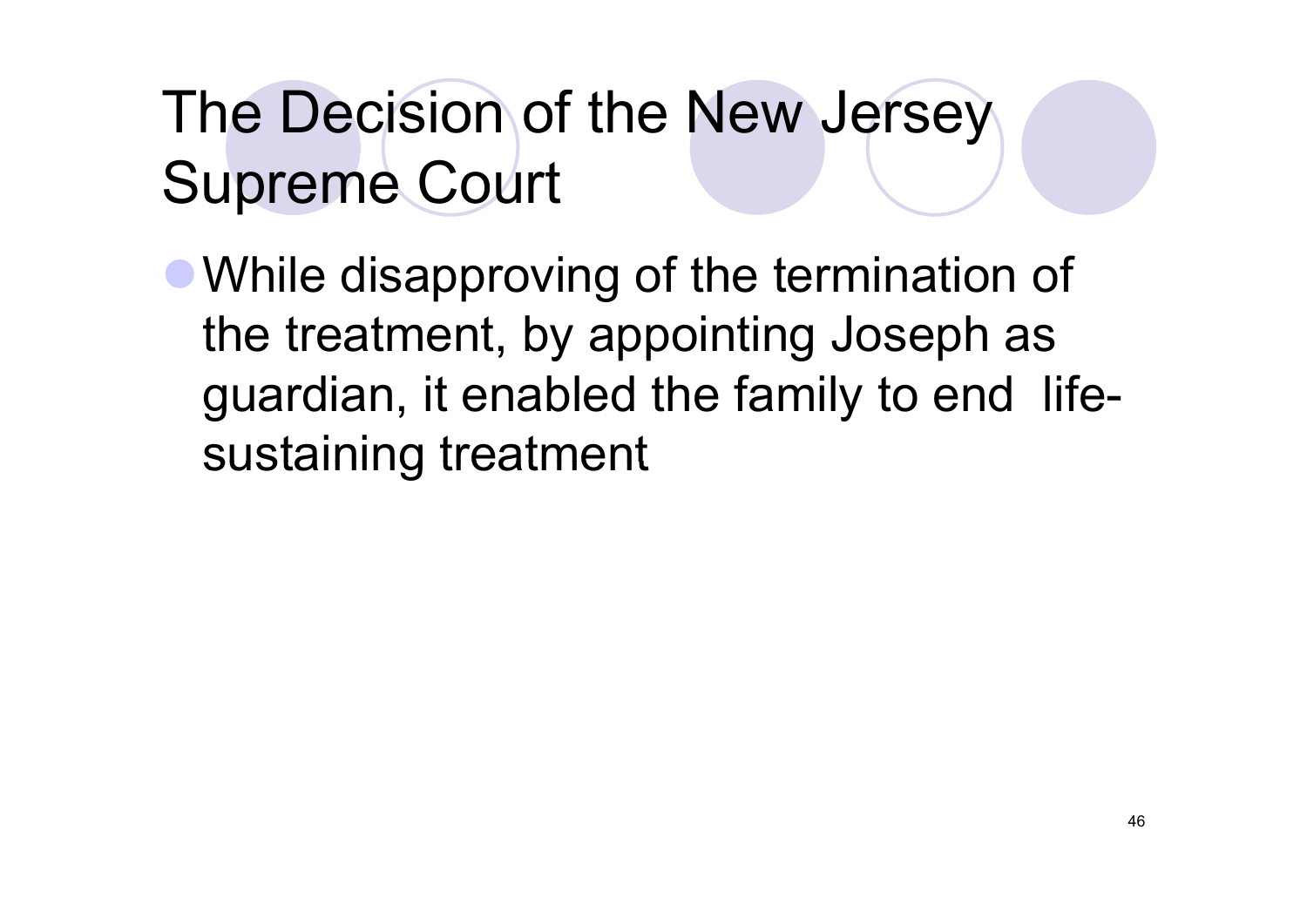# The Decision of the New Jersey Supreme Court

- While disapproving of the termination of the treatment, by appointing Joseph as guardian, it enabled the family to end life-sustaining treatment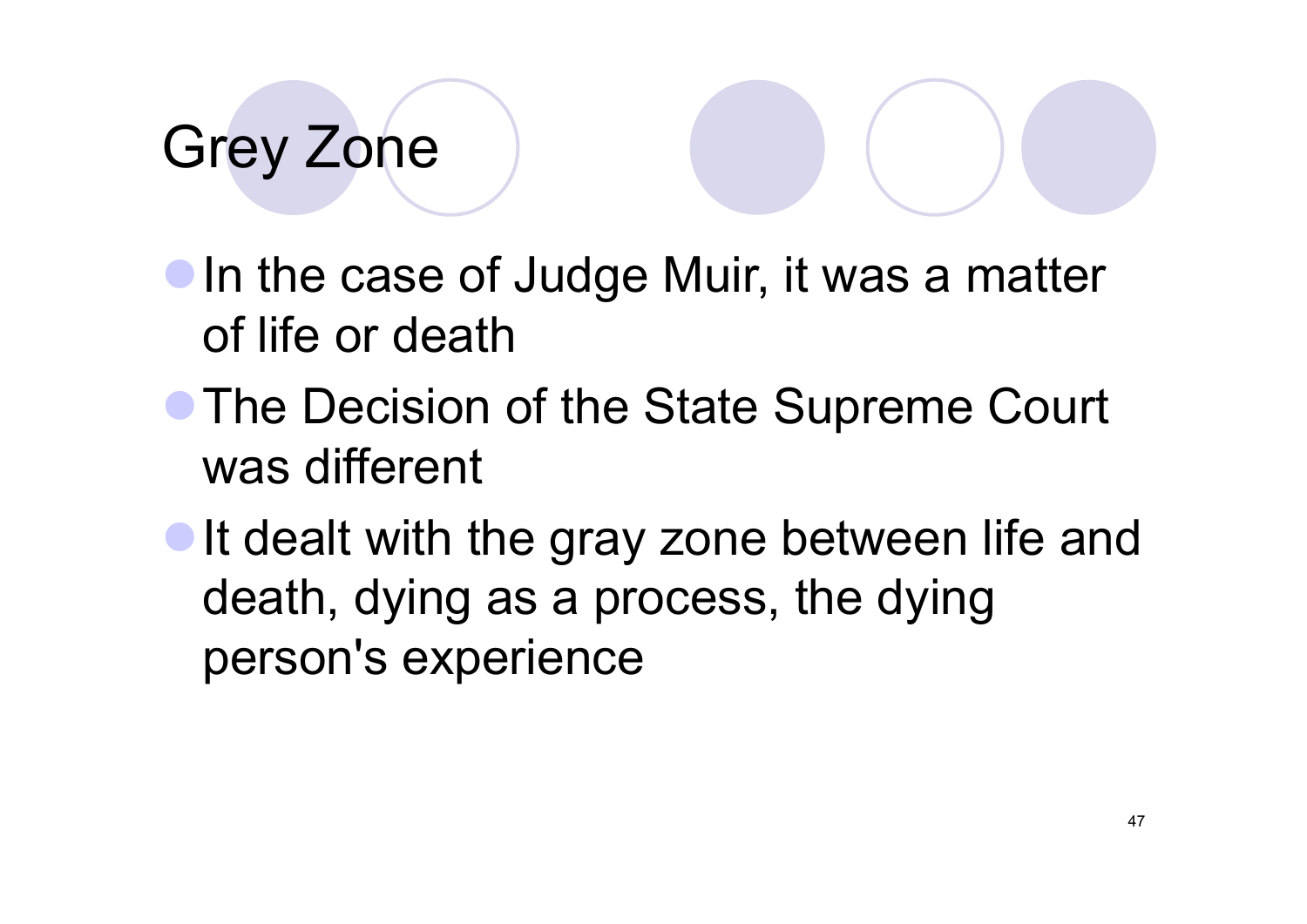# Grey Zone

- In the case of Judge Muir, it was a matter of life or death
- The Decision of the State Supreme Court was different
- It dealt with the gray zone between life and death, dying as a process, the dying person's experience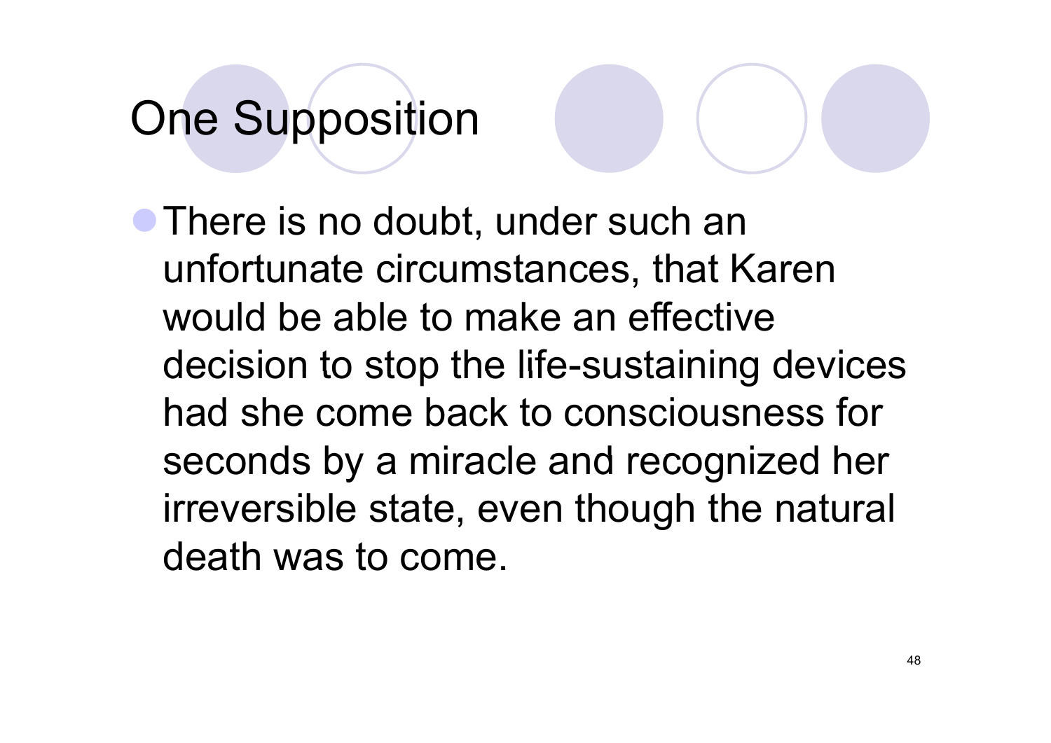# One Supposition

- There is no doubt, under such an unfortunate circumstances, that Karen would be able to make an effective decision to stop the life-sustaining devices had she come back to consciousness for seconds by a miracle and recognized her irreversible state, even though the natural death was to come.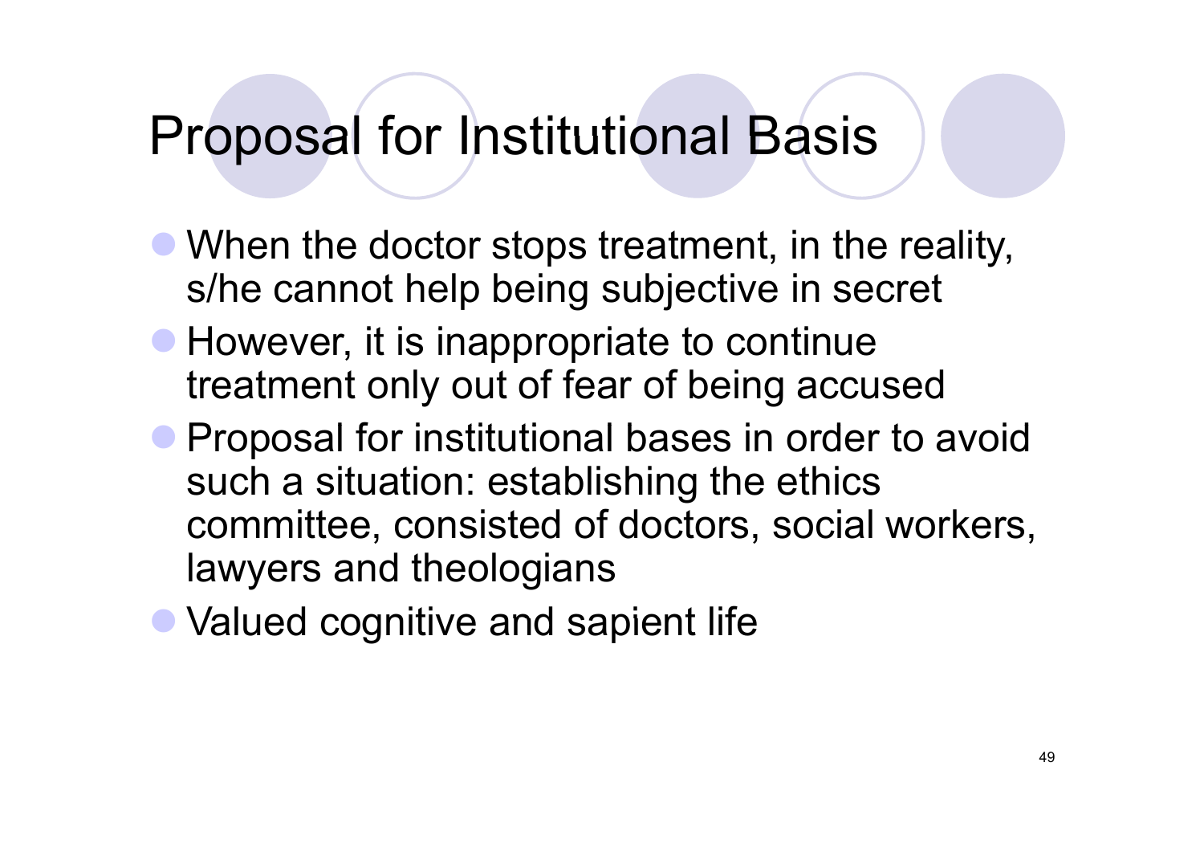# Proposal for Institutional Basis

- When the doctor stops treatment, in the reality, s/he cannot help being subjective in secret
- However, it is inappropriate to continue treatment only out of fear of being accused
- Proposal for institutional bases in order to avoid such a situation: establishing the ethics committee, consisted of doctors, social workers, lawyers and theologians
- Valued cognitive and sapient life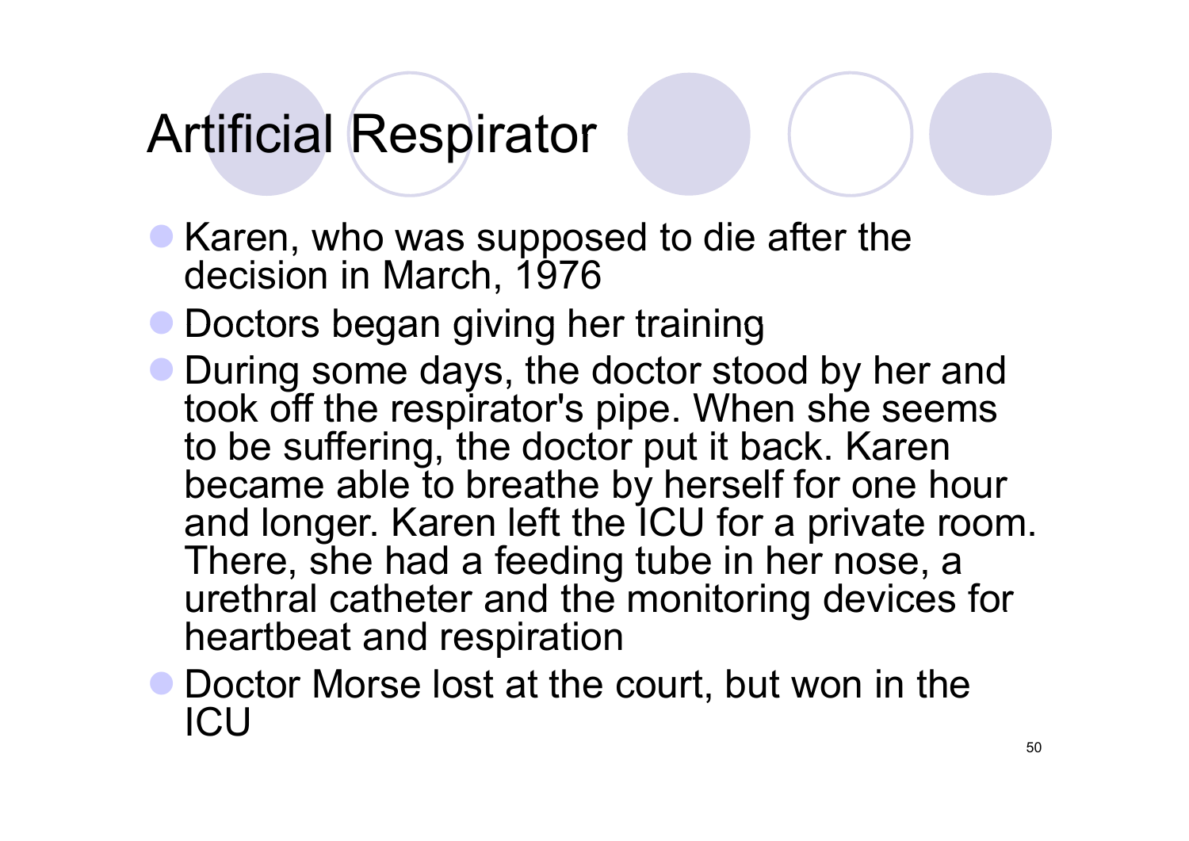# Artificial Respirator

- Karen, who was supposed to die after the decision in March, 1976
- Doctors began giving her training
- During some days, the doctor stood by her and took off the respirator's pipe. When she seems to be suffering, the doctor put it back. Karen became able to breathe by herself for one hour and longer. Karen left the ICU for a private room. There, she had a feeding tube in her nose, a urethral catheter and the monitoring devices for heartbeat and respiration
- Doctor Morse lost at the court, but won in the ICU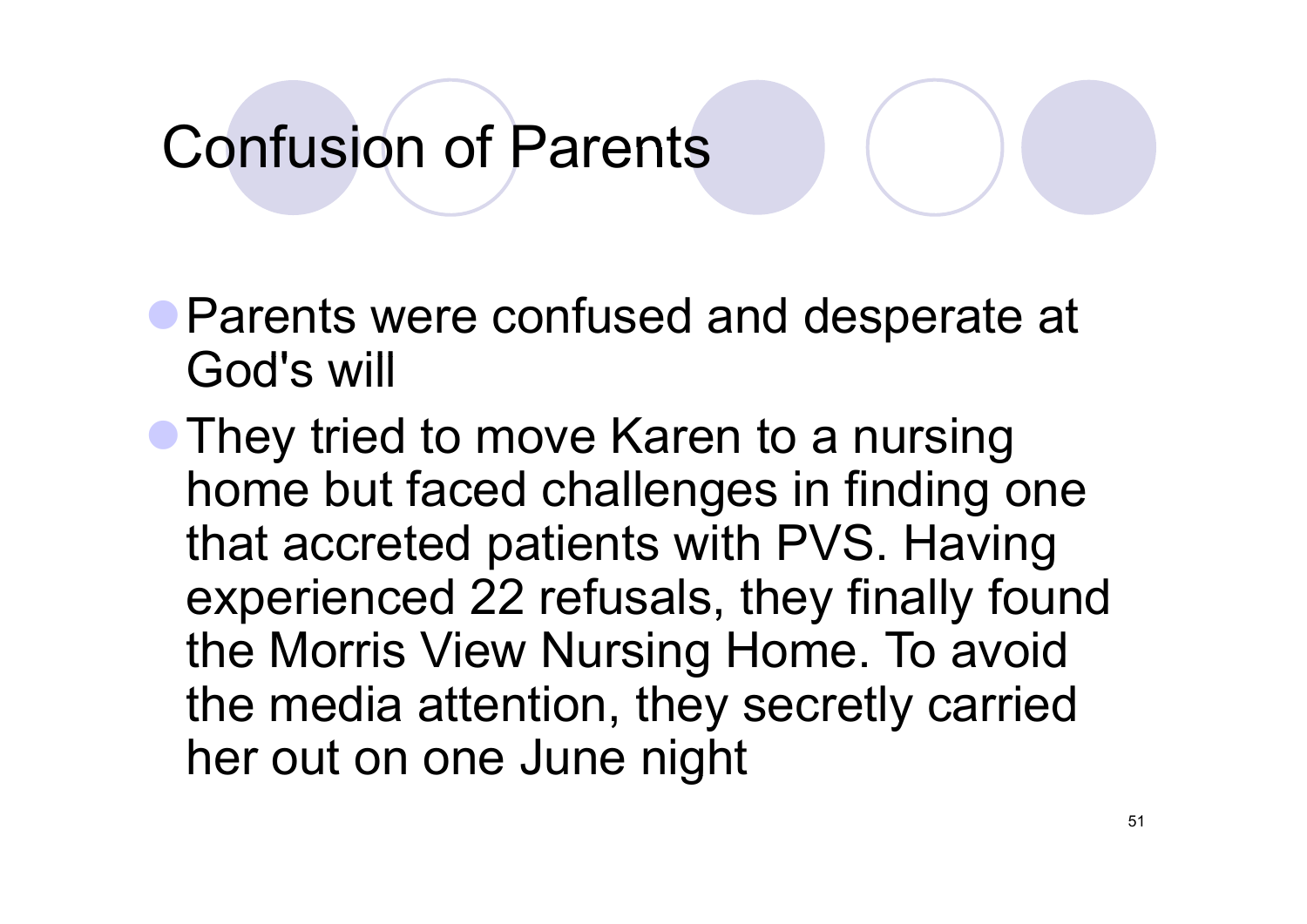# Confusion of Parents

- Parents were confused and desperate at God's will
- They tried to move Karen to a nursing home but faced challenges in finding one that accreted patients with PVS. Having experienced 22 refusals, they finally found the Morris View Nursing Home. To avoid the media attention, they secretly carried her out on one June night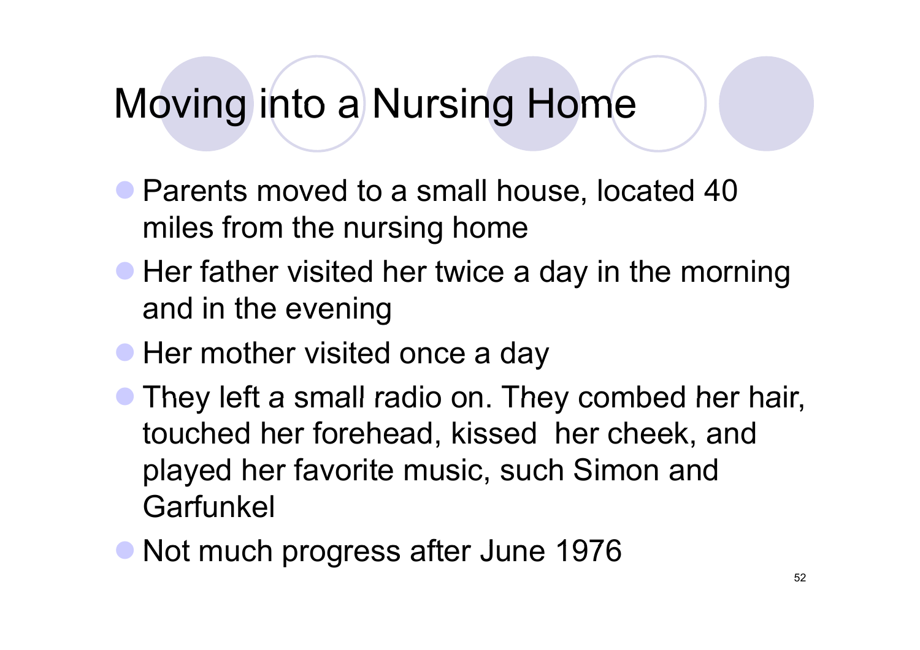# Moving into a Nursing Home

- Parents moved to a small house, located 40 miles from the nursing home
- Her father visited her twice a day in the morning and in the evening
- Her mother visited once a day
- They left a small radio on. They combed her hair, touched her forehead, kissed her cheek, and played her favorite music, such Simon and Garfunkel
- Not much progress after June 1976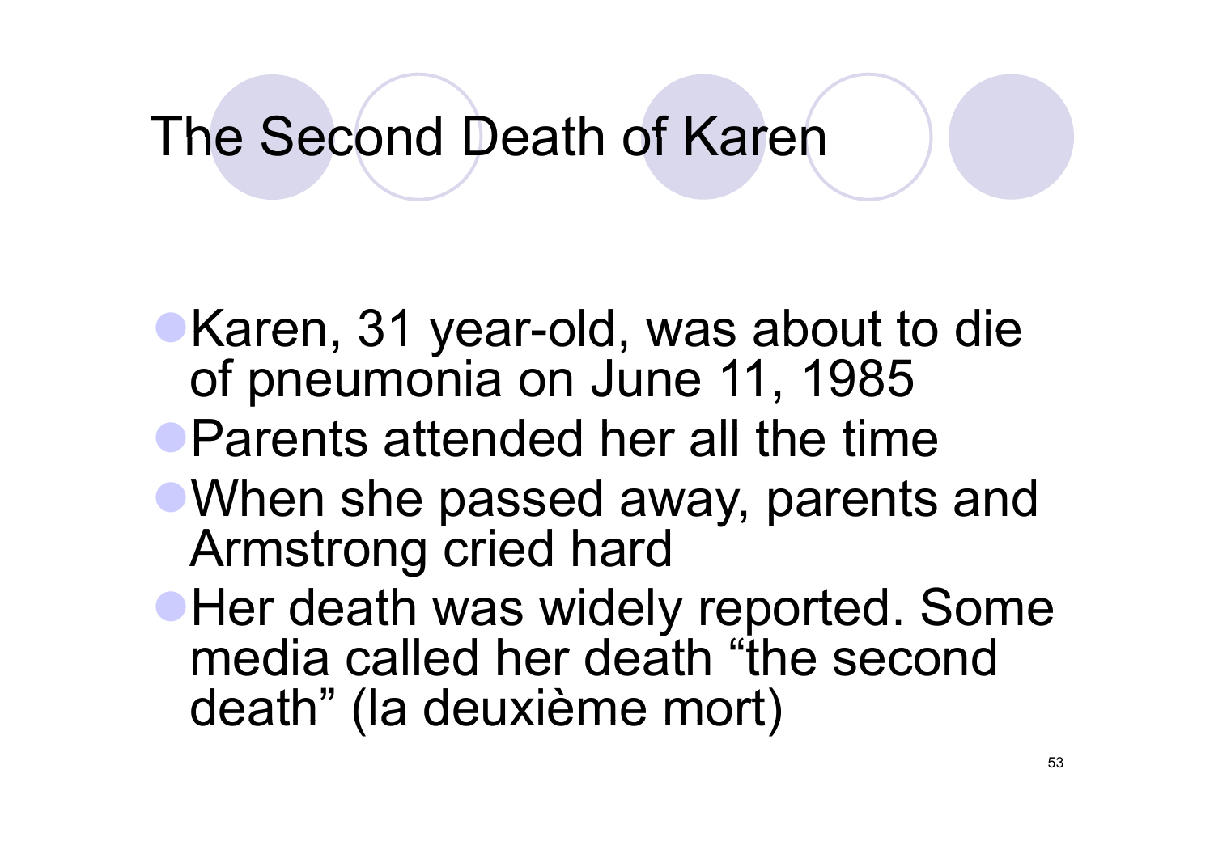# The Second Death of Karen

- Karen, 31 year-old, was about to die of pneumonia on June 11, 1985
- Parents attended her all the time
- When she passed away, parents and Armstrong cried hard
- Her death was widely reported. Some media called her death "the second death" (la deuxième mort)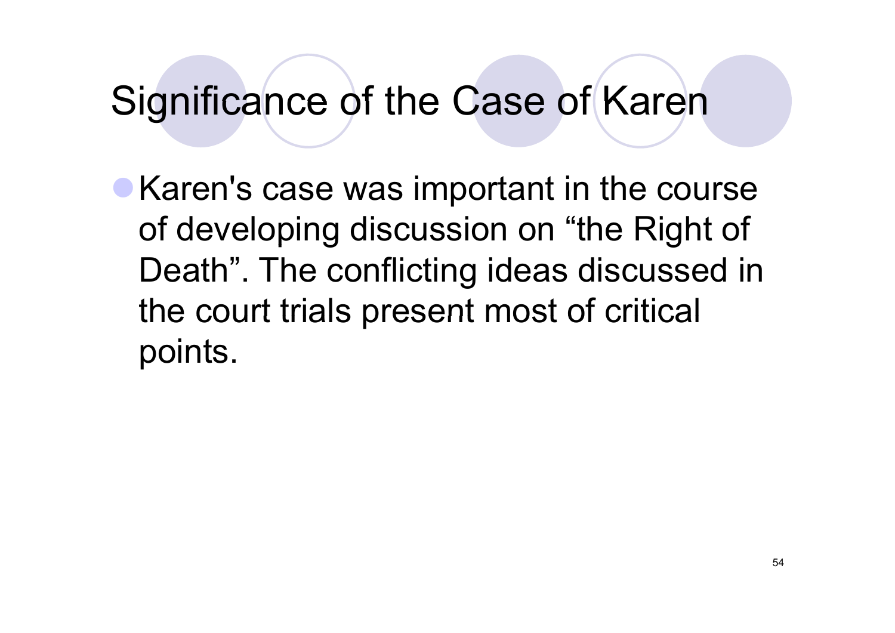# Significance of the Case of Karen

- Karen's case was important in the course of developing discussion on "the Right of Death". The conflicting ideas discussed in the court trials present most of critical points.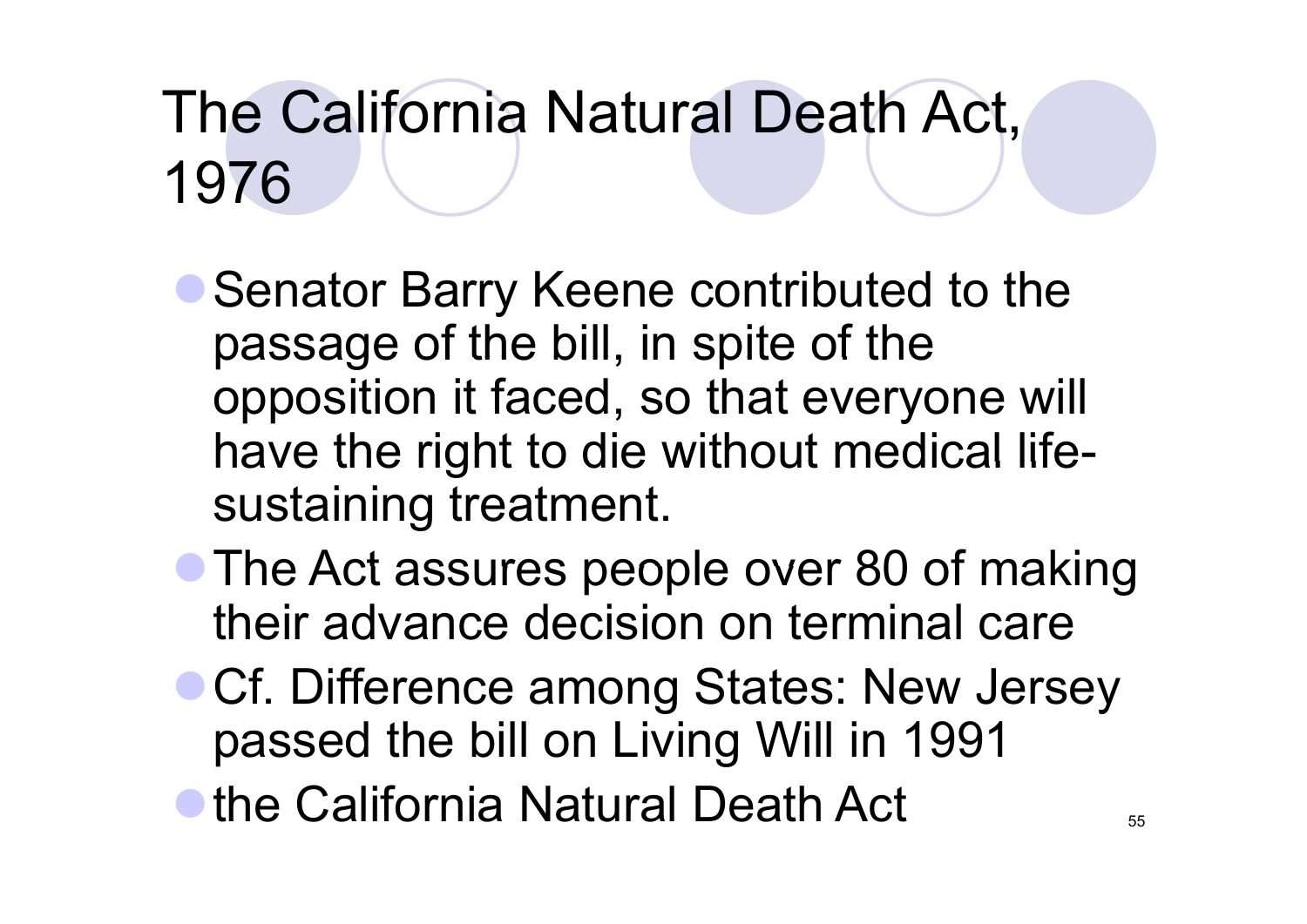# The California Natural Death Act, 1976

- Senator Barry Keene contributed to the passage of the bill, in spite of the opposition it faced, so that everyone will have the right to die without medical life-sustaining treatment.
- The Act assures people over 80 of making their advance decision on terminal care
- Cf. Difference among States: New Jersey passed the bill on Living Will in 1991
- the California Natural Death Act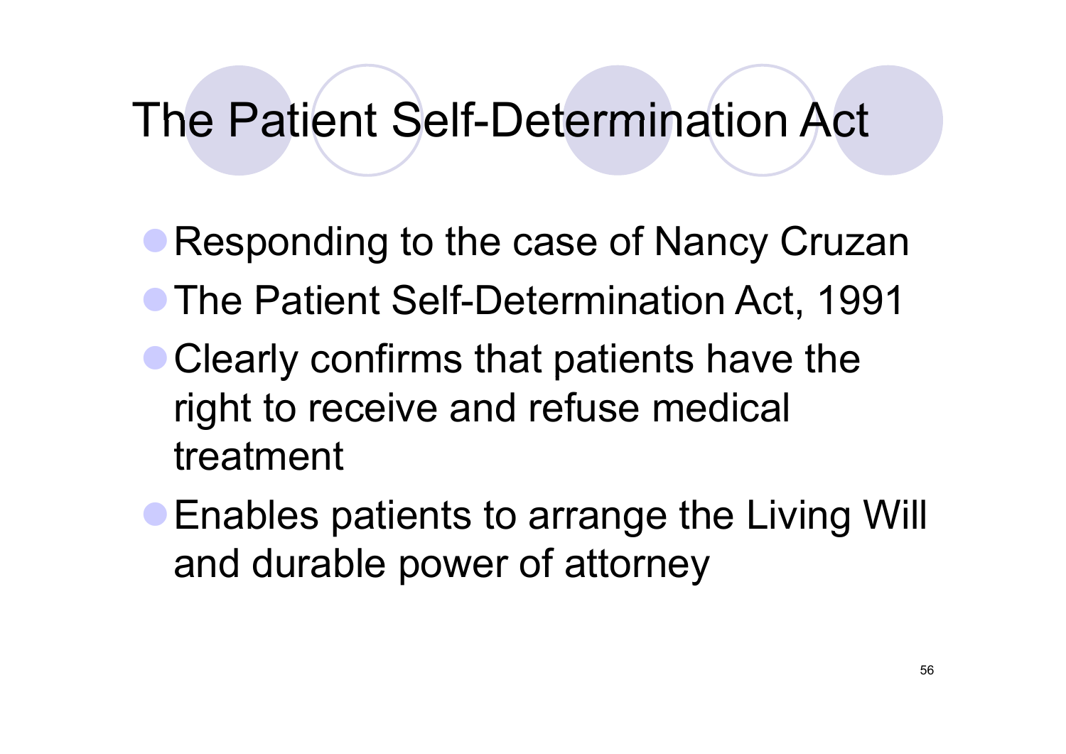# The Patient Self-Determination Act

- Responding to the case of Nancy Cruzan
- The Patient Self-Determination Act, 1991
- Clearly confirms that patients have the right to receive and refuse medical treatment
- Enables patients to arrange the Living Will and durable power of attorney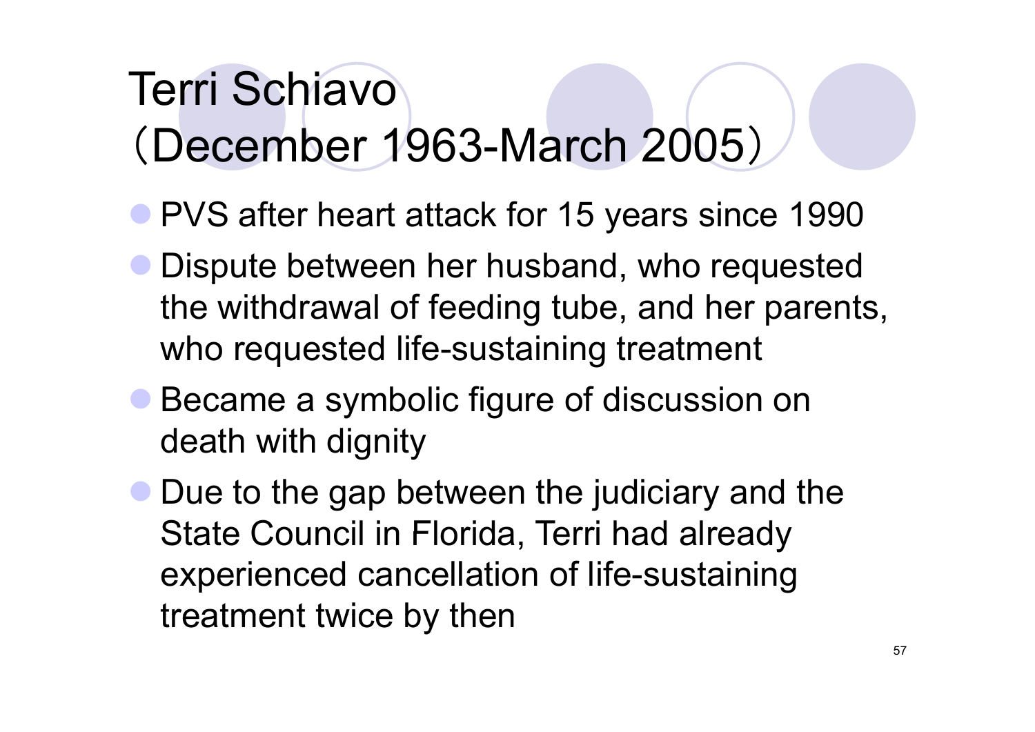# Terri Schiavo（December 1963-March 2005）

- PVS after heart attack for 15 years since 1990
- Dispute between her husband, who requested the withdrawal of feeding tube, and her parents, who requested life-sustaining treatment
- Became a symbolic figure of discussion on death with dignity
- Due to the gap between the judiciary and the State Council in Florida, Terri had already experienced cancellation of life-sustaining treatment twice by then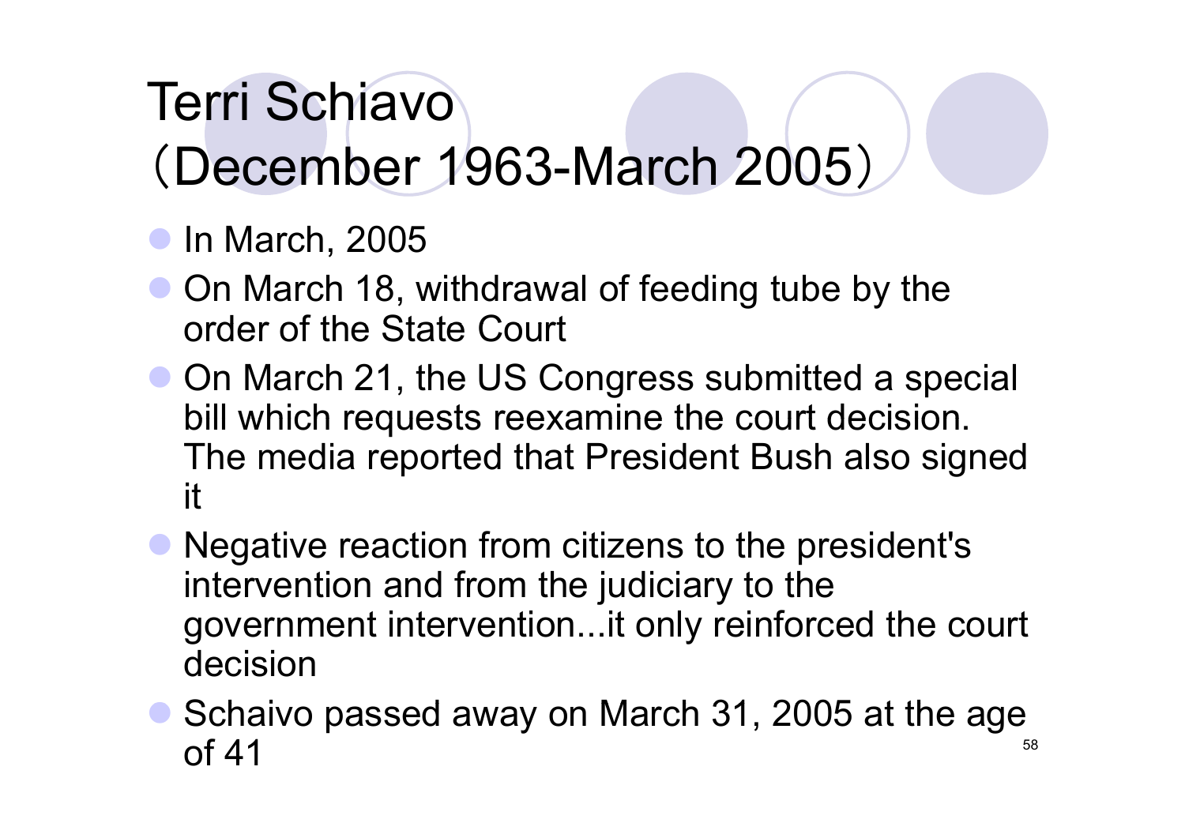# Terri Schiavo（December 1963-March 2005）

- In March, 2005
- On March 18, withdrawal of feeding tube by the order of the State Court
- On March 21, the US Congress submitted a special bill which requests reexamine the court decision. The media reported that President Bush also signed it
- Negative reaction from citizens to the president's intervention and from the judiciary to the government intervention...it only reinforced the court decision
- Schaivo passed away on March 31, 2005 at the age of 41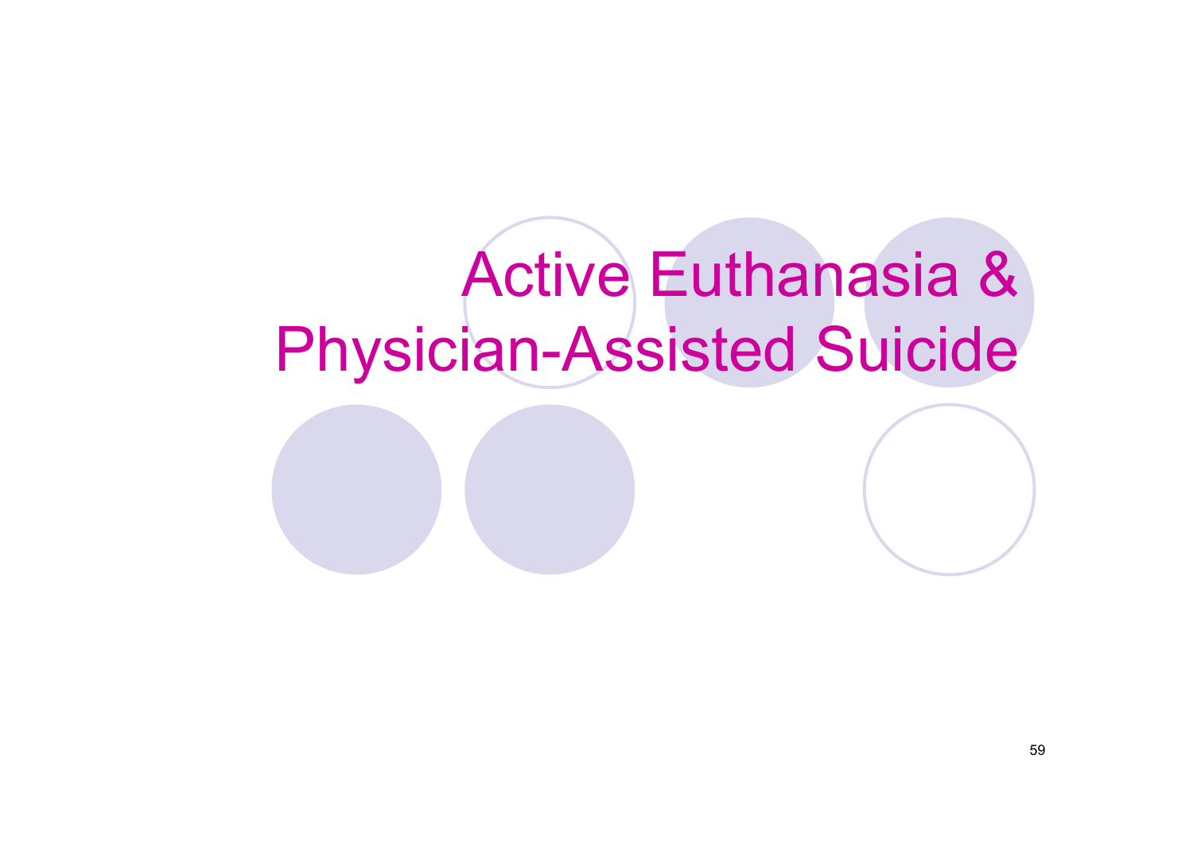# Active Euthanasia & Physician-Assisted Suicide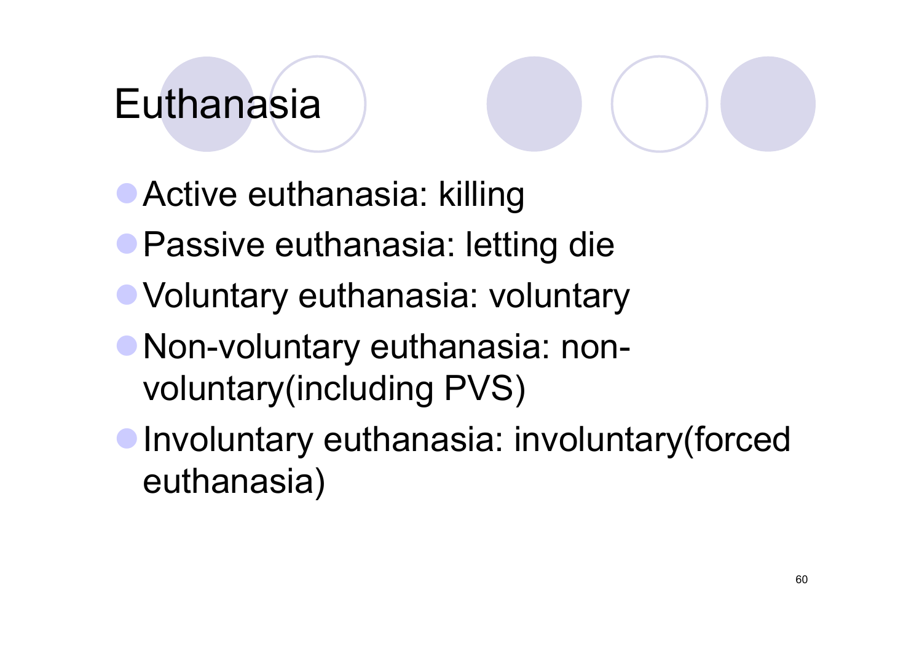# Euthanasia

- Active euthanasia: killing
- Passive euthanasia: letting die
- Voluntary euthanasia: voluntary
- Non-voluntary euthanasia: non-voluntary(including PVS)
- Involuntary euthanasia: involuntary(forced euthanasia)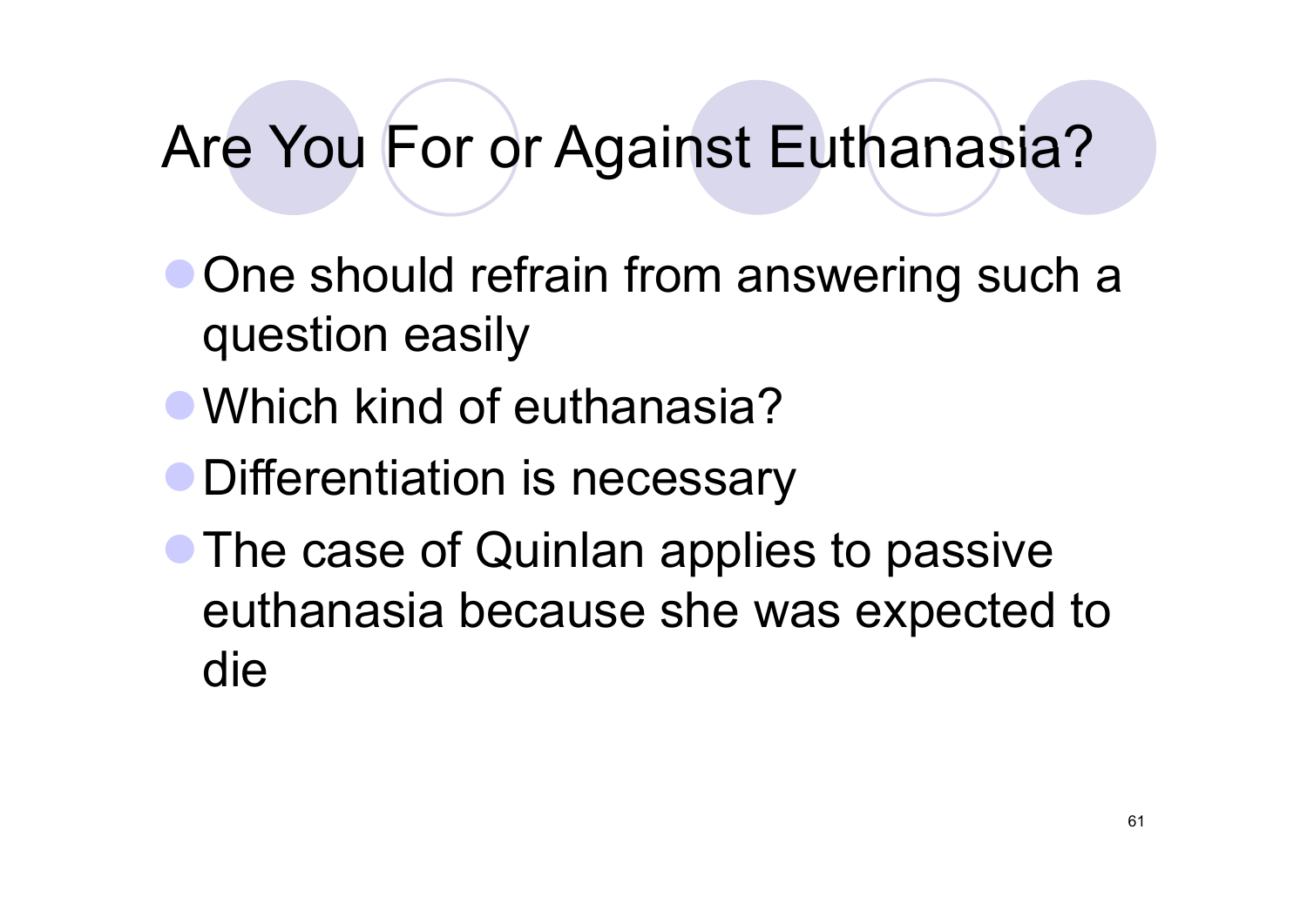# Are You For or Against Euthanasia?

- One should refrain from answering such a question easily
- Which kind of euthanasia?
- Differentiation is necessary
- The case of Quinlan applies to passive euthanasia because she was expected to die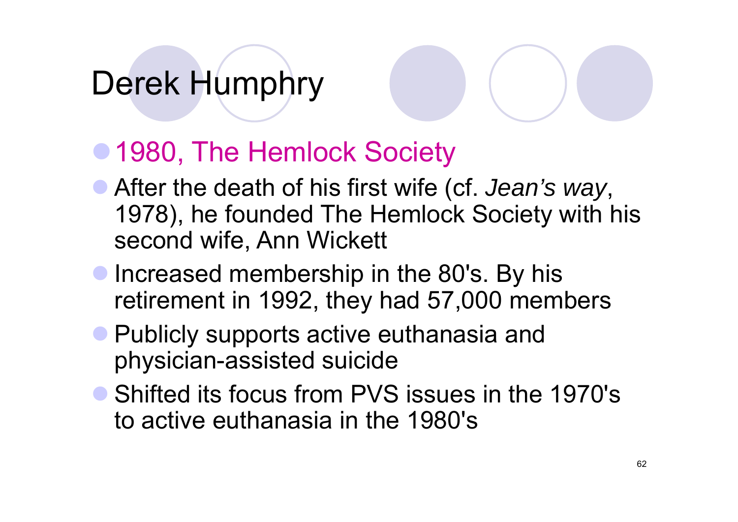# Derek Humphry

- 1980, The Hemlock Society
- After the death of his first wife (cf. *Jean's way*, 1978), he founded The Hemlock Society with his second wife, Ann Wickett
- Increased membership in the 80's. By his retirement in 1992, they had 57,000 members
- Publicly supports active euthanasia and physician-assisted suicide
- Shifted its focus from PVS issues in the 1970's to active euthanasia in the 1980's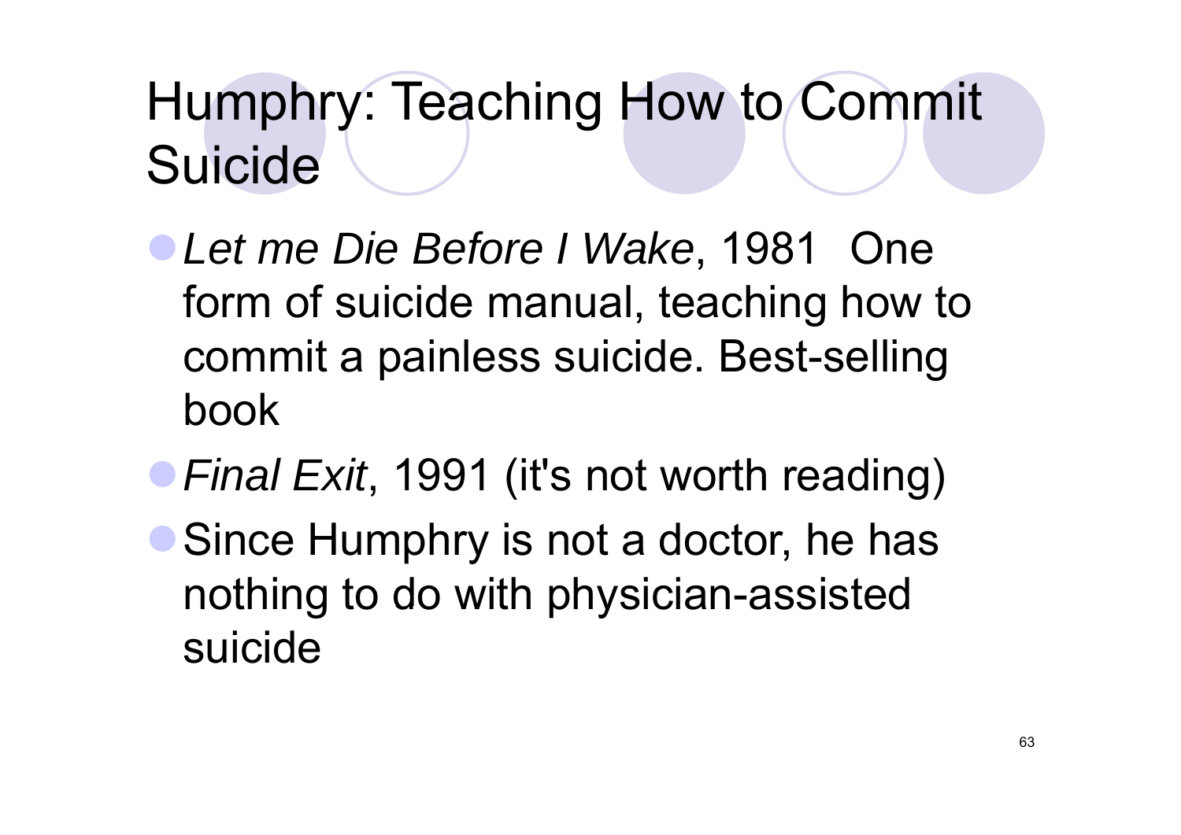# Humphry: Teaching How to Commit Suicide

- *Let me Die Before I Wake*, 1981 One form of suicide manual, teaching how to commit a painless suicide. Best-selling book
- *Final Exit*, 1991 (it's not worth reading)
- Since Humphry is not a doctor, he has nothing to do with physician-assisted suicide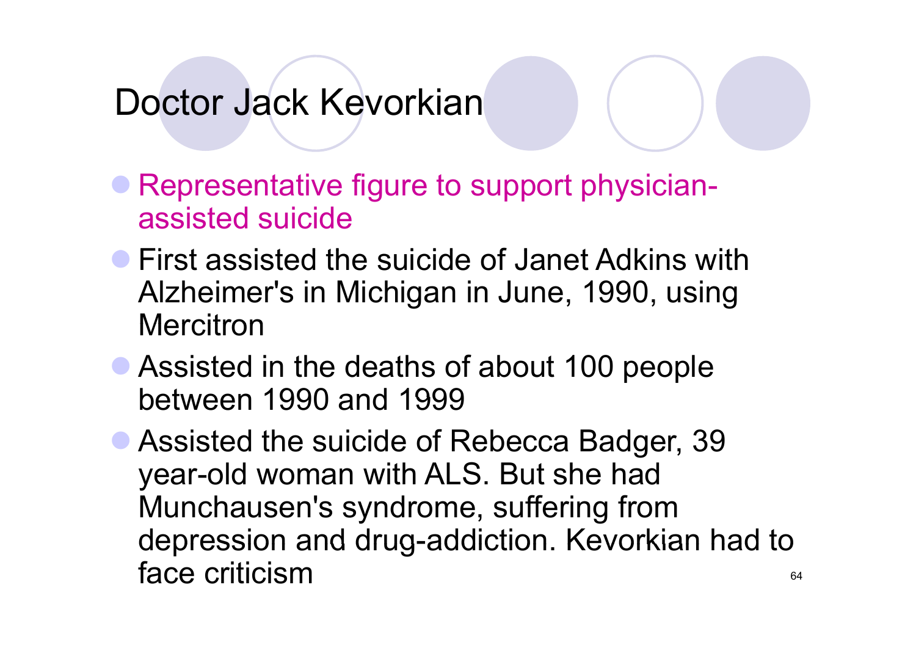# Doctor Jack Kevorkian

- Representative figure to support physician-assisted suicide
- First assisted the suicide of Janet Adkins with Alzheimer's in Michigan in June, 1990, using Mercitron
- Assisted in the deaths of about 100 people between 1990 and 1999
- Assisted the suicide of Rebecca Badger, 39 year-old woman with ALS. But she had Munchausen's syndrome, suffering from depression and drug-addiction. Kevorkian had to face criticism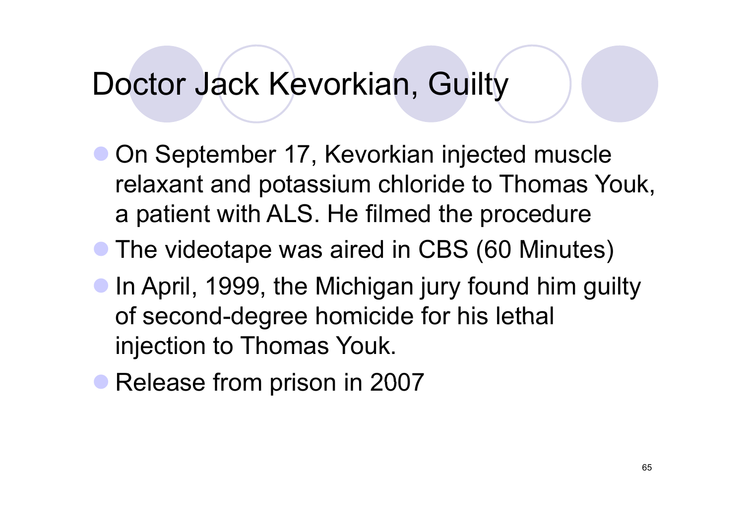# Doctor Jack Kevorkian, Guilty

- On September 17, Kevorkian injected muscle relaxant and potassium chloride to Thomas Youk, a patient with ALS. He filmed the procedure
- The videotape was aired in CBS (60 Minutes)
- In April, 1999, the Michigan jury found him guilty of second-degree homicide for his lethal injection to Thomas Youk.
- Release from prison in 2007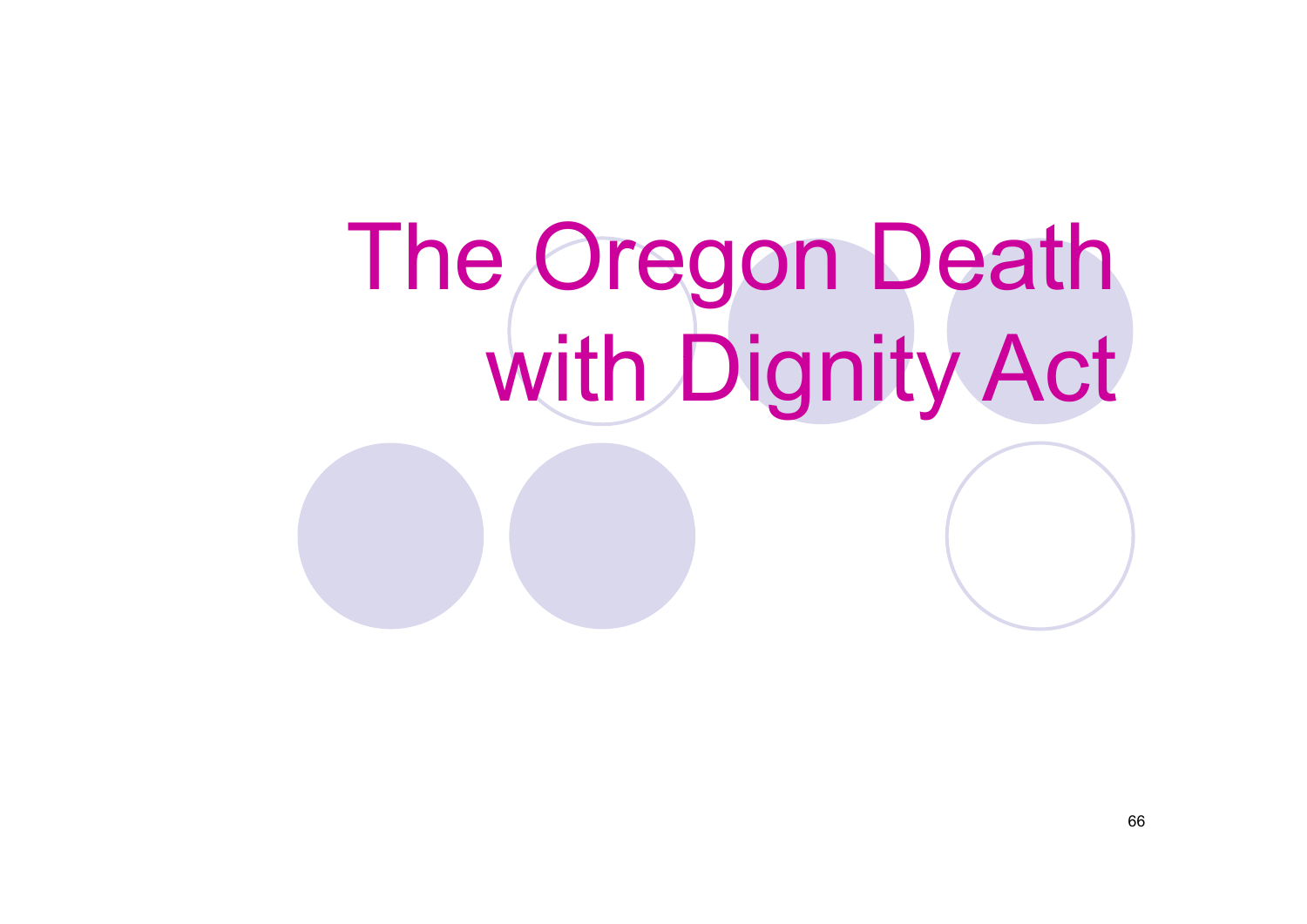# The Oregon Death with Dignity Act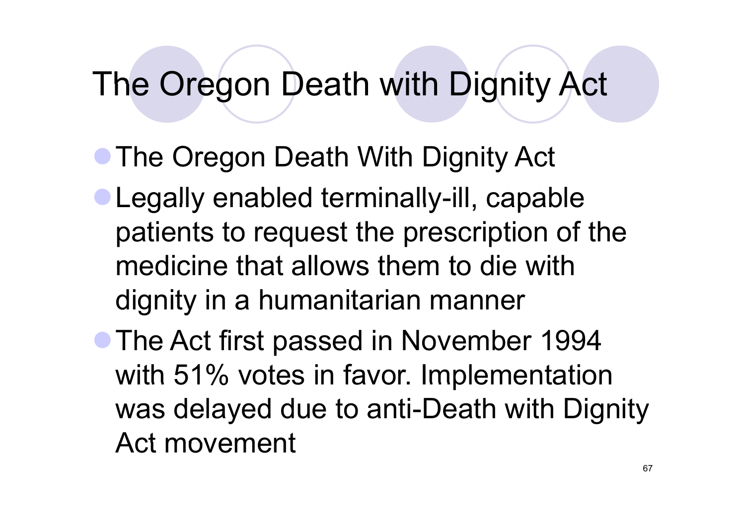# The Oregon Death with Dignity Act

- The Oregon Death With Dignity Act
- Legally enabled terminally-ill, capable patients to request the prescription of the medicine that allows them to die with dignity in a humanitarian manner
- The Act first passed in November 1994 with 51% votes in favor. Implementation was delayed due to anti-Death with Dignity Act movement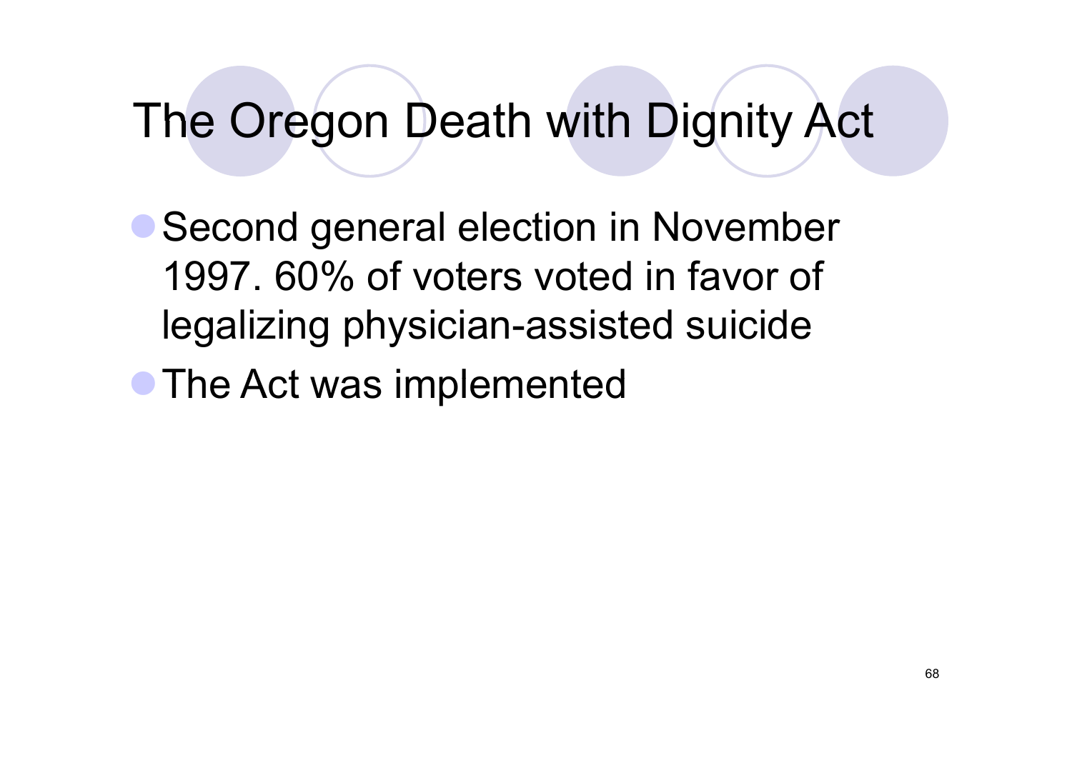# The Oregon Death with Dignity Act

- Second general election in November 1997. 60% of voters voted in favor of legalizing physician-assisted suicide
- The Act was implemented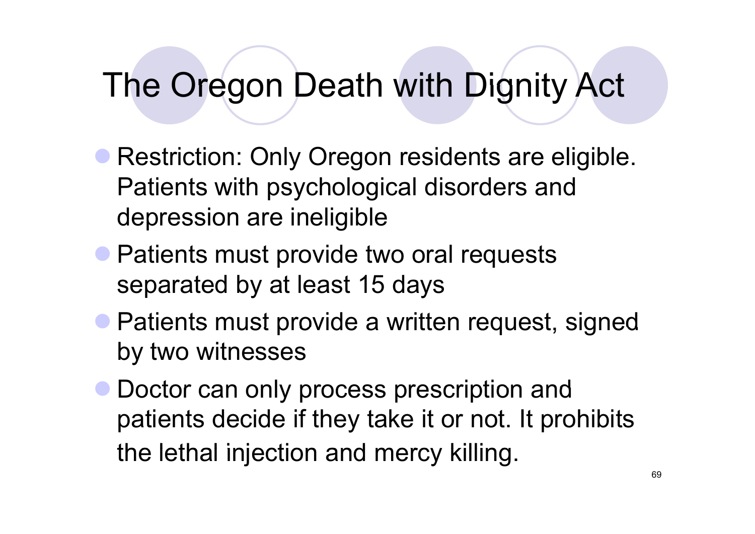# The Oregon Death with Dignity Act

- Restriction: Only Oregon residents are eligible. Patients with psychological disorders and depression are ineligible
- Patients must provide two oral requests separated by at least 15 days
- Patients must provide a written request, signed by two witnesses
- Doctor can only process prescription and patients decide if they take it or not. It prohibits the lethal injection and mercy killing.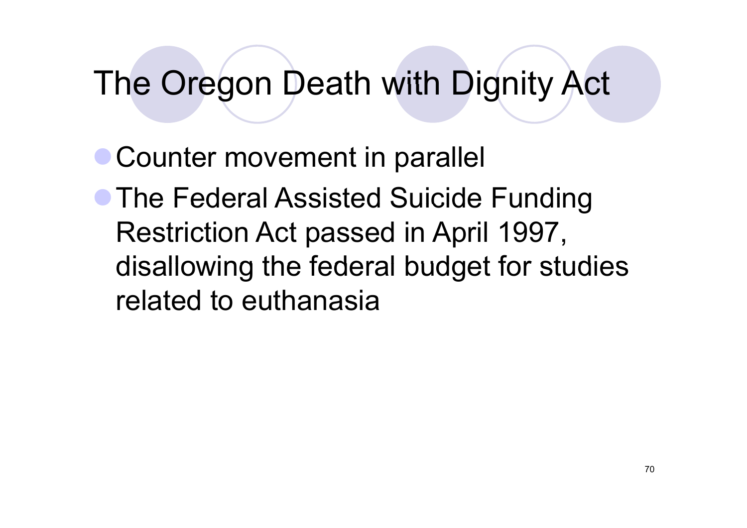# The Oregon Death with Dignity Act

- Counter movement in parallel
- The Federal Assisted Suicide Funding Restriction Act passed in April 1997, disallowing the federal budget for studies related to euthanasia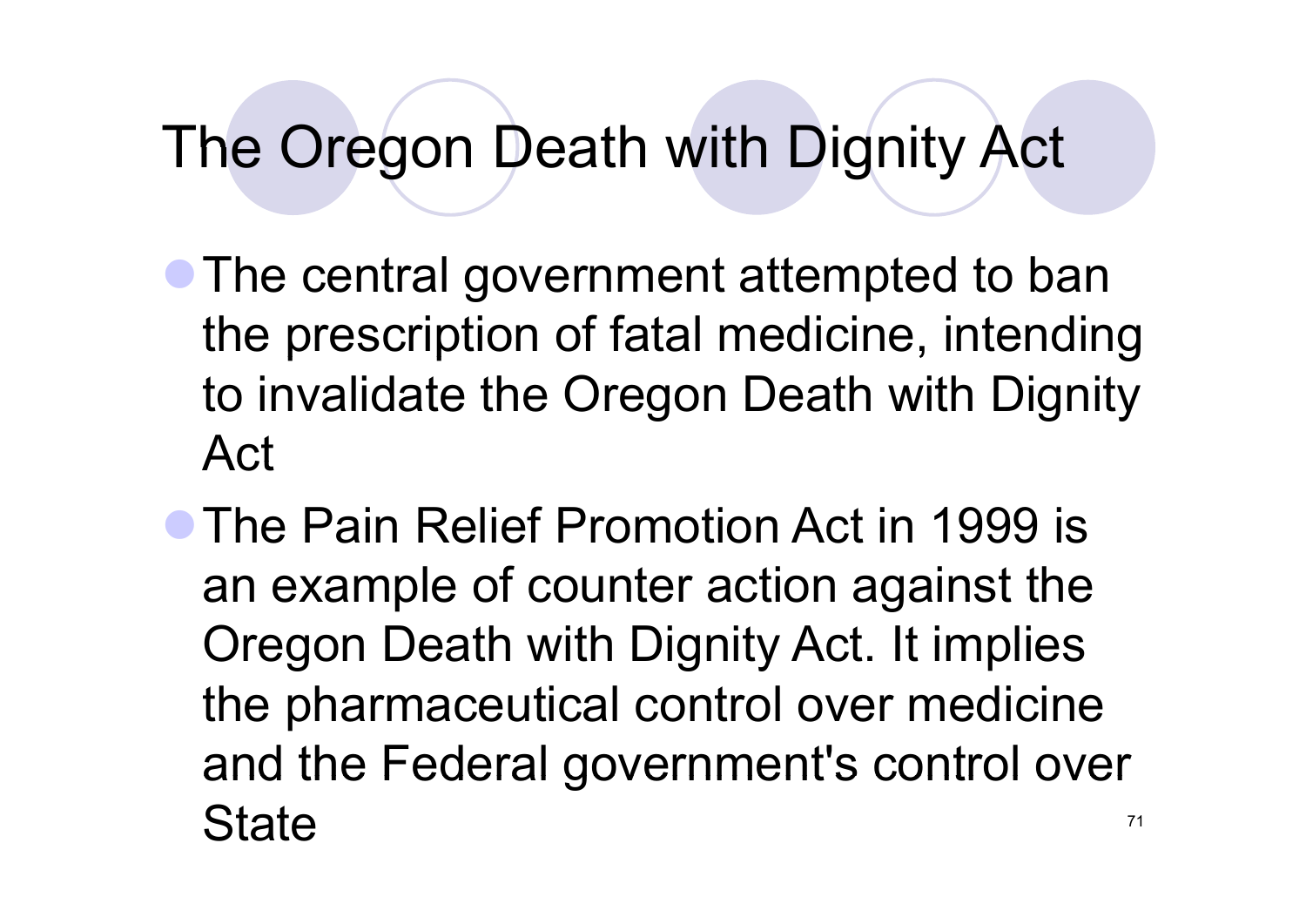# The Oregon Death with Dignity Act

- The central government attempted to ban the prescription of fatal medicine, intending to invalidate the Oregon Death with Dignity Act
- The Pain Relief Promotion Act in 1999 is an example of counter action against the Oregon Death with Dignity Act. It implies the pharmaceutical control over medicine and the Federal government's control over State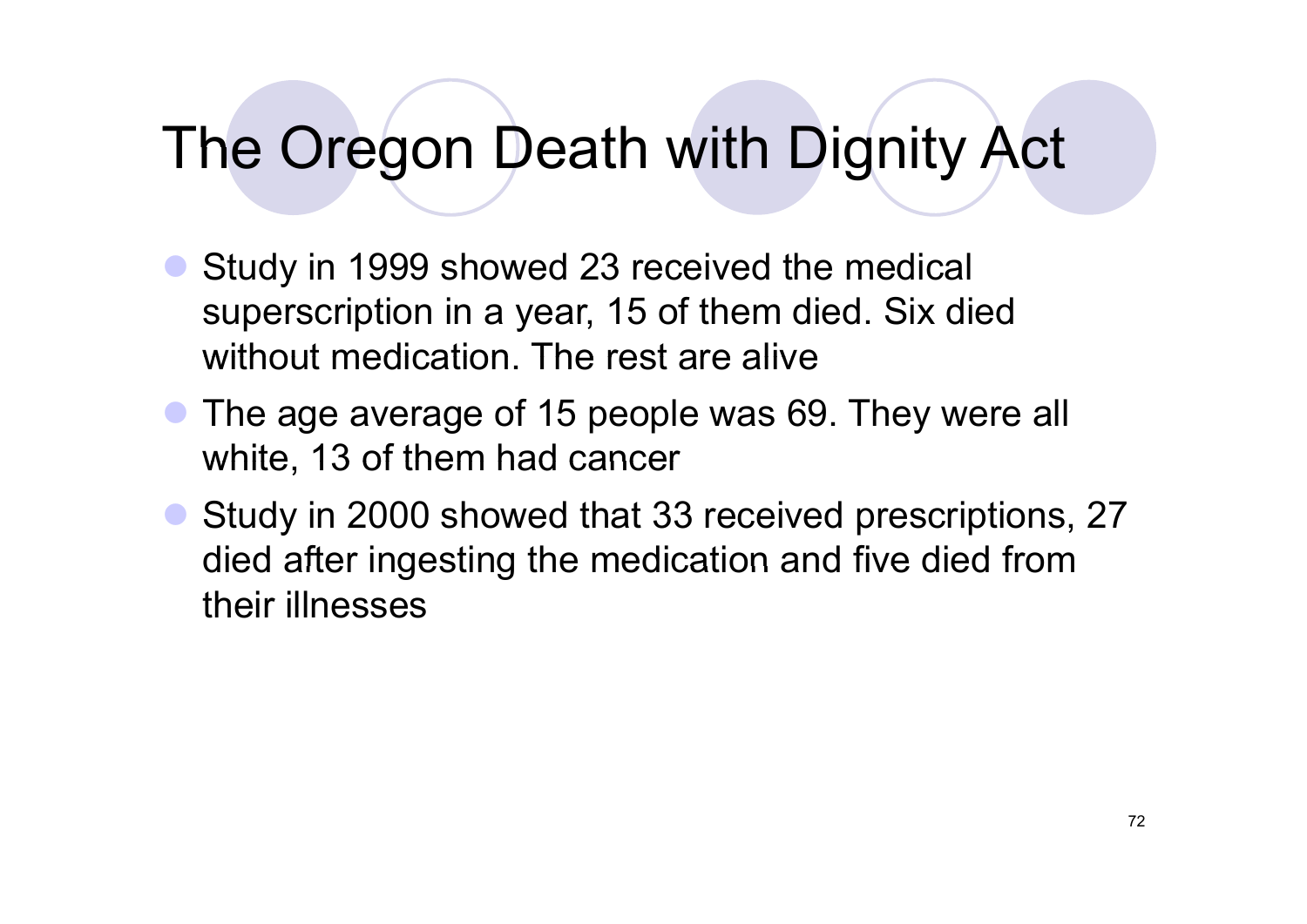# The Oregon Death with Dignity Act

- Study in 1999 showed 23 received the medical superscription in a year, 15 of them died. Six died without medication. The rest are alive
- The age average of 15 people was 69. They were all white, 13 of them had cancer
- Study in 2000 showed that 33 received prescriptions, 27 died after ingesting the medication and five died from their illnesses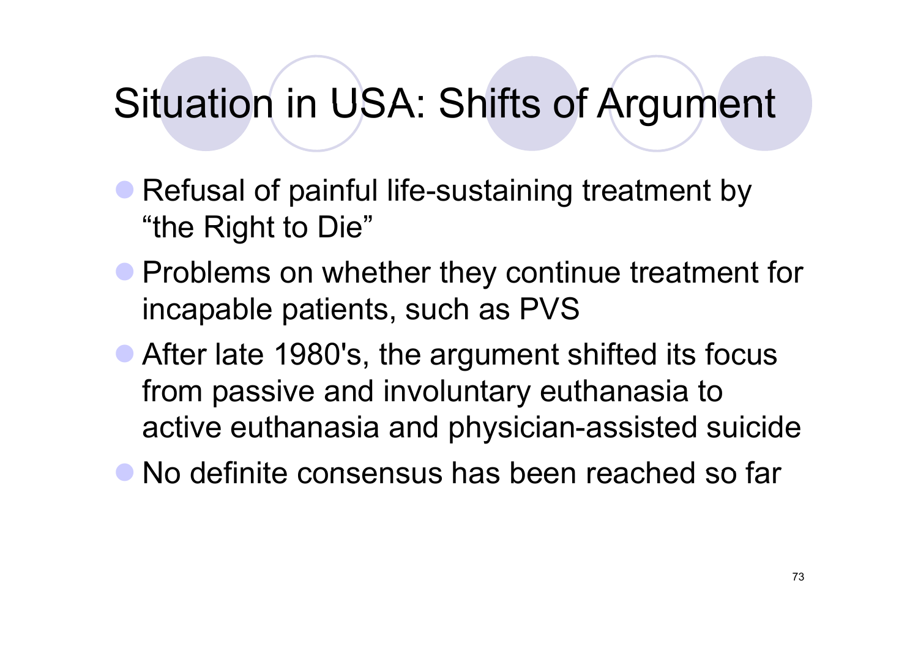# Situation in USA: Shifts of Argument

- Refusal of painful life-sustaining treatment by "the Right to Die"
- Problems on whether they continue treatment for incapable patients, such as PVS
- After late 1980's, the argument shifted its focus from passive and involuntary euthanasia to active euthanasia and physician-assisted suicide
- No definite consensus has been reached so far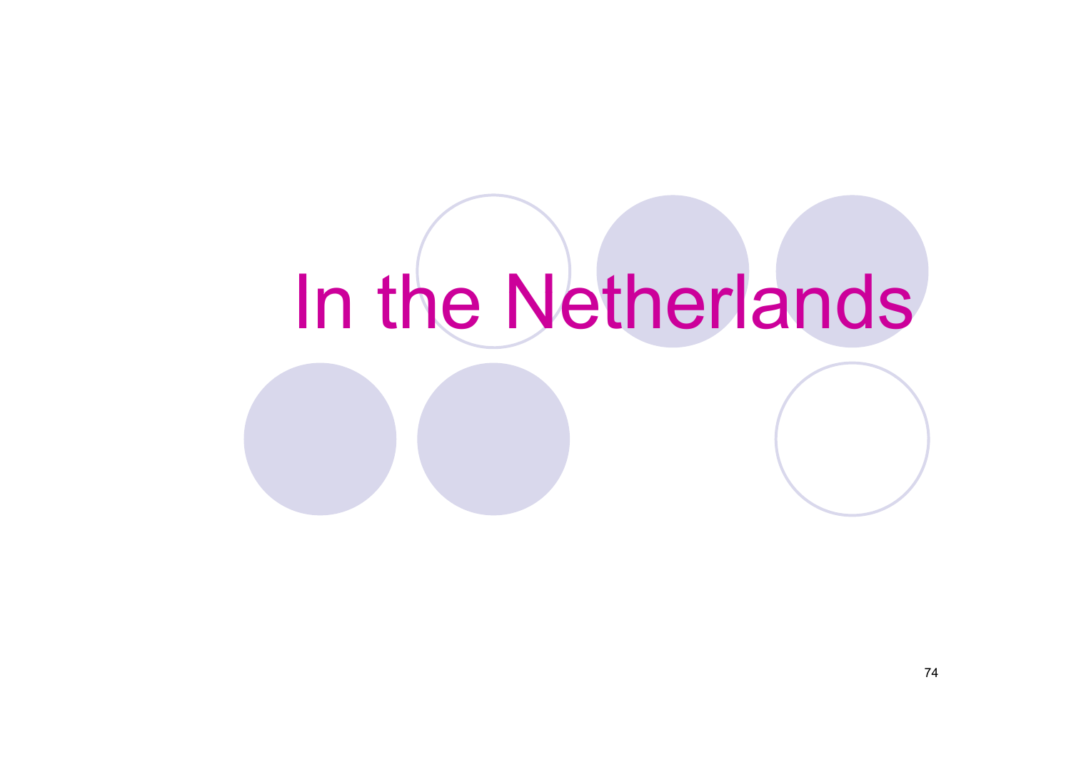# In the Netherlands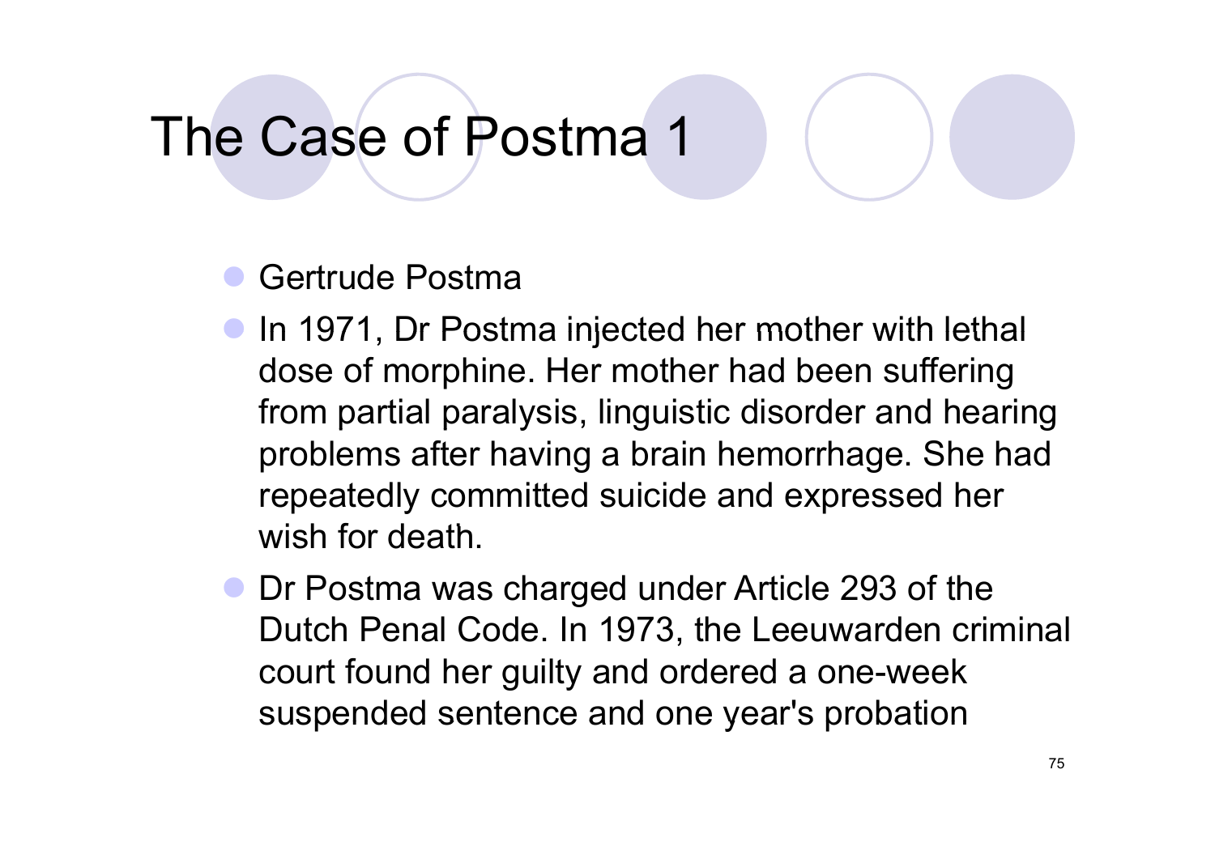# The Case of Postma 1

- Gertrude Postma
- In 1971, Dr Postma injected her mother with lethal dose of morphine. Her mother had been suffering from partial paralysis, linguistic disorder and hearing problems after having a brain hemorrhage. She had repeatedly committed suicide and expressed her wish for death.
- Dr Postma was charged under Article 293 of the Dutch Penal Code. In 1973, the Leeuwarden criminal court found her guilty and ordered a one-week suspended sentence and one year's probation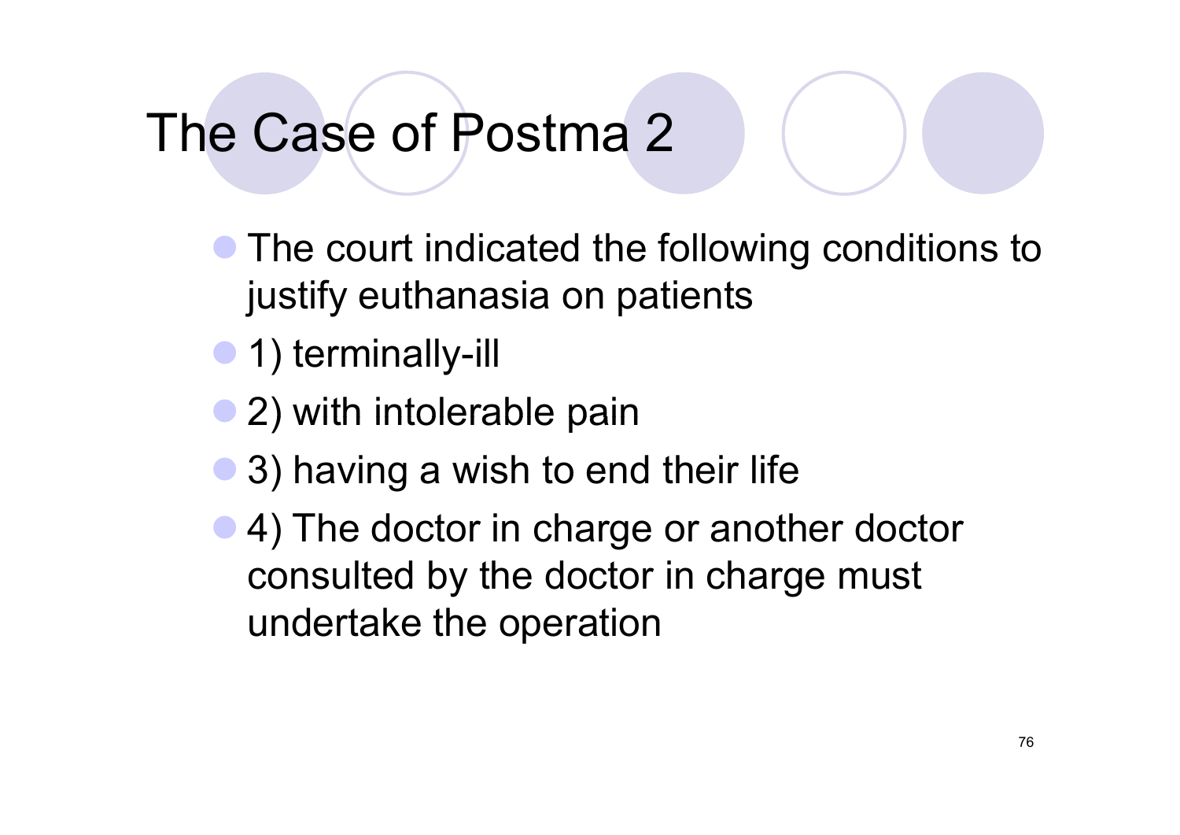# The Case of Postma 2

- The court indicated the following conditions to justify euthanasia on patients
- 1) terminally-ill
- 2) with intolerable pain
- 3) having a wish to end their life
- 4) The doctor in charge or another doctor consulted by the doctor in charge must undertake the operation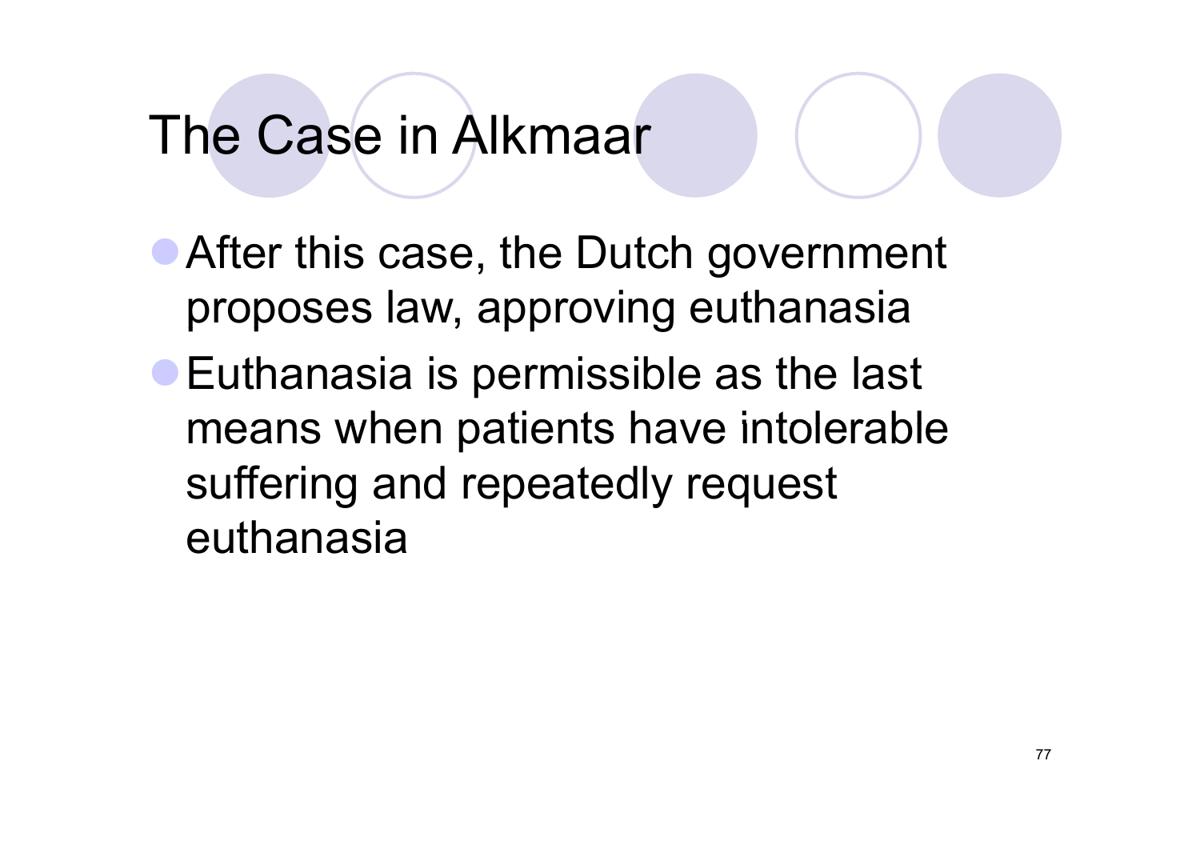# The Case in Alkmaar

- After this case, the Dutch government proposes law, approving euthanasia
- Euthanasia is permissible as the last means when patients have intolerable suffering and repeatedly request euthanasia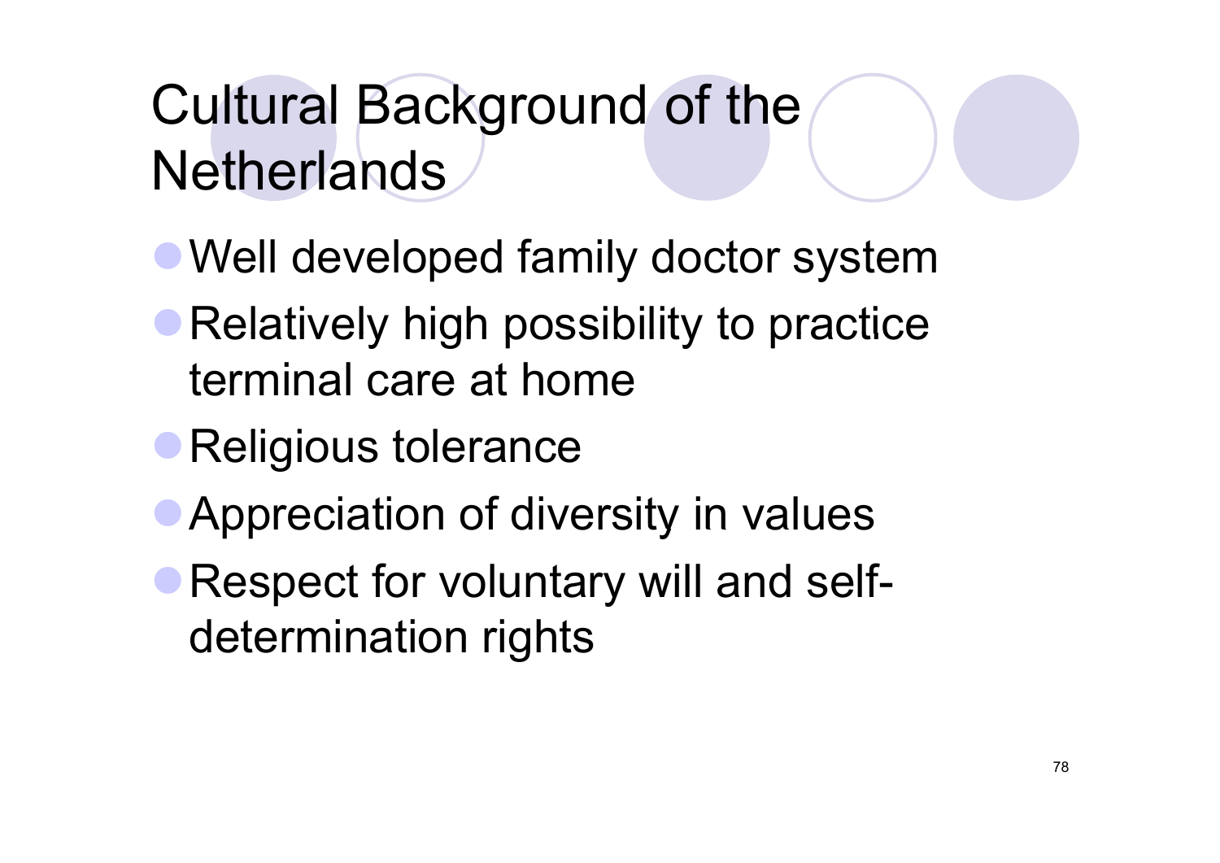# Cultural Background of the Netherlands

- Well developed family doctor system
- Relatively high possibility to practice terminal care at home
- Religious tolerance
- Appreciation of diversity in values
- Respect for voluntary will and self-determination rights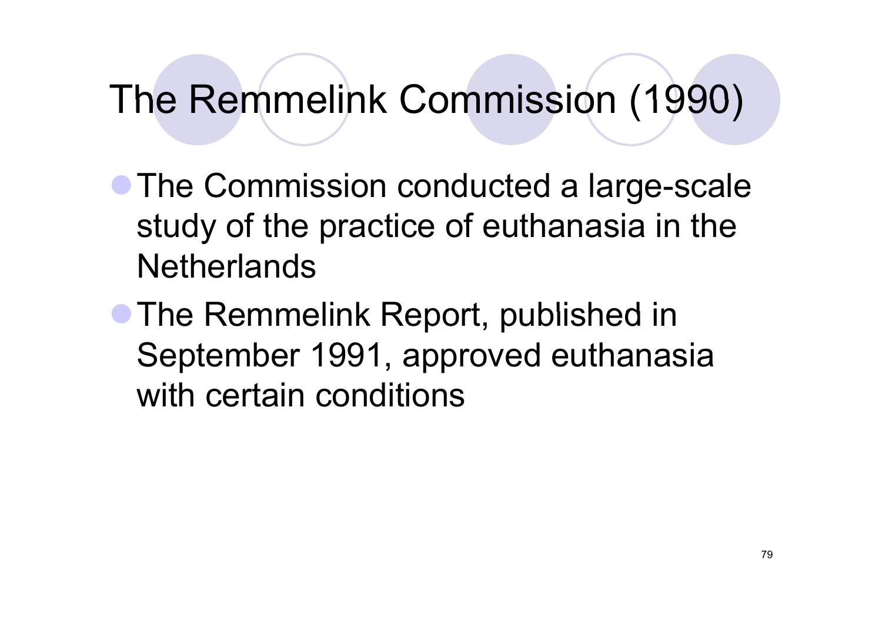# The Remmelink Commission (1990)

- The Commission conducted a large-scale study of the practice of euthanasia in the Netherlands
- The Remmelink Report, published in September 1991, approved euthanasia with certain conditions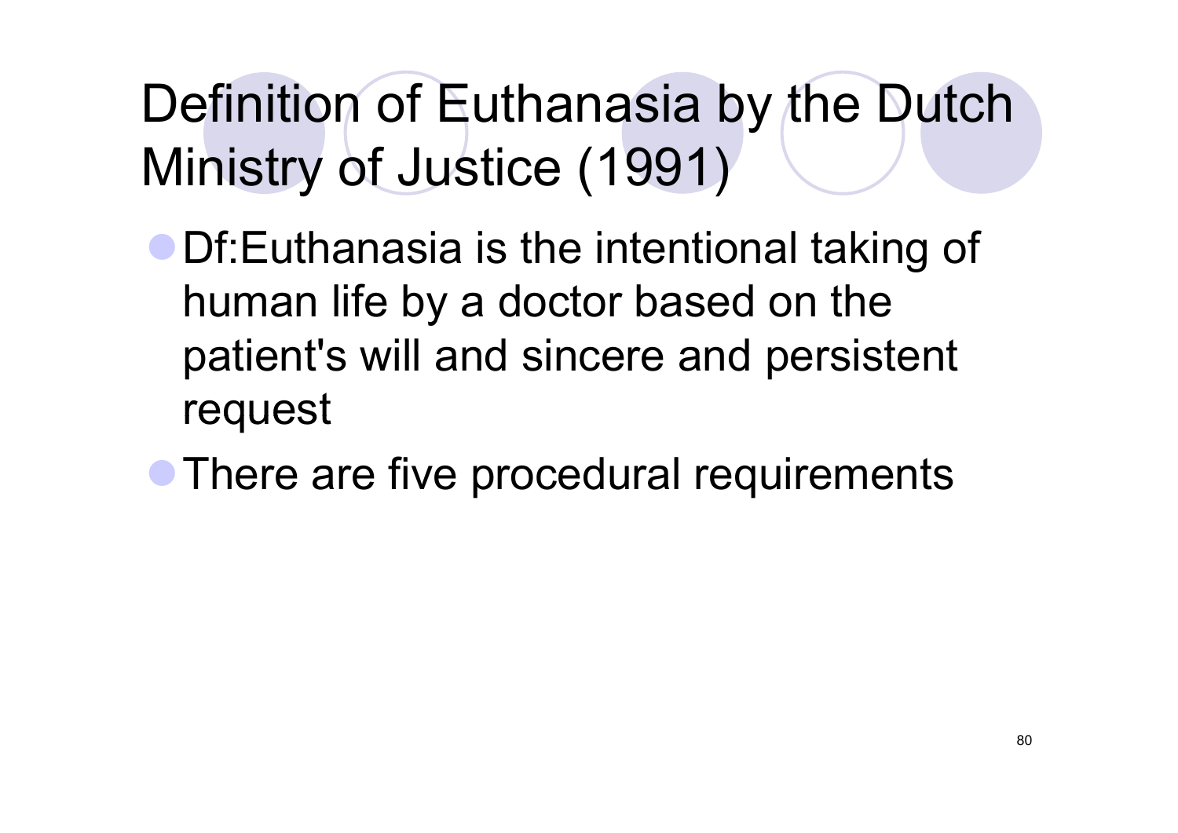# Definition of Euthanasia by the Dutch Ministry of Justice (1991)

- Df:Euthanasia is the intentional taking of human life by a doctor based on the patient's will and sincere and persistent request
- There are five procedural requirements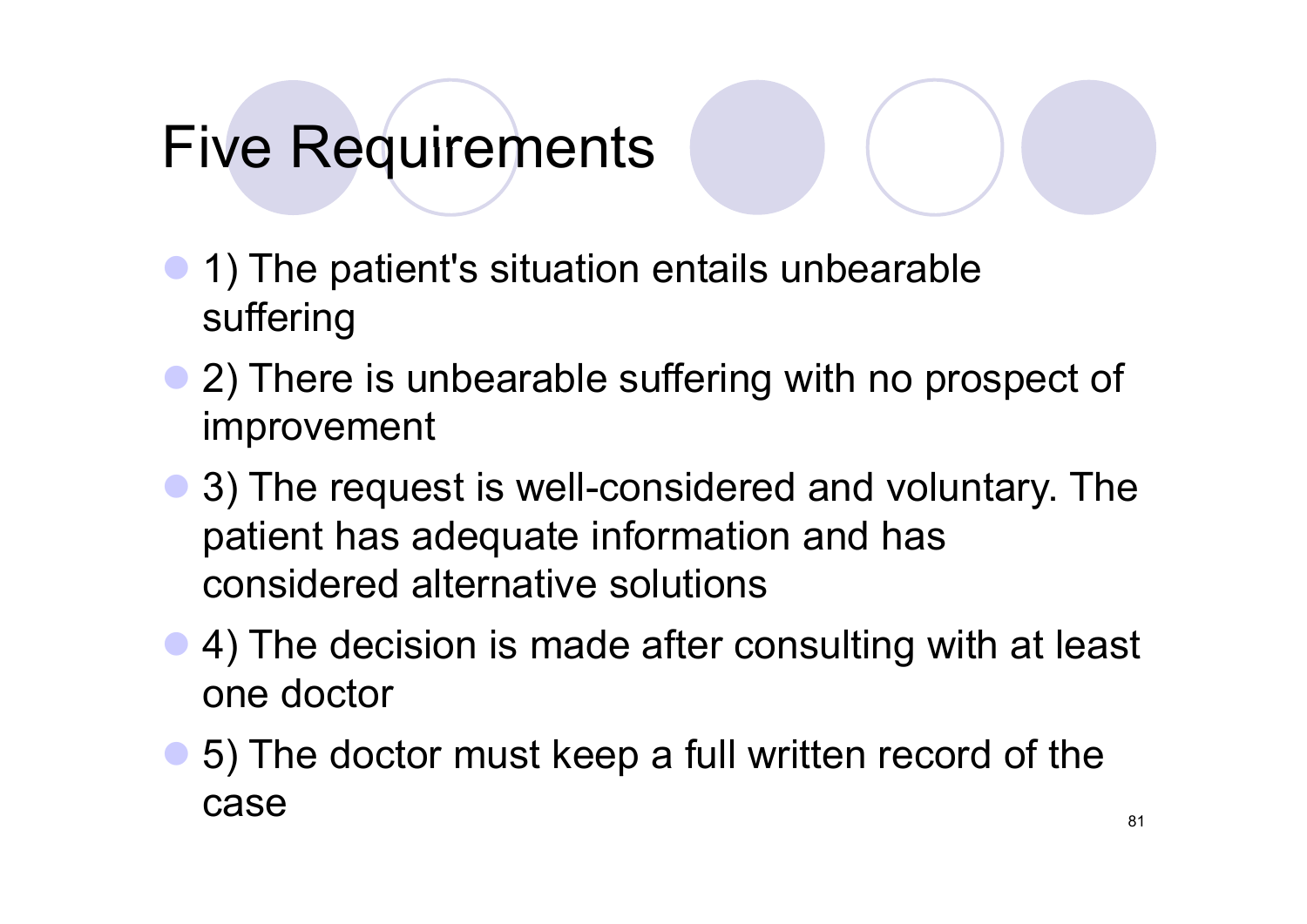# Five Requirements

- 1) The patient's situation entails unbearable suffering
- 2) There is unbearable suffering with no prospect of improvement
- 3) The request is well-considered and voluntary. The patient has adequate information and has considered alternative solutions
- 4) The decision is made after consulting with at least one doctor
- 5) The doctor must keep a full written record of the case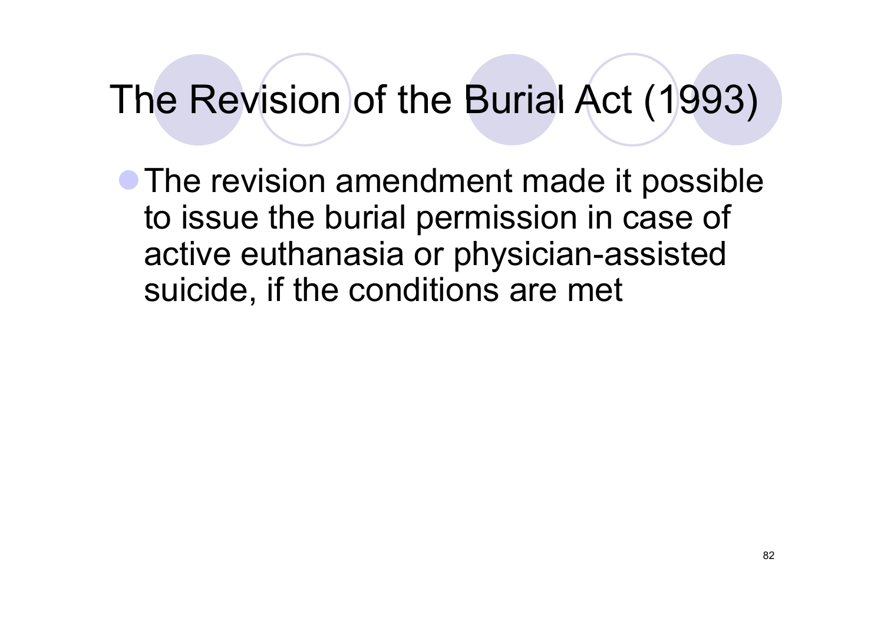# The Revision of the Burial Act (1993)

- The revision amendment made it possible to issue the burial permission in case of active euthanasia or physician-assisted suicide, if the conditions are met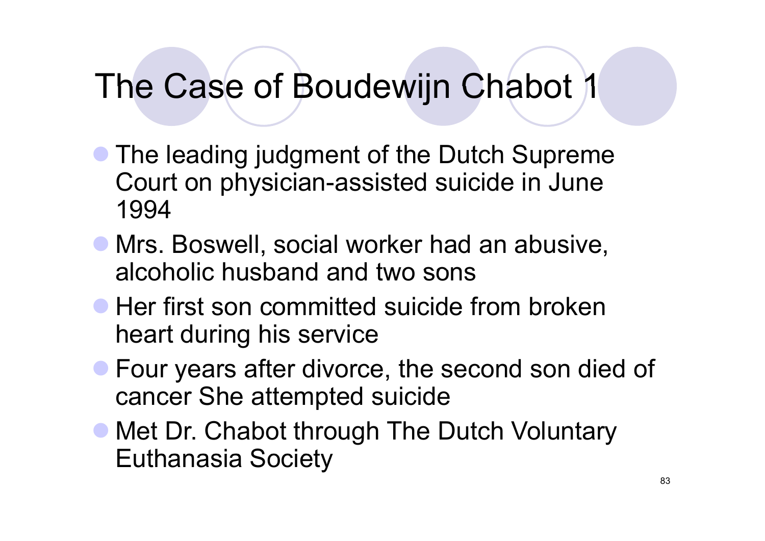# The Case of Boudewijn Chabot 1

- The leading judgment of the Dutch Supreme Court on physician-assisted suicide in June 1994
- Mrs. Boswell, social worker had an abusive, alcoholic husband and two sons
- Her first son committed suicide from broken heart during his service
- Four years after divorce, the second son died of cancer She attempted suicide
- Met Dr. Chabot through The Dutch Voluntary Euthanasia Society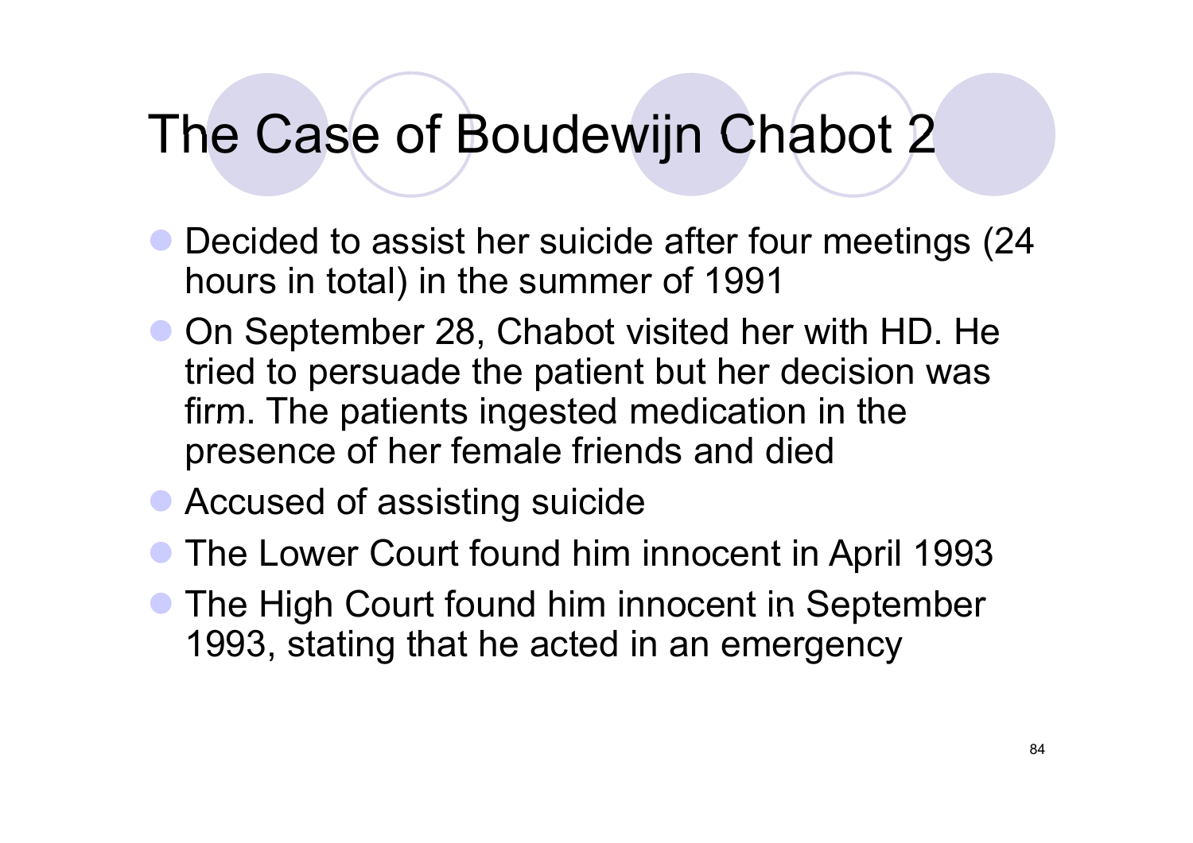# The Case of Boudewijn Chabot 2

- Decided to assist her suicide after four meetings (24 hours in total) in the summer of 1991
- On September 28, Chabot visited her with HD. He tried to persuade the patient but her decision was firm. The patients ingested medication in the presence of her female friends and died
- Accused of assisting suicide
- The Lower Court found him innocent in April 1993
- The High Court found him innocent in September 1993, stating that he acted in an emergency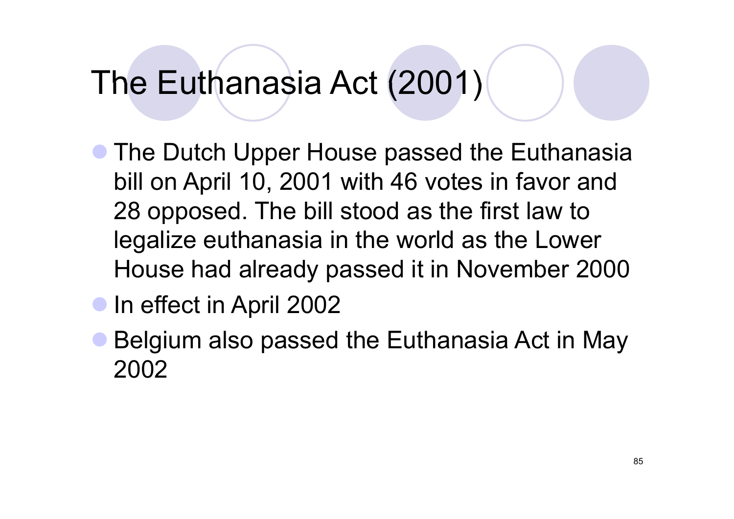# The Euthanasia Act (2001)

- The Dutch Upper House passed the Euthanasia bill on April 10, 2001 with 46 votes in favor and 28 opposed. The bill stood as the first law to legalize euthanasia in the world as the Lower House had already passed it in November 2000
- In effect in April 2002
- Belgium also passed the Euthanasia Act in May 2002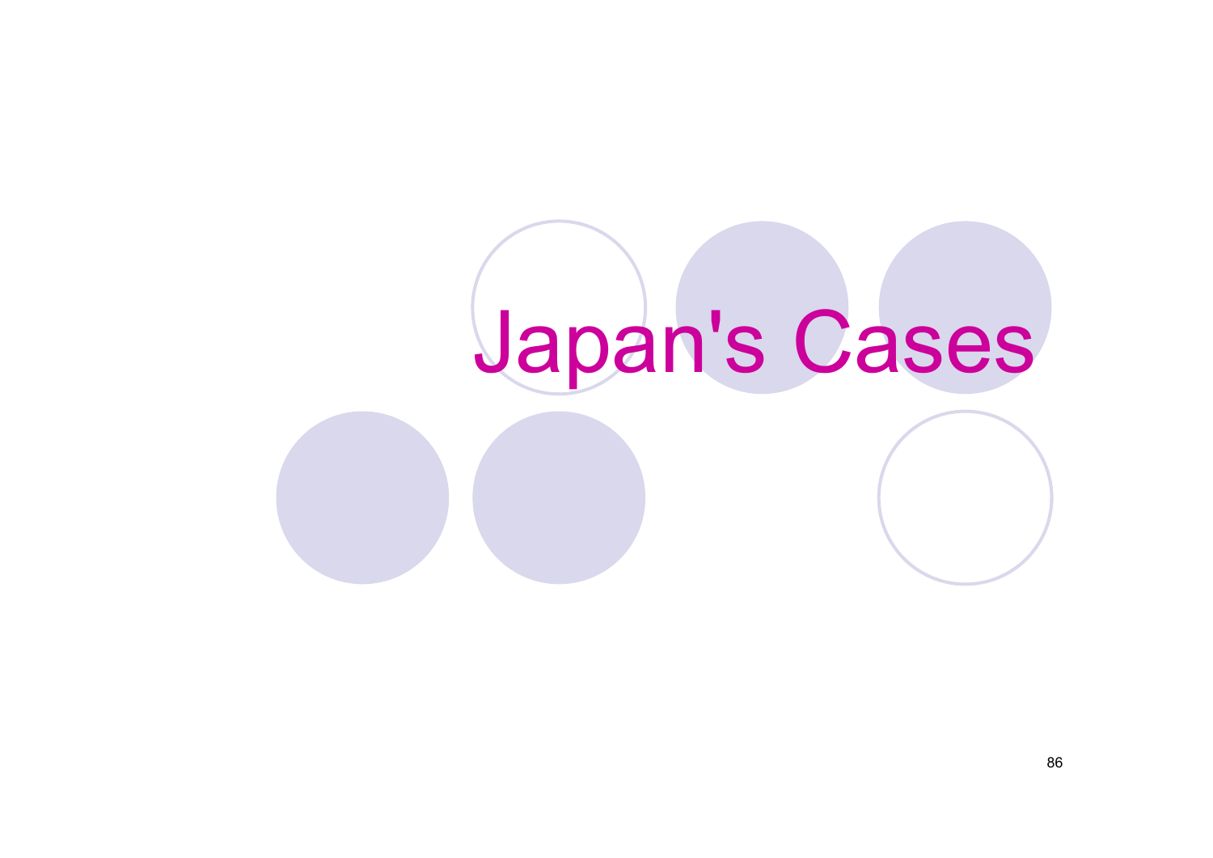# Japan's Cases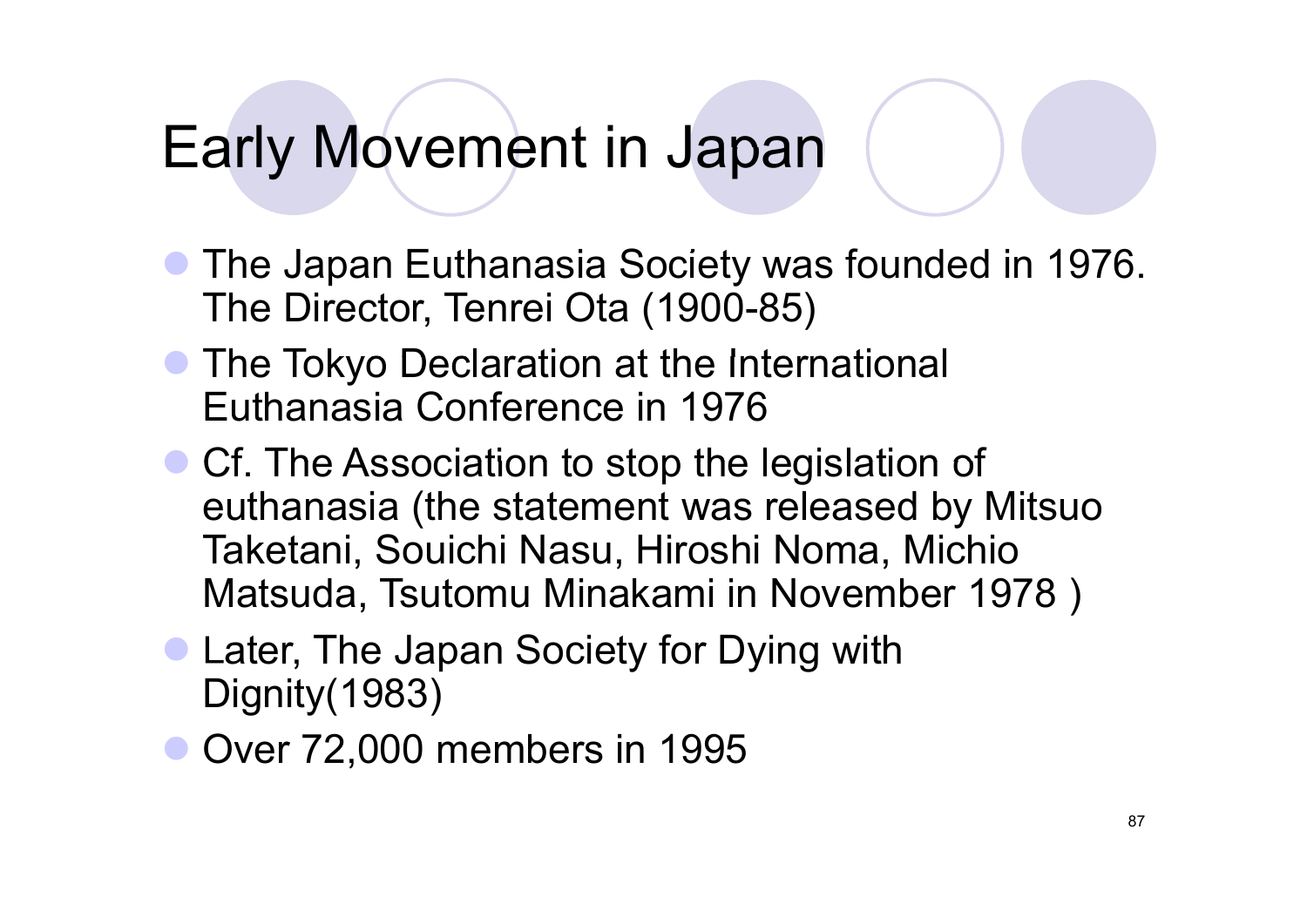# Early Movement in Japan

- The Japan Euthanasia Society was founded in 1976. The Director, Tenrei Ota (1900-85)
- The Tokyo Declaration at the International Euthanasia Conference in 1976
- Cf. The Association to stop the legislation of euthanasia (the statement was released by Mitsuo Taketani, Souichi Nasu, Hiroshi Noma, Michio Matsuda, Tsutomu Minakami in November 1978 )
- Later, The Japan Society for Dying with Dignity(1983)
- Over 72,000 members in 1995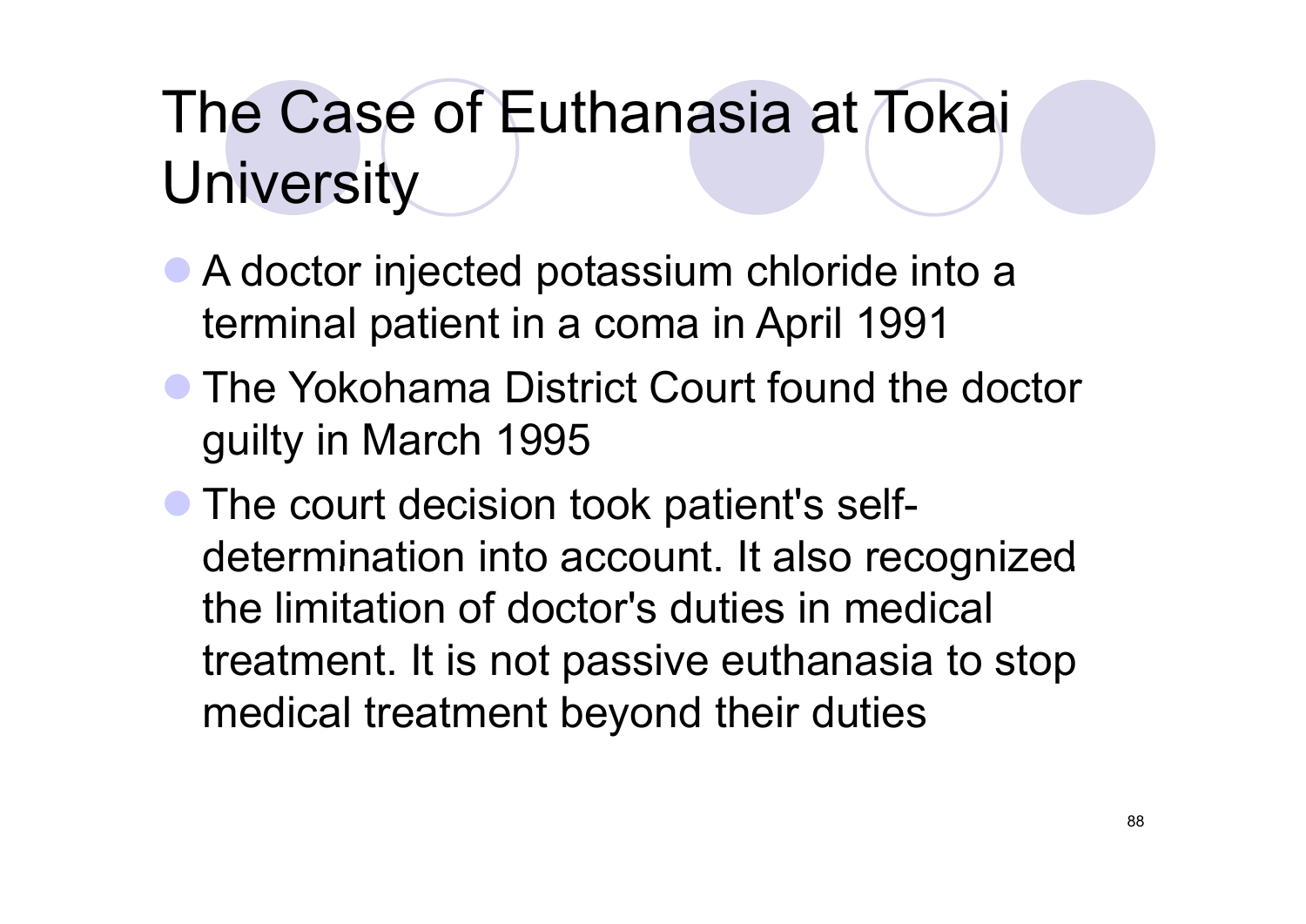# The Case of Euthanasia at Tokai University

- A doctor injected potassium chloride into a terminal patient in a coma in April 1991
- The Yokohama District Court found the doctor guilty in March 1995
- The court decision took patient's self-determination into account. It also recognized the limitation of doctor's duties in medical treatment. It is not passive euthanasia to stop medical treatment beyond their duties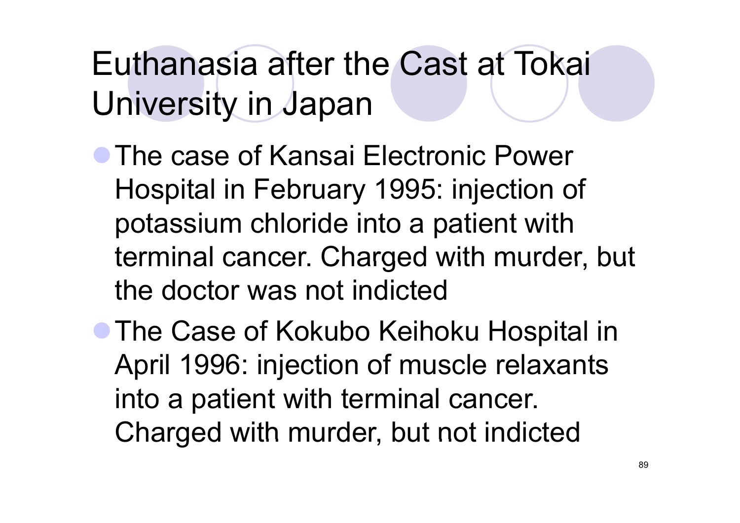# Euthanasia after the Cast at Tokai University in Japan

- The case of Kansai Electronic Power Hospital in February 1995: injection of potassium chloride into a patient with terminal cancer. Charged with murder, but the doctor was not indicted
- The Case of Kokubo Keihoku Hospital in April 1996: injection of muscle relaxants into a patient with terminal cancer. Charged with murder, but not indicted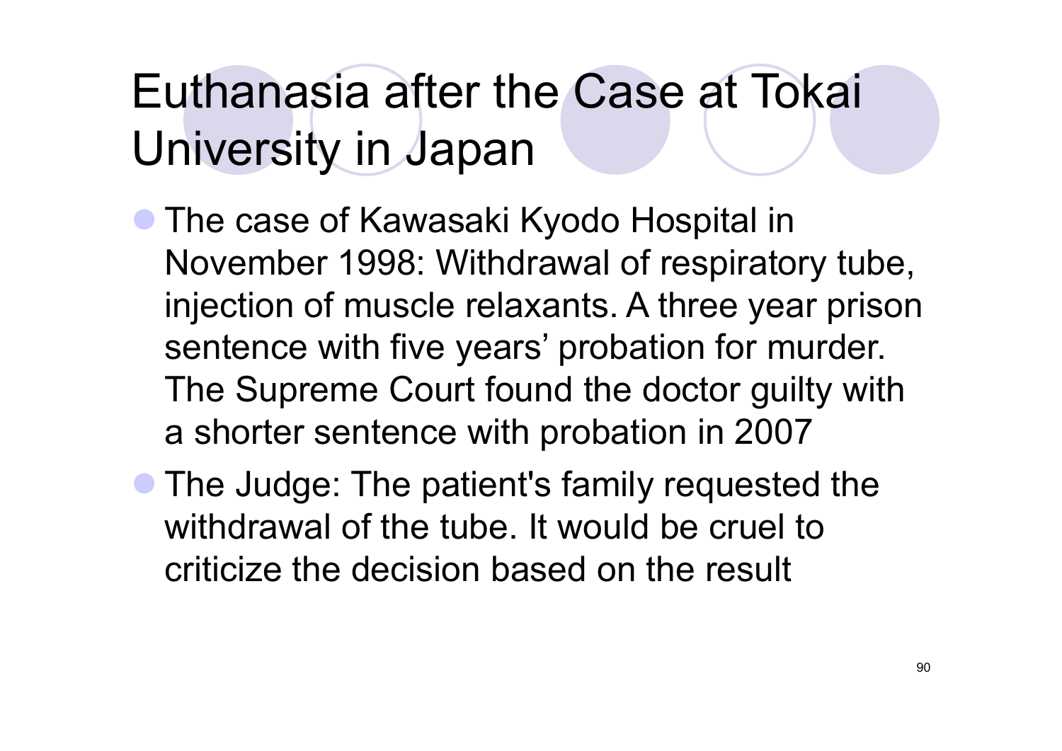# Euthanasia after the Case at Tokai University in Japan

- The case of Kawasaki Kyodo Hospital in November 1998: Withdrawal of respiratory tube, injection of muscle relaxants. A three year prison sentence with five years' probation for murder. The Supreme Court found the doctor guilty with a shorter sentence with probation in 2007
- The Judge: The patient's family requested the withdrawal of the tube. It would be cruel to criticize the decision based on the result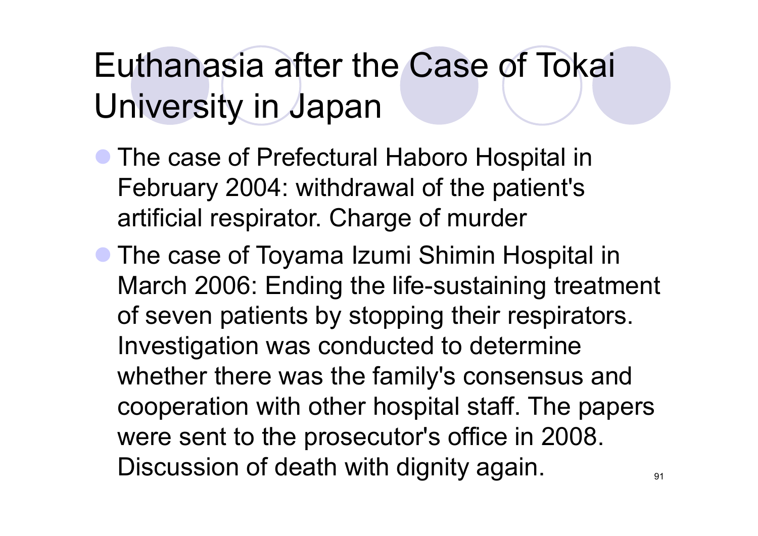# Euthanasia after the Case of Tokai University in Japan

- The case of Prefectural Haboro Hospital in February 2004: withdrawal of the patient's artificial respirator. Charge of murder
- The case of Toyama Izumi Shimin Hospital in March 2006: Ending the life-sustaining treatment of seven patients by stopping their respirators. Investigation was conducted to determine whether there was the family's consensus and cooperation with other hospital staff. The papers were sent to the prosecutor's office in 2008. Discussion of death with dignity again.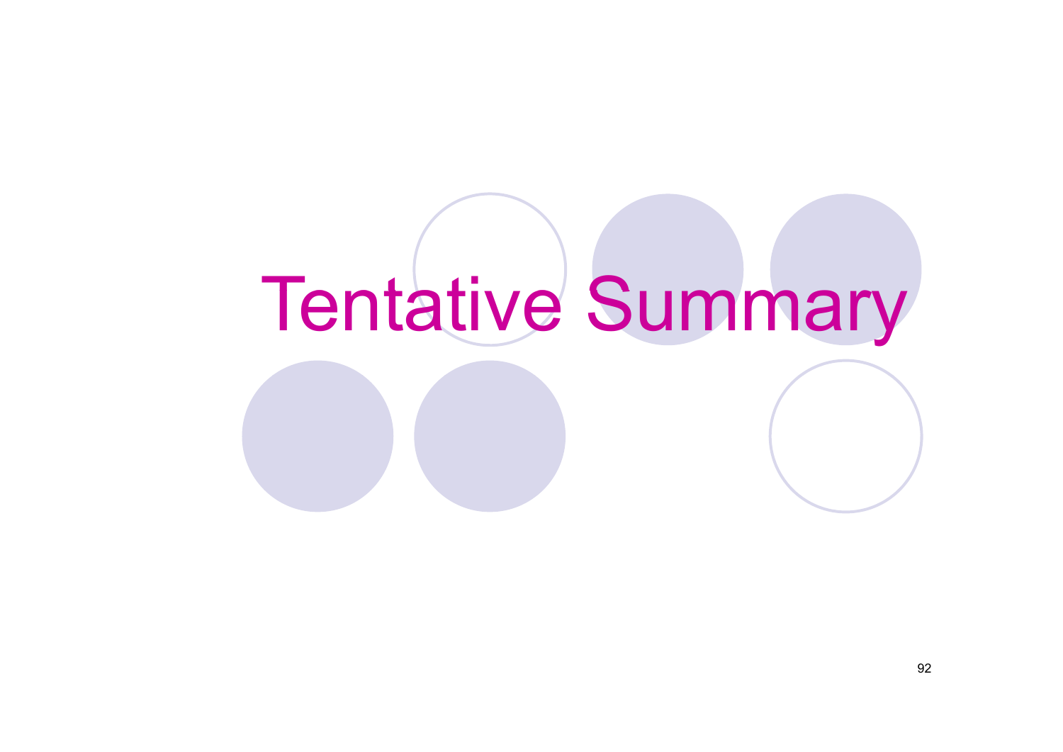# Tentative Summary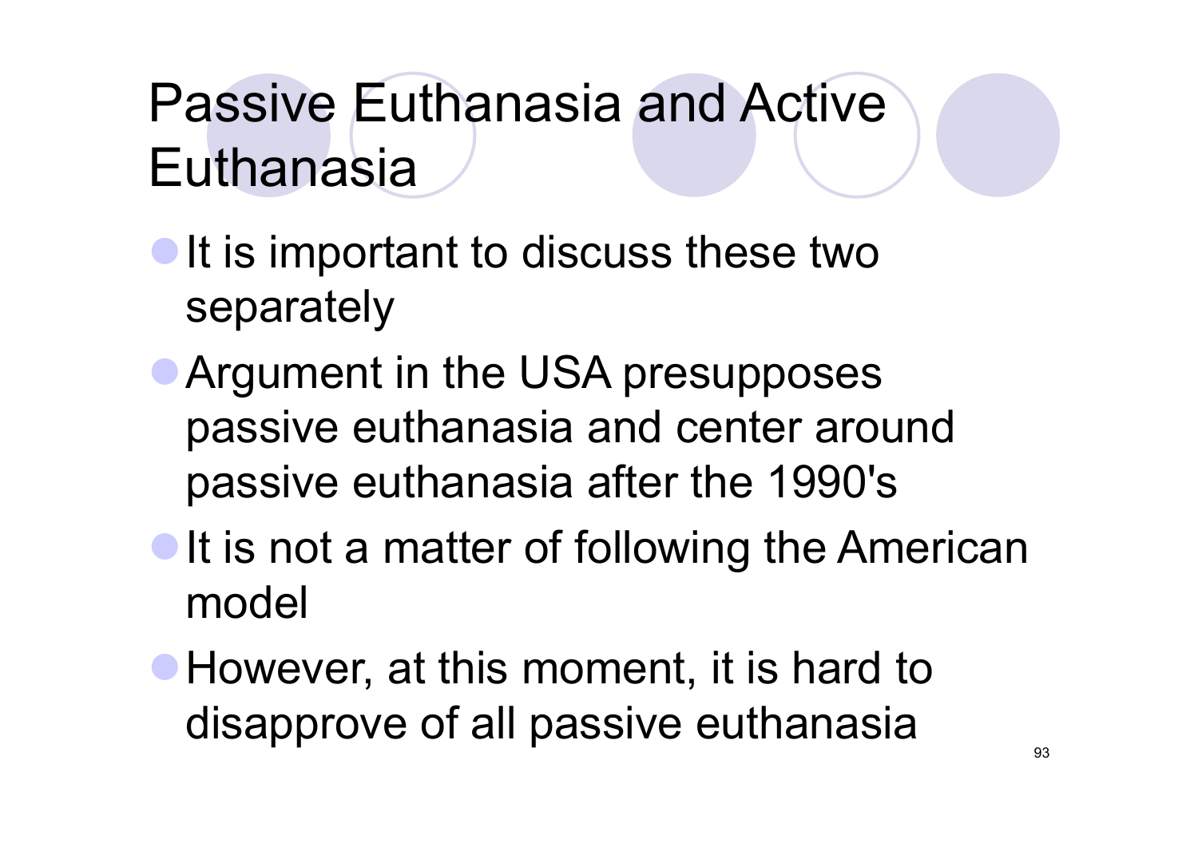# Passive Euthanasia and Active Euthanasia

- It is important to discuss these two separately
- Argument in the USA presupposes passive euthanasia and center around passive euthanasia after the 1990's
- It is not a matter of following the American model
- However, at this moment, it is hard to disapprove of all passive euthanasia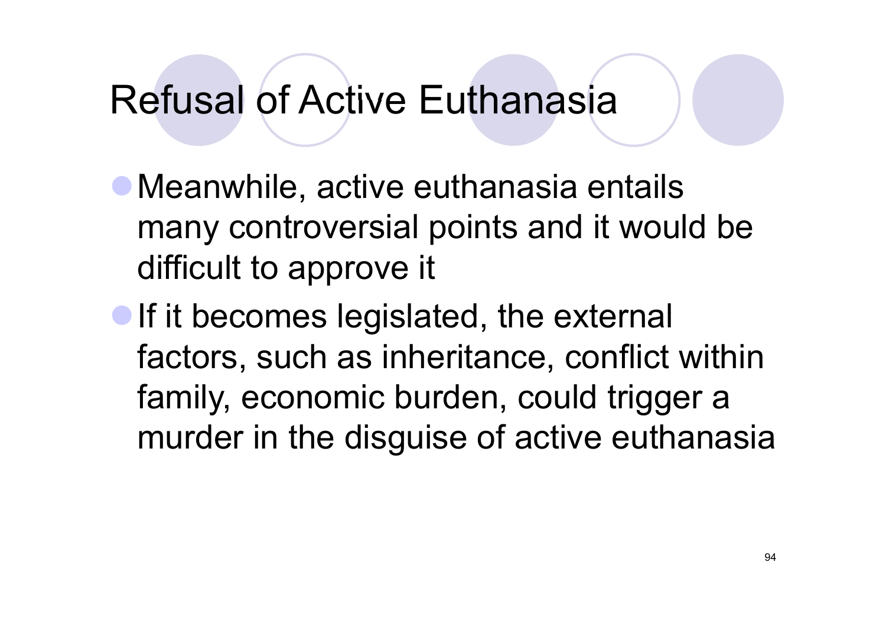# Refusal of Active Euthanasia

- Meanwhile, active euthanasia entails many controversial points and it would be difficult to approve it
- If it becomes legislated, the external factors, such as inheritance, conflict within family, economic burden, could trigger a murder in the disguise of active euthanasia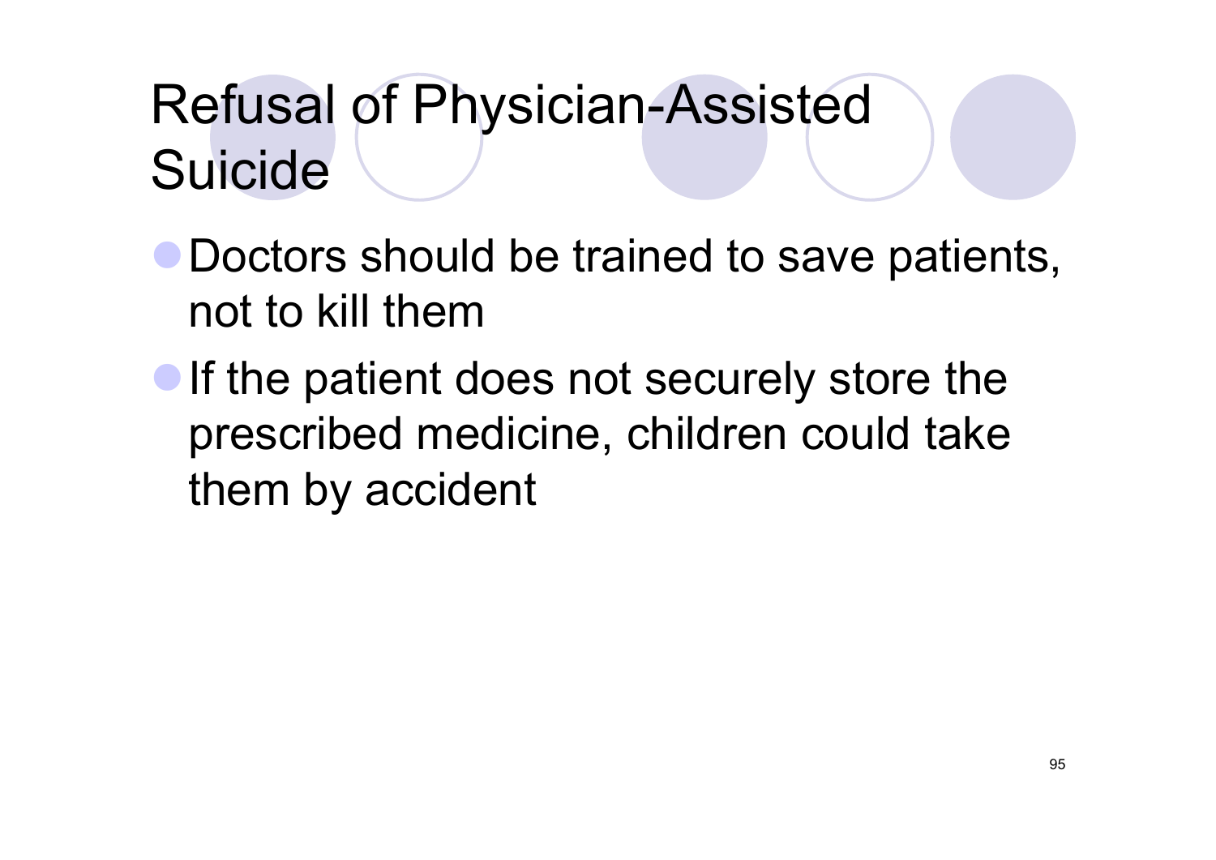# Refusal of Physician-Assisted Suicide

- Doctors should be trained to save patients, not to kill them
- If the patient does not securely store the prescribed medicine, children could take them by accident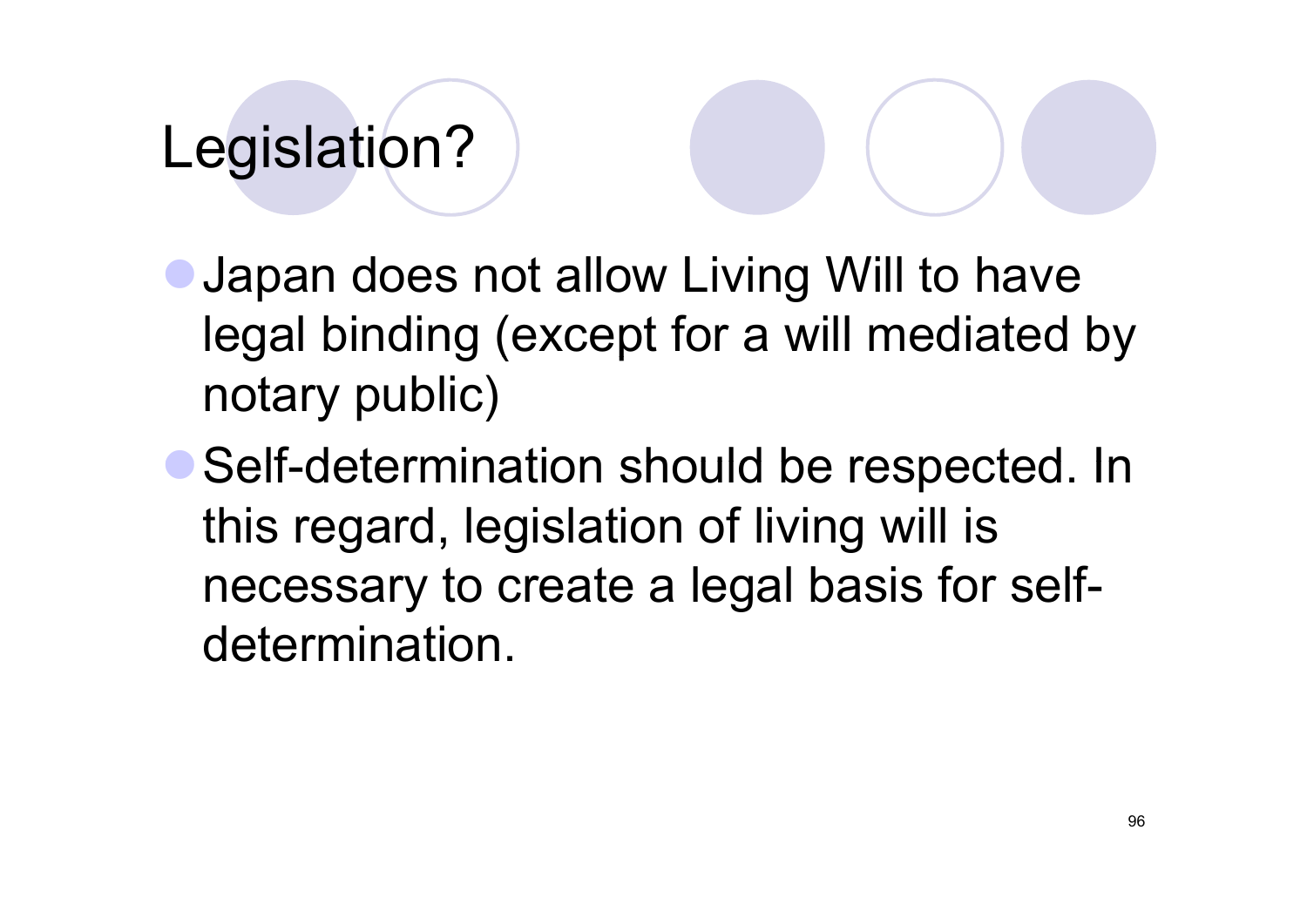# Legislation?

- Japan does not allow Living Will to have legal binding (except for a will mediated by notary public)
- Self-determination should be respected. In this regard, legislation of living will is necessary to create a legal basis for self-determination.